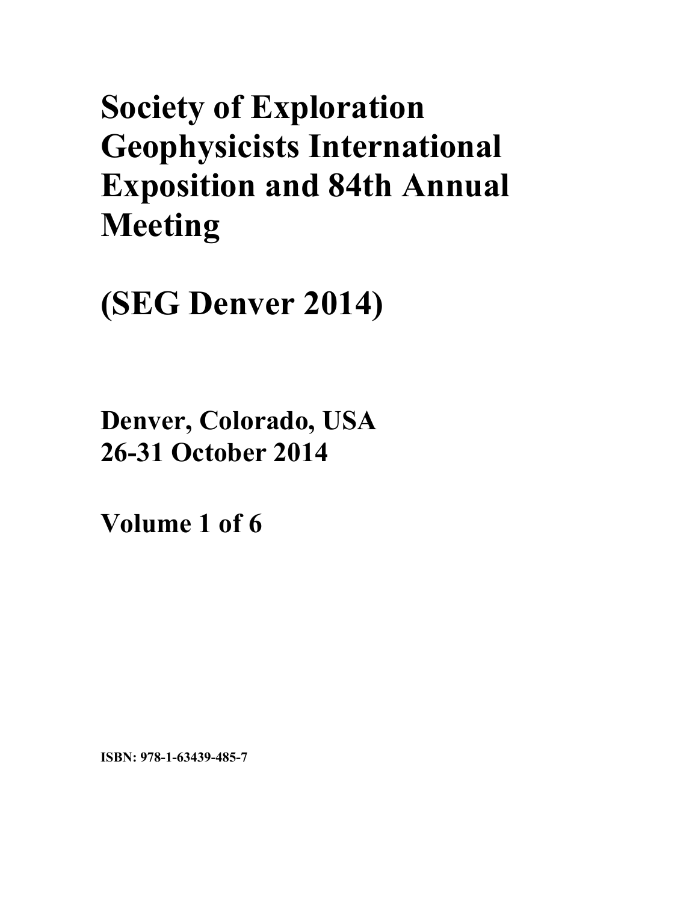# Society of Exploration Geophysicists International Exposition and 84th Annual Meeting

# (SEG Denver 2014)

**Denver, Colorado, USA**
**26-31 October 2014**

**Volume 1 of 6**

**ISBN: 978-1-63439-485-7**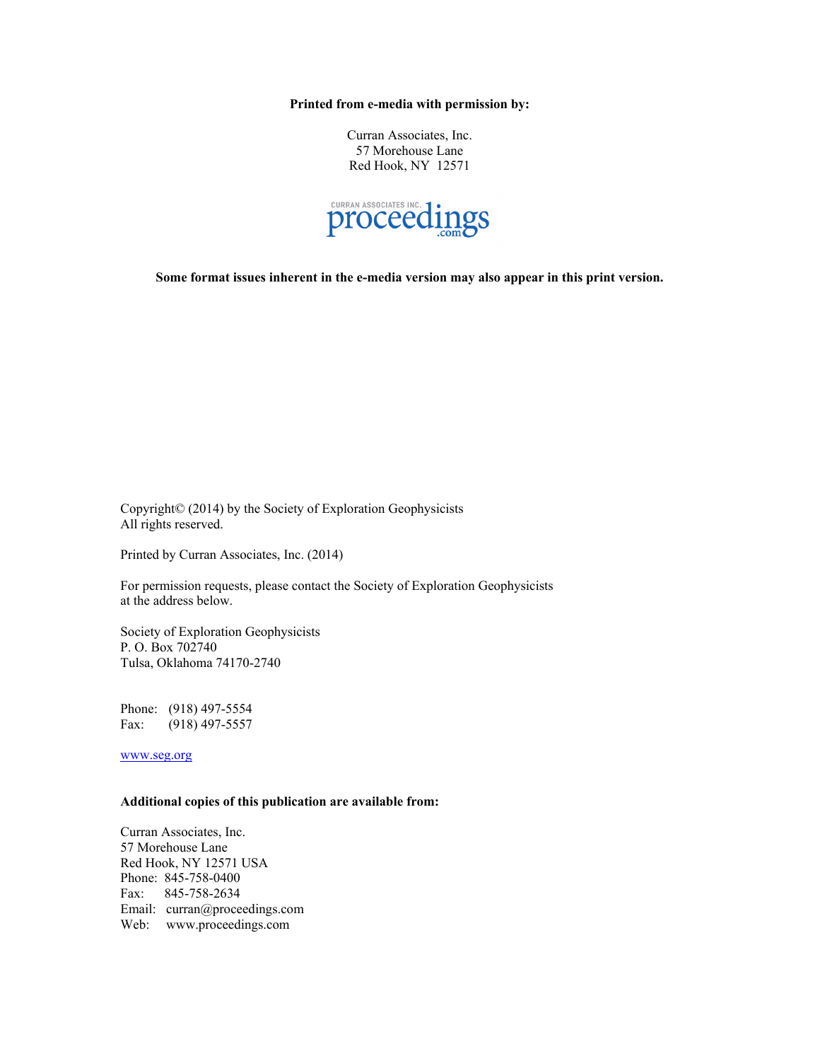**Printed from e-media with permission by:**

Curran Associates, Inc.
57 Morehouse Lane
Red Hook, NY 12571

CURRAN ASSOCIATES INC.
proceedings
.com

**Some format issues inherent in the e-media version may also appear in this print version.**

Copyright© (2014) by the Society of Exploration Geophysicists
All rights reserved.

Printed by Curran Associates, Inc. (2014)

For permission requests, please contact the Society of Exploration Geophysicists at the address below.

Society of Exploration Geophysicists
P. O. Box 702740
Tulsa, Oklahoma 74170-2740

Phone: (918) 497-5554
Fax: (918) 497-5557

www.seg.org

**Additional copies of this publication are available from:**

Curran Associates, Inc.
57 Morehouse Lane
Red Hook, NY 12571 USA
Phone: 845-758-0400
Fax: 845-758-2634
Email: curran@proceedings.com
Web: www.proceedings.com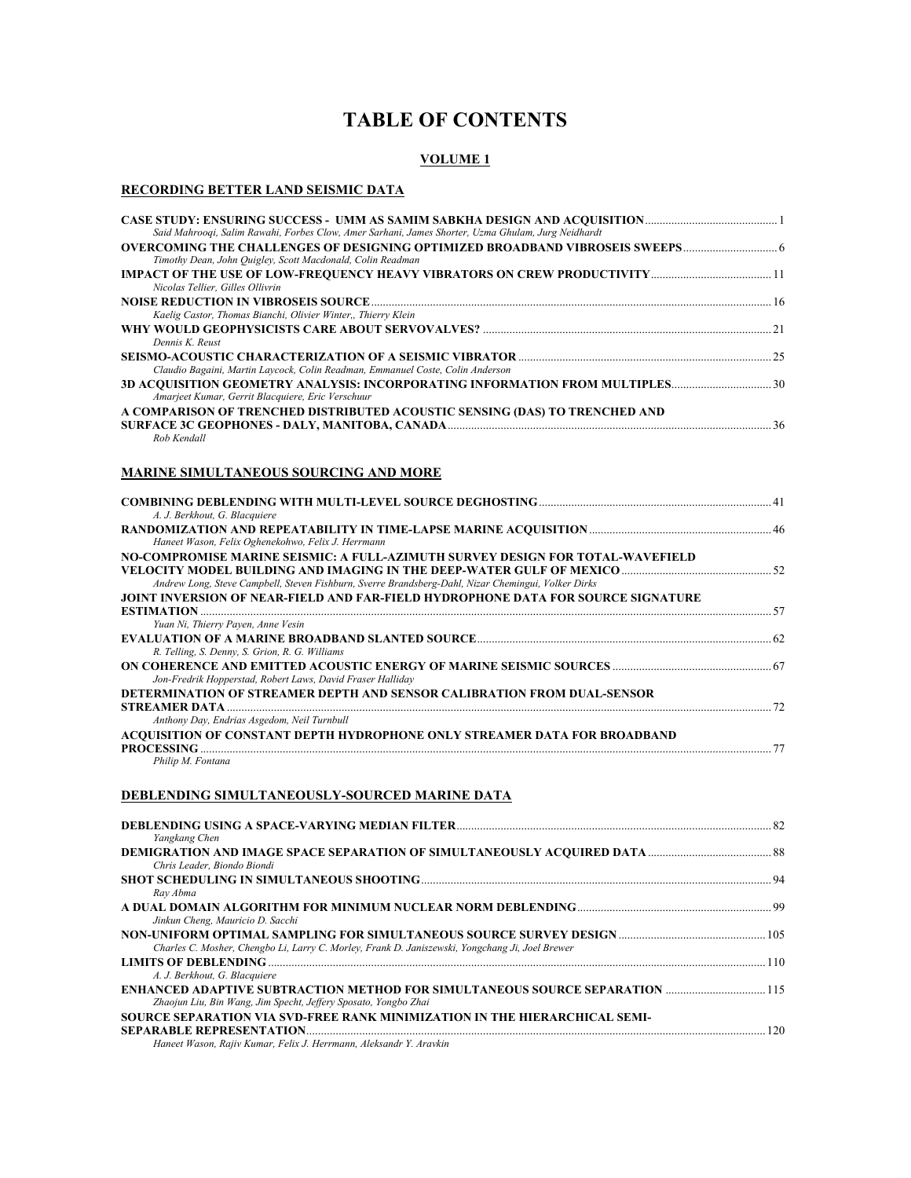# TABLE OF CONTENTS

## VOLUME 1

### RECORDING BETTER LAND SEISMIC DATA

**CASE STUDY: ENSURING SUCCESS - UMM AS SAMIM SABKHA DESIGN AND ACQUISITION** ........ 1
*Said Mahrooqi, Salim Rawahi, Forbes Clow, Amer Sarhani, James Shorter, Uzma Ghulam, Jurg Neidhardt*

**OVERCOMING THE CHALLENGES OF DESIGNING OPTIMIZED BROADBAND VIBROSEIS SWEEPS** ........ 6
*Timothy Dean, John Quigley, Scott Macdonald, Colin Readman*

**IMPACT OF THE USE OF LOW-FREQUENCY HEAVY VIBRATORS ON CREW PRODUCTIVITY** ........ 11
*Nicolas Tellier, Gilles Ollivrin*

**NOISE REDUCTION IN VIBROSEIS SOURCE** ........ 16
*Kaelig Castor, Thomas Bianchi, Olivier Winter,, Thierry Klein*

**WHY WOULD GEOPHYSICISTS CARE ABOUT SERVOVALVES?** ........ 21
*Dennis K. Reust*

**SEISMO-ACOUSTIC CHARACTERIZATION OF A SEISMIC VIBRATOR** ........ 25
*Claudio Bagaini, Martin Laycock, Colin Readman, Emmanuel Coste, Colin Anderson*

**3D ACQUISITION GEOMETRY ANALYSIS: INCORPORATING INFORMATION FROM MULTIPLES** ........ 30
*Amarjeet Kumar, Gerrit Blacquiere, Eric Verschuur*

**A COMPARISON OF TRENCHED DISTRIBUTED ACOUSTIC SENSING (DAS) TO TRENCHED AND SURFACE 3C GEOPHONES - DALY, MANITOBA, CANADA** ........ 36
*Rob Kendall*

### MARINE SIMULTANEOUS SOURCING AND MORE

**COMBINING DEBLENDING WITH MULTI-LEVEL SOURCE DEGHOSTING** ........ 41
*A. J. Berkhout, G. Blacquiere*

**RANDOMIZATION AND REPEATABILITY IN TIME-LAPSE MARINE ACQUISITION** ........ 46
*Haneet Wason, Felix Oghenekohwo, Felix J. Herrmann*

**NO-COMPROMISE MARINE SEISMIC: A FULL-AZIMUTH SURVEY DESIGN FOR TOTAL-WAVEFIELD VELOCITY MODEL BUILDING AND IMAGING IN THE DEEP-WATER GULF OF MEXICO** ........ 52
*Andrew Long, Steve Campbell, Steven Fishburn, Sverre Brandsberg-Dahl, Nizar Chemingui, Volker Dirks*

**JOINT INVERSION OF NEAR-FIELD AND FAR-FIELD HYDROPHONE DATA FOR SOURCE SIGNATURE ESTIMATION** ........ 57
*Yuan Ni, Thierry Payen, Anne Vesin*

**EVALUATION OF A MARINE BROADBAND SLANTED SOURCE** ........ 62
*R. Telling, S. Denny, S. Grion, R. G. Williams*

**ON COHERENCE AND EMITTED ACOUSTIC ENERGY OF MARINE SEISMIC SOURCES** ........ 67
*Jon-Fredrik Hopperstad, Robert Laws, David Fraser Halliday*

**DETERMINATION OF STREAMER DEPTH AND SENSOR CALIBRATION FROM DUAL-SENSOR STREAMER DATA** ........ 72
*Anthony Day, Endrias Asgedom, Neil Turnbull*

**ACQUISITION OF CONSTANT DEPTH HYDROPHONE ONLY STREAMER DATA FOR BROADBAND PROCESSING** ........ 77
*Philip M. Fontana*

### DEBLENDING SIMULTANEOUSLY-SOURCED MARINE DATA

**DEBLENDING USING A SPACE-VARYING MEDIAN FILTER** ........ 82
*Yangkang Chen*

**DEMIGRATION AND IMAGE SPACE SEPARATION OF SIMULTANEOUSLY ACQUIRED DATA** ........ 88
*Chris Leader, Biondo Biondi*

**SHOT SCHEDULING IN SIMULTANEOUS SHOOTING** ........ 94
*Ray Abma*

**A DUAL DOMAIN ALGORITHM FOR MINIMUM NUCLEAR NORM DEBLENDING** ........ 99
*Jinkun Cheng, Mauricio D. Sacchi*

**NON-UNIFORM OPTIMAL SAMPLING FOR SIMULTANEOUS SOURCE SURVEY DESIGN** ........ 105
*Charles C. Mosher, Chengbo Li, Larry C. Morley, Frank D. Janiszewski, Yongchang Ji, Joel Brewer*

**LIMITS OF DEBLENDING** ........ 110
*A. J. Berkhout, G. Blacquiere*

**ENHANCED ADAPTIVE SUBTRACTION METHOD FOR SIMULTANEOUS SOURCE SEPARATION** ........ 115
*Zhaojun Liu, Bin Wang, Jim Specht, Jeffery Sposato, Yongbo Zhai*

**SOURCE SEPARATION VIA SVD-FREE RANK MINIMIZATION IN THE HIERARCHICAL SEMI-SEPARABLE REPRESENTATION** ........ 120
*Haneet Wason, Rajiv Kumar, Felix J. Herrmann, Aleksandr Y. Aravkin*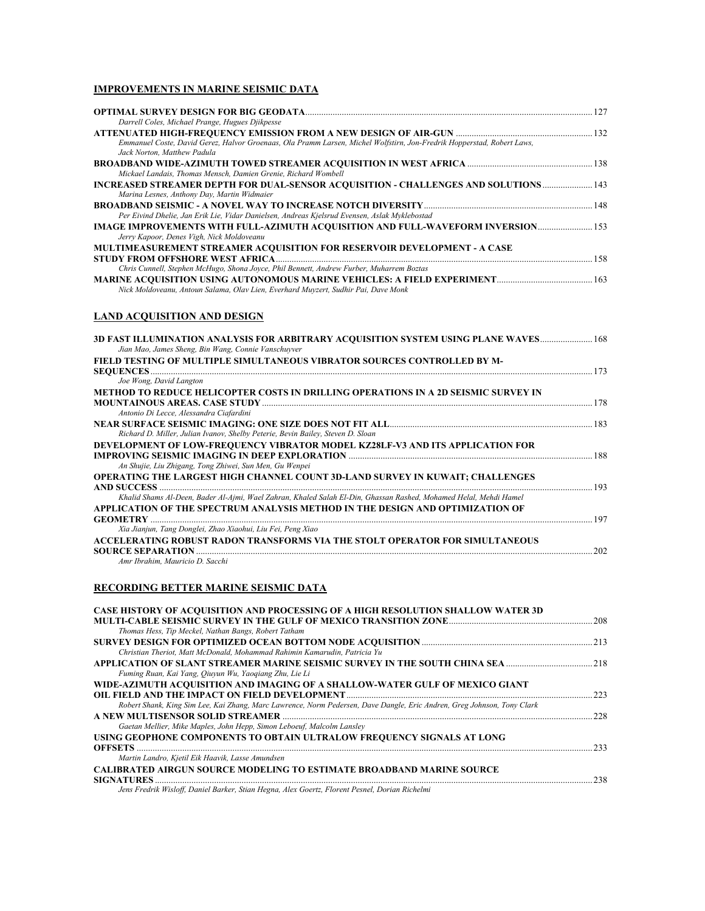## IMPROVEMENTS IN MARINE SEISMIC DATA

**OPTIMAL SURVEY DESIGN FOR BIG GEODATA** ........ 127
*Darrell Coles, Michael Prange, Hugues Djikpesse*

**ATTENUATED HIGH-FREQUENCY EMISSION FROM A NEW DESIGN OF AIR-GUN** ........ 132
*Emmanuel Coste, David Gerez, Halvor Groenaas, Ola Pramm Larsen, Michel Wolfstirn, Jon-Fredrik Hopperstad, Robert Laws, Jack Norton, Matthew Padula*

**BROADBAND WIDE-AZIMUTH TOWED STREAMER ACQUISITION IN WEST AFRICA** ........ 138
*Mickael Landais, Thomas Mensch, Damien Grenie, Richard Wombell*

**INCREASED STREAMER DEPTH FOR DUAL-SENSOR ACQUISITION - CHALLENGES AND SOLUTIONS** ........ 143
*Marina Lesnes, Anthony Day, Martin Widmaier*

**BROADBAND SEISMIC - A NOVEL WAY TO INCREASE NOTCH DIVERSITY** ........ 148
*Per Eivind Dhelie, Jan Erik Lie, Vidar Danielsen, Andreas Kjelsrud Evensen, Aslak Myklebostad*

**IMAGE IMPROVEMENTS WITH FULL-AZIMUTH ACQUISITION AND FULL-WAVEFORM INVERSION** ........ 153
*Jerry Kapoor, Denes Vigh, Nick Moldoveanu*

**MULTIMEASUREMENT STREAMER ACQUISITION FOR RESERVOIR DEVELOPMENT - A CASE STUDY FROM OFFSHORE WEST AFRICA** ........ 158
*Chris Cunnell, Stephen McHugo, Shona Joyce, Phil Bennett, Andrew Furber, Muharrem Boztas*

**MARINE ACQUISITION USING AUTONOMOUS MARINE VEHICLES: A FIELD EXPERIMENT** ........ 163
*Nick Moldoveanu, Antoun Salama, Olav Lien, Everhard Muyzert, Sudhir Pai, Dave Monk*

## LAND ACQUISITION AND DESIGN

**3D FAST ILLUMINATION ANALYSIS FOR ARBITRARY ACQUISITION SYSTEM USING PLANE WAVES** ........ 168
*Jian Mao, James Sheng, Bin Wang, Connie Vanschuyver*

**FIELD TESTING OF MULTIPLE SIMULTANEOUS VIBRATOR SOURCES CONTROLLED BY M-SEQUENCES** ........ 173
*Joe Wong, David Langton*

**METHOD TO REDUCE HELICOPTER COSTS IN DRILLING OPERATIONS IN A 2D SEISMIC SURVEY IN MOUNTAINOUS AREAS. CASE STUDY** ........ 178
*Antonio Di Lecce, Alessandra Ciafardini*

**NEAR SURFACE SEISMIC IMAGING: ONE SIZE DOES NOT FIT ALL** ........ 183
*Richard D. Miller, Julian Ivanov, Shelby Peterie, Bevin Bailey, Steven D. Sloan*

**DEVELOPMENT OF LOW-FREQUENCY VIBRATOR MODEL KZ28LF-V3 AND ITS APPLICATION FOR IMPROVING SEISMIC IMAGING IN DEEP EXPLORATION** ........ 188
*An Shujie, Liu Zhigang, Tong Zhiwei, Sun Men, Gu Wenpei*

**OPERATING THE LARGEST HIGH CHANNEL COUNT 3D-LAND SURVEY IN KUWAIT; CHALLENGES AND SUCCESS** ........ 193
*Khalid Shams Al-Deen, Bader Al-Ajmi, Wael Zahran, Khaled Salah El-Din, Ghassan Rashed, Mohamed Helal, Mehdi Hamel*

**APPLICATION OF THE SPECTRUM ANALYSIS METHOD IN THE DESIGN AND OPTIMIZATION OF GEOMETRY** ........ 197
*Xia Jianjun, Tang Donglei, Zhao Xiaohui, Liu Fei, Peng Xiao*

**ACCELERATING ROBUST RADON TRANSFORMS VIA THE STOLT OPERATOR FOR SIMULTANEOUS SOURCE SEPARATION** ........ 202
*Amr Ibrahim, Mauricio D. Sacchi*

## RECORDING BETTER MARINE SEISMIC DATA

**CASE HISTORY OF ACQUISITION AND PROCESSING OF A HIGH RESOLUTION SHALLOW WATER 3D MULTI-CABLE SEISMIC SURVEY IN THE GULF OF MEXICO TRANSITION ZONE** ........ 208
*Thomas Hess, Tip Meckel, Nathan Bangs, Robert Tatham*

**SURVEY DESIGN FOR OPTIMIZED OCEAN BOTTOM NODE ACQUISITION** ........ 213
*Christian Theriot, Matt McDonald, Mohammad Rahimin Kamarudin, Patricia Yu*

**APPLICATION OF SLANT STREAMER MARINE SEISMIC SURVEY IN THE SOUTH CHINA SEA** ........ 218
*Fuming Ruan, Kai Yang, Qiuyun Wu, Yaoqiang Zhu, Lie Li*

**WIDE-AZIMUTH ACQUISITION AND IMAGING OF A SHALLOW-WATER GULF OF MEXICO GIANT OIL FIELD AND THE IMPACT ON FIELD DEVELOPMENT** ........ 223
*Robert Shank, King Sim Lee, Kai Zhang, Marc Lawrence, Norm Pedersen, Dave Dangle, Eric Andren, Greg Johnson, Tony Clark*

**A NEW MULTISENSOR SOLID STREAMER** ........ 228
*Gaetan Mellier, Mike Maples, John Hepp, Simon Leboeuf, Malcolm Lansley*

**USING GEOPHONE COMPONENTS TO OBTAIN ULTRALOW FREQUENCY SIGNALS AT LONG OFFSETS** ........ 233
*Martin Landro, Kjetil Eik Haavik, Lasse Amundsen*

**CALIBRATED AIRGUN SOURCE MODELING TO ESTIMATE BROADBAND MARINE SOURCE SIGNATURES** ........ 238
*Jens Fredrik Wisloff, Daniel Barker, Stian Hegna, Alex Goertz, Florent Pesnel, Dorian Richelmi*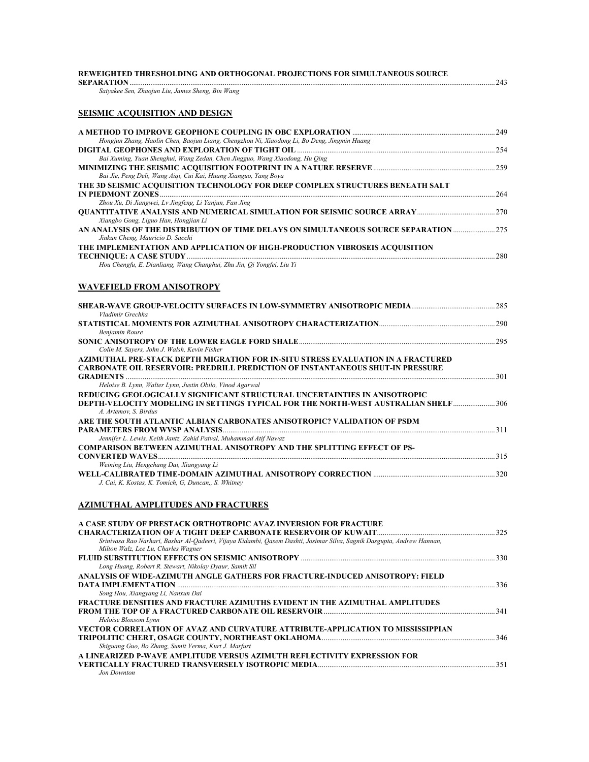**REWEIGHTED THRESHOLDING AND ORTHOGONAL PROJECTIONS FOR SIMULTANEOUS SOURCE SEPARATION** ............ 243
*Satyakee Sen, Zhaojun Liu, James Sheng, Bin Wang*

## SEISMIC ACQUISITION AND DESIGN

**A METHOD TO IMPROVE GEOPHONE COUPLING IN OBC EXPLORATION** ............ 249
*Hongjun Zhang, Haolin Chen, Baojun Liang, Chengzhou Ni, Xiaodong Li, Bo Deng, Jingmin Huang*

**DIGITAL GEOPHONES AND EXPLORATION OF TIGHT OIL** ............ 254
*Bai Xuming, Yuan Shenghui, Wang Zedan, Chen Jingguo, Wang Xiaodong, Hu Qing*

**MINIMIZING THE SEISMIC ACQUISITION FOOTPRINT IN A NATURE RESERVE** ............ 259
*Bai Jie, Peng Deli, Wang Aiqi, Cui Kai, Huang Xianguo, Yang Boya*

**THE 3D SEISMIC ACQUISITION TECHNOLOGY FOR DEEP COMPLEX STRUCTURES BENEATH SALT IN PIEDMONT ZONES** ............ 264
*Zhou Xu, Di Jiangwei, Lv Jingfeng, Li Yanjun, Fan Jing*

**QUANTITATIVE ANALYSIS AND NUMERICAL SIMULATION FOR SEISMIC SOURCE ARRAY** ............ 270
*Xiangbo Gong, Liguo Han, Hongjian Li*

**AN ANALYSIS OF THE DISTRIBUTION OF TIME DELAYS ON SIMULTANEOUS SOURCE SEPARATION** ............ 275
*Jinkun Cheng, Mauricio D. Sacchi*

**THE IMPLEMENTATION AND APPLICATION OF HIGH-PRODUCTION VIBROSEIS ACQUISITION TECHNIQUE: A CASE STUDY** ............ 280
*Hou Chengfu, E. Dianliang, Wang Changhui, Zhu Jin, Qi Yongfei, Liu Yi*

## WAVEFIELD FROM ANISOTROPY

**SHEAR-WAVE GROUP-VELOCITY SURFACES IN LOW-SYMMETRY ANISOTROPIC MEDIA** ............ 285
*Vladimir Grechka*

**STATISTICAL MOMENTS FOR AZIMUTHAL ANISOTROPY CHARACTERIZATION** ............ 290
*Benjamin Roure*

**SONIC ANISOTROPY OF THE LOWER EAGLE FORD SHALE** ............ 295
*Colin M. Sayers, John J. Walsh, Kevin Fisher*

**AZIMUTHAL PRE-STACK DEPTH MIGRATION FOR IN-SITU STRESS EVALUATION IN A FRACTURED CARBONATE OIL RESERVOIR: PREDRILL PREDICTION OF INSTANTANEOUS SHUT-IN PRESSURE GRADIENTS** ............ 301
*Heloise B. Lynn, Walter Lynn, Justin Obilo, Vinod Agarwal*

**REDUCING GEOLOGICALLY SIGNIFICANT STRUCTURAL UNCERTAINTIES IN ANISOTROPIC DEPTH-VELOCITY MODELING IN SETTINGS TYPICAL FOR THE NORTH-WEST AUSTRALIAN SHELF** ............ 306
*A. Artemov, S. Birdus*

**ARE THE SOUTH ATLANTIC ALBIAN CARBONATES ANISOTROPIC? VALIDATION OF PSDM PARAMETERS FROM WVSP ANALYSIS** ............ 311
*Jennifer L. Lewis, Keith Jantz, Zahid Patval, Muhammad Atif Nawaz*

**COMPARISON BETWEEN AZIMUTHAL ANISOTROPY AND THE SPLITTING EFFECT OF PS-CONVERTED WAVES** ............ 315
*Weining Liu, Hengchang Dai, Xiangyang Li*

**WELL-CALIBRATED TIME-DOMAIN AZIMUTHAL ANISOTROPY CORRECTION** ............ 320
*J. Cai, K. Kostas, K. Tomich, G, Duncan,, S. Whitney*

## AZIMUTHAL AMPLITUDES AND FRACTURES

**A CASE STUDY OF PRESTACK ORTHOTROPIC AVAZ INVERSION FOR FRACTURE CHARACTERIZATION OF A TIGHT DEEP CARBONATE RESERVOIR OF KUWAIT** ............ 325
*Srinivasa Rao Narhari, Bashar Al-Qadeeri, Vijaya Kidambi, Qasem Dashti, Josimar Silva, Sagnik Dasgupta, Andrew Hannan, Milton Walz, Lee Lu, Charles Wagner*

**FLUID SUBSTITUTION EFFECTS ON SEISMIC ANISOTROPY** ............ 330
*Long Huang, Robert R. Stewart, Nikolay Dyaur, Samik Sil*

**ANALYSIS OF WIDE-AZIMUTH ANGLE GATHERS FOR FRACTURE-INDUCED ANISOTROPY: FIELD DATA IMPLEMENTATION** ............ 336
*Song Hou, Xiangyang Li, Nanxun Dai*

**FRACTURE DENSITIES AND FRACTURE AZIMUTHS EVIDENT IN THE AZIMUTHAL AMPLITUDES FROM THE TOP OF A FRACTURED CARBONATE OIL RESERVOIR** ............ 341
*Heloise Bloxsom Lynn*

**VECTOR CORRELATION OF AVAZ AND CURVATURE ATTRIBUTE-APPLICATION TO MISSISSIPPIAN TRIPOLITIC CHERT, OSAGE COUNTY, NORTHEAST OKLAHOMA** ............ 346
*Shiguang Guo, Bo Zhang, Sumit Verma, Kurt J. Marfurt*

**A LINEARIZED P-WAVE AMPLITUDE VERSUS AZIMUTH REFLECTIVITY EXPRESSION FOR VERTICALLY FRACTURED TRANSVERSELY ISOTROPIC MEDIA** ............ 351
*Jon Downton*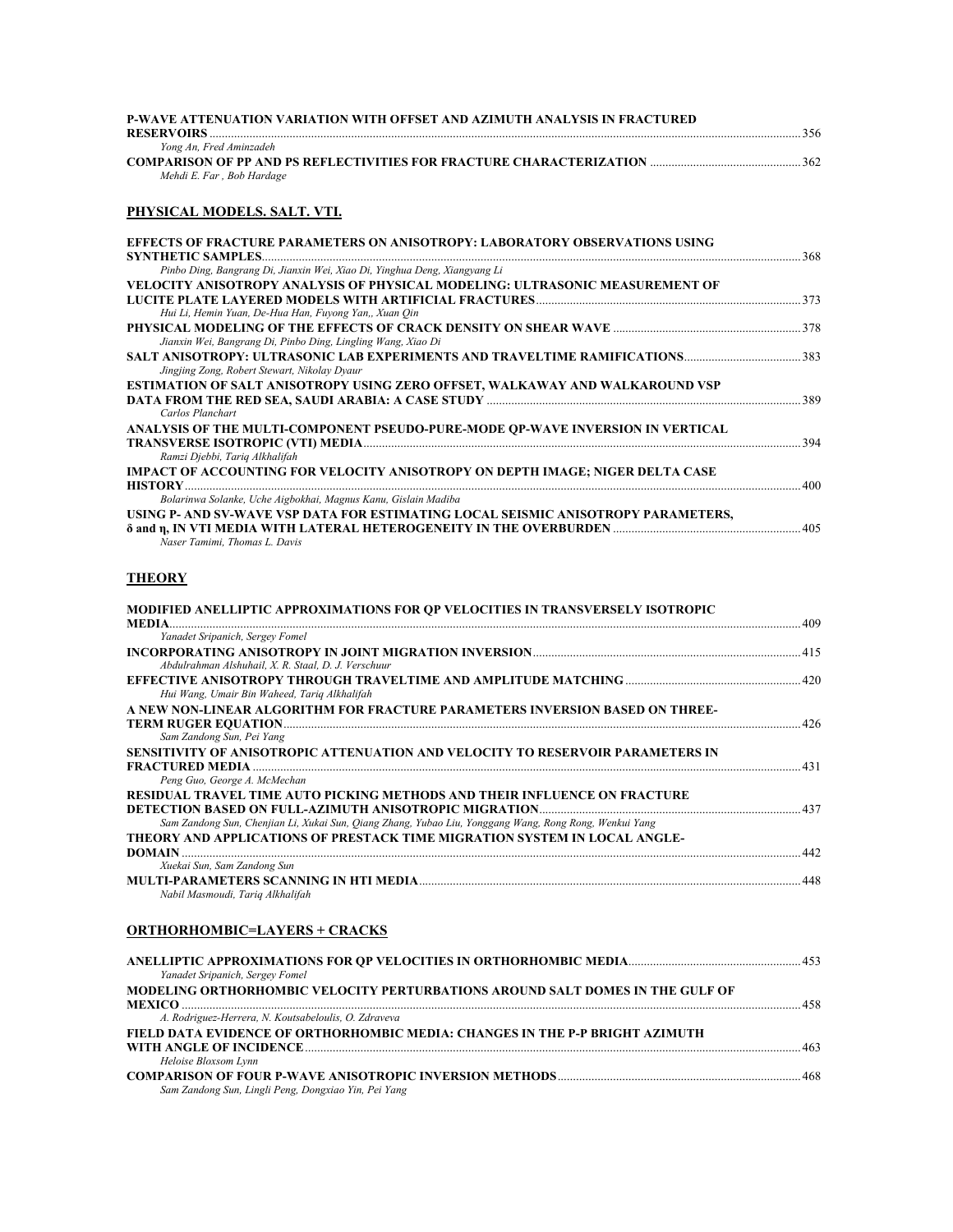**P-WAVE ATTENUATION VARIATION WITH OFFSET AND AZIMUTH ANALYSIS IN FRACTURED RESERVOIRS** ..... 356
*Yong An, Fred Aminzadeh*

**COMPARISON OF PP AND PS REFLECTIVITIES FOR FRACTURE CHARACTERIZATION** ..... 362
*Mehdi E. Far , Bob Hardage*

## PHYSICAL MODELS. SALT. VTI.

**EFFECTS OF FRACTURE PARAMETERS ON ANISOTROPY: LABORATORY OBSERVATIONS USING SYNTHETIC SAMPLES** ..... 368
*Pinbo Ding, Bangrang Di, Jianxin Wei, Xiao Di, Yinghua Deng, Xiangyang Li*

**VELOCITY ANISOTROPY ANALYSIS OF PHYSICAL MODELING: ULTRASONIC MEASUREMENT OF LUCITE PLATE LAYERED MODELS WITH ARTIFICIAL FRACTURES** ..... 373
*Hui Li, Hemin Yuan, De-Hua Han, Fuyong Yan,, Xuan Qin*

**PHYSICAL MODELING OF THE EFFECTS OF CRACK DENSITY ON SHEAR WAVE** ..... 378
*Jianxin Wei, Bangrang Di, Pinbo Ding, Lingling Wang, Xiao Di*

**SALT ANISOTROPY: ULTRASONIC LAB EXPERIMENTS AND TRAVELTIME RAMIFICATIONS** ..... 383
*Jingjing Zong, Robert Stewart, Nikolay Dyaur*

**ESTIMATION OF SALT ANISOTROPY USING ZERO OFFSET, WALKAWAY AND WALKAROUND VSP DATA FROM THE RED SEA, SAUDI ARABIA: A CASE STUDY** ..... 389
*Carlos Planchart*

**ANALYSIS OF THE MULTI-COMPONENT PSEUDO-PURE-MODE QP-WAVE INVERSION IN VERTICAL TRANSVERSE ISOTROPIC (VTI) MEDIA** ..... 394
*Ramzi Djebbi, Tariq Alkhalifah*

**IMPACT OF ACCOUNTING FOR VELOCITY ANISOTROPY ON DEPTH IMAGE; NIGER DELTA CASE HISTORY** ..... 400
*Bolarinwa Solanke, Uche Aigbokhai, Magnus Kanu, Gislain Madiba*

**USING P- AND SV-WAVE VSP DATA FOR ESTIMATING LOCAL SEISMIC ANISOTROPY PARAMETERS, δ and η, IN VTI MEDIA WITH LATERAL HETEROGENEITY IN THE OVERBURDEN** ..... 405
*Naser Tamimi, Thomas L. Davis*

## THEORY

**MODIFIED ANELLIPTIC APPROXIMATIONS FOR QP VELOCITIES IN TRANSVERSELY ISOTROPIC MEDIA** ..... 409
*Yanadet Sripanich, Sergey Fomel*

**INCORPORATING ANISOTROPY IN JOINT MIGRATION INVERSION** ..... 415
*Abdulrahman Alshuhail, X. R. Staal, D. J. Verschuur*

**EFFECTIVE ANISOTROPY THROUGH TRAVELTIME AND AMPLITUDE MATCHING** ..... 420
*Hui Wang, Umair Bin Waheed, Tariq Alkhalifah*

**A NEW NON-LINEAR ALGORITHM FOR FRACTURE PARAMETERS INVERSION BASED ON THREE-TERM RUGER EQUATION** ..... 426
*Sam Zandong Sun, Pei Yang*

**SENSITIVITY OF ANISOTROPIC ATTENUATION AND VELOCITY TO RESERVOIR PARAMETERS IN FRACTURED MEDIA** ..... 431
*Peng Guo, George A. McMechan*

**RESIDUAL TRAVEL TIME AUTO PICKING METHODS AND THEIR INFLUENCE ON FRACTURE DETECTION BASED ON FULL-AZIMUTH ANISOTROPIC MIGRATION** ..... 437
*Sam Zandong Sun, Chenjian Li, Xukai Sun, Qiang Zhang, Yubao Liu, Yonggang Wang, Rong Rong, Wenkui Yang*

**THEORY AND APPLICATIONS OF PRESTACK TIME MIGRATION SYSTEM IN LOCAL ANGLE-DOMAIN** ..... 442
*Xuekai Sun, Sam Zandong Sun*

**MULTI-PARAMETERS SCANNING IN HTI MEDIA** ..... 448
*Nabil Masmoudi, Tariq Alkhalifah*

## ORTHORHOMBIC=LAYERS + CRACKS

**ANELLIPTIC APPROXIMATIONS FOR QP VELOCITIES IN ORTHORHOMBIC MEDIA** ..... 453
*Yanadet Sripanich, Sergey Fomel*

**MODELING ORTHORHOMBIC VELOCITY PERTURBATIONS AROUND SALT DOMES IN THE GULF OF MEXICO** ..... 458
*A. Rodriguez-Herrera, N. Koutsabeloulis, O. Zdraveva*

**FIELD DATA EVIDENCE OF ORTHORHOMBIC MEDIA: CHANGES IN THE P-P BRIGHT AZIMUTH WITH ANGLE OF INCIDENCE** ..... 463
*Heloise Bloxsom Lynn*

**COMPARISON OF FOUR P-WAVE ANISOTROPIC INVERSION METHODS** ..... 468
*Sam Zandong Sun, Lingli Peng, Dongxiao Yin, Pei Yang*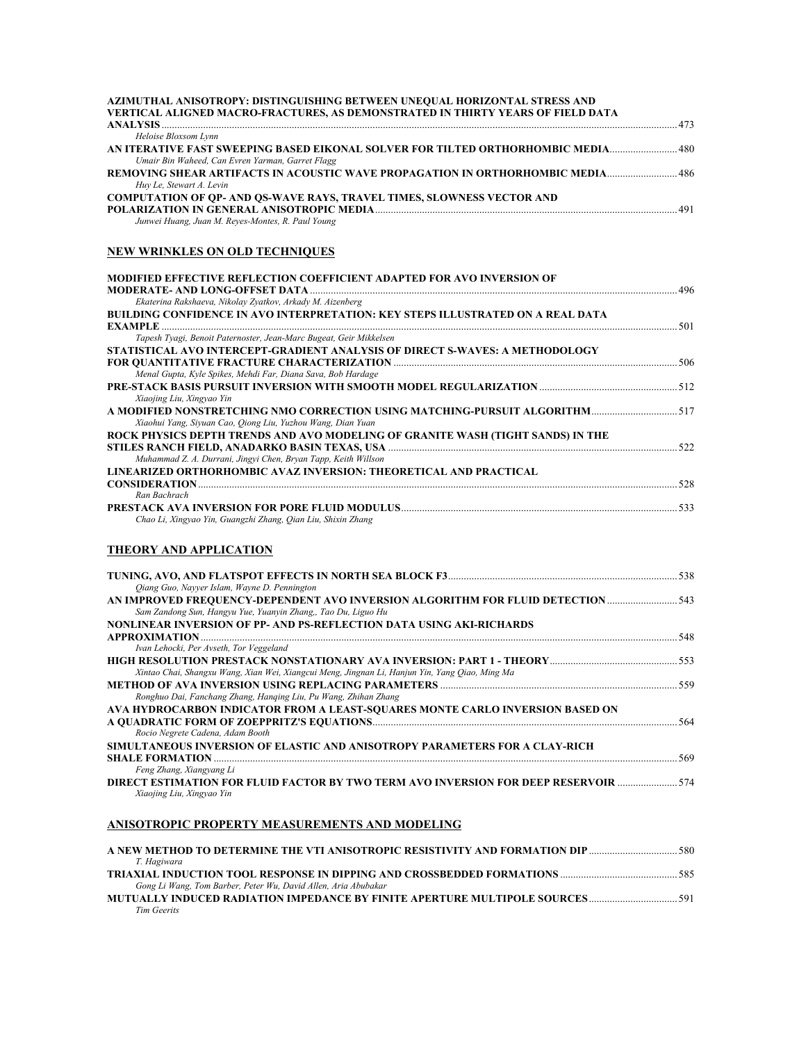**AZIMUTHAL ANISOTROPY: DISTINGUISHING BETWEEN UNEQUAL HORIZONTAL STRESS AND VERTICAL ALIGNED MACRO-FRACTURES, AS DEMONSTRATED IN THIRTY YEARS OF FIELD DATA ANALYSIS** ..... 473
*Heloise Bloxsom Lynn*

**AN ITERATIVE FAST SWEEPING BASED EIKONAL SOLVER FOR TILTED ORTHORHOMBIC MEDIA** ..... 480
*Umair Bin Waheed, Can Evren Yarman, Garret Flagg*

**REMOVING SHEAR ARTIFACTS IN ACOUSTIC WAVE PROPAGATION IN ORTHORHOMBIC MEDIA** ..... 486
*Huy Le, Stewart A. Levin*

**COMPUTATION OF QP- AND QS-WAVE RAYS, TRAVEL TIMES, SLOWNESS VECTOR AND POLARIZATION IN GENERAL ANISOTROPIC MEDIA** ..... 491
*Junwei Huang, Juan M. Reyes-Montes, R. Paul Young*

## NEW WRINKLES ON OLD TECHNIQUES

**MODIFIED EFFECTIVE REFLECTION COEFFICIENT ADAPTED FOR AVO INVERSION OF MODERATE- AND LONG-OFFSET DATA** ..... 496
*Ekaterina Rakshaeva, Nikolay Zyatkov, Arkady M. Aizenberg*

**BUILDING CONFIDENCE IN AVO INTERPRETATION: KEY STEPS ILLUSTRATED ON A REAL DATA EXAMPLE** ..... 501
*Tapesh Tyagi, Benoit Paternoster, Jean-Marc Bugeat, Geir Mikkelsen*

**STATISTICAL AVO INTERCEPT-GRADIENT ANALYSIS OF DIRECT S-WAVES: A METHODOLOGY FOR QUANTITATIVE FRACTURE CHARACTERIZATION** ..... 506
*Menal Gupta, Kyle Spikes, Mehdi Far, Diana Sava, Bob Hardage*

**PRE-STACK BASIS PURSUIT INVERSION WITH SMOOTH MODEL REGULARIZATION** ..... 512
*Xiaojing Liu, Xingyao Yin*

**A MODIFIED NONSTRETCHING NMO CORRECTION USING MATCHING-PURSUIT ALGORITHM** ..... 517
*Xiaohui Yang, Siyuan Cao, Qiong Liu, Yuzhou Wang, Dian Yuan*

**ROCK PHYSICS DEPTH TRENDS AND AVO MODELING OF GRANITE WASH (TIGHT SANDS) IN THE STILES RANCH FIELD, ANADARKO BASIN TEXAS, USA** ..... 522
*Muhammad Z. A. Durrani, Jingyi Chen, Bryan Tapp, Keith Willson*

**LINEARIZED ORTHORHOMBIC AVAZ INVERSION: THEORETICAL AND PRACTICAL CONSIDERATION** ..... 528
*Ran Bachrach*

**PRESTACK AVA INVERSION FOR PORE FLUID MODULUS** ..... 533
*Chao Li, Xingyao Yin, Guangzhi Zhang, Qian Liu, Shixin Zhang*

## THEORY AND APPLICATION

**TUNING, AVO, AND FLATSPOT EFFECTS IN NORTH SEA BLOCK F3** ..... 538
*Qiang Guo, Nayyer Islam, Wayne D. Pennington*

**AN IMPROVED FREQUENCY-DEPENDENT AVO INVERSION ALGORITHM FOR FLUID DETECTION** ..... 543
*Sam Zandong Sun, Hangyu Yue, Yuanyin Zhang,, Tao Du, Liguo Hu*

**NONLINEAR INVERSION OF PP- AND PS-REFLECTION DATA USING AKI-RICHARDS APPROXIMATION** ..... 548
*Ivan Lehocki, Per Avseth, Tor Veggeland*

**HIGH RESOLUTION PRESTACK NONSTATIONARY AVA INVERSION: PART 1 - THEORY** ..... 553
*Xintao Chai, Shangxu Wang, Xian Wei, Xiangcui Meng, Jingnan Li, Hanjun Yin, Yang Qiao, Ming Ma*

**METHOD OF AVA INVERSION USING REPLACING PARAMETERS** ..... 559
*Ronghuo Dai, Fanchang Zhang, Hanqing Liu, Pu Wang, Zhihan Zhang*

**AVA HYDROCARBON INDICATOR FROM A LEAST-SQUARES MONTE CARLO INVERSION BASED ON A QUADRATIC FORM OF ZOEPPRITZ'S EQUATIONS** ..... 564
*Rocio Negrete Cadena, Adam Booth*

**SIMULTANEOUS INVERSION OF ELASTIC AND ANISOTROPY PARAMETERS FOR A CLAY-RICH SHALE FORMATION** ..... 569
*Feng Zhang, Xiangyang Li*

**DIRECT ESTIMATION FOR FLUID FACTOR BY TWO TERM AVO INVERSION FOR DEEP RESERVOIR** ..... 574
*Xiaojing Liu, Xingyao Yin*

## ANISOTROPIC PROPERTY MEASUREMENTS AND MODELING

**A NEW METHOD TO DETERMINE THE VTI ANISOTROPIC RESISTIVITY AND FORMATION DIP** ..... 580
*T. Hagiwara*

**TRIAXIAL INDUCTION TOOL RESPONSE IN DIPPING AND CROSSBEDDED FORMATIONS** ..... 585
*Gong Li Wang, Tom Barber, Peter Wu, David Allen, Aria Abubakar*

**MUTUALLY INDUCED RADIATION IMPEDANCE BY FINITE APERTURE MULTIPOLE SOURCES** ..... 591
*Tim Geerits*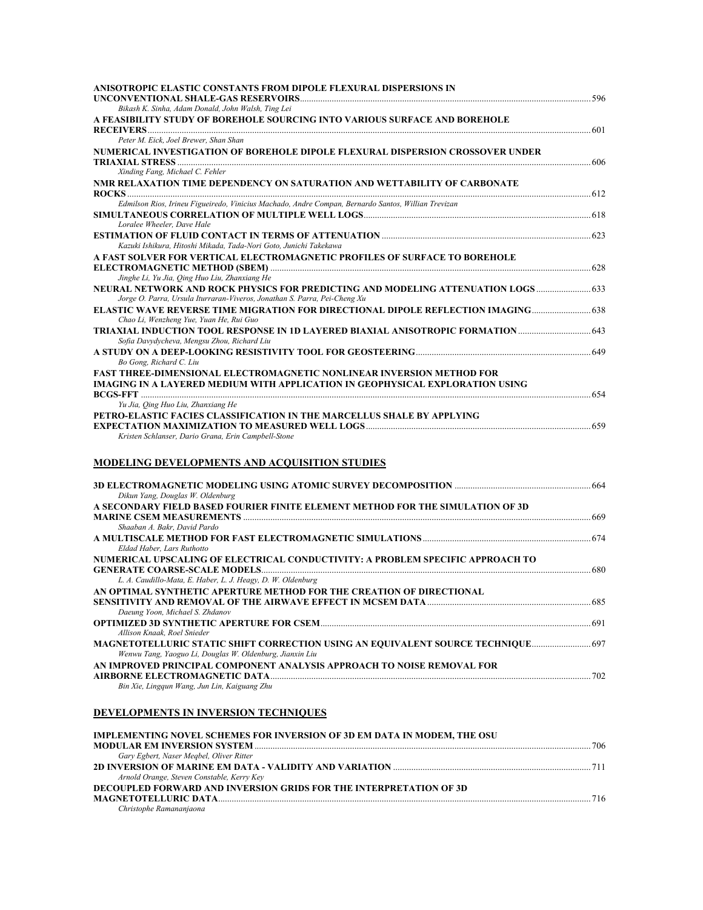**ANISOTROPIC ELASTIC CONSTANTS FROM DIPOLE FLEXURAL DISPERSIONS IN UNCONVENTIONAL SHALE-GAS RESERVOIRS** ..... 596
*Bikash K. Sinha, Adam Donald, John Walsh, Ting Lei*

**A FEASIBILITY STUDY OF BOREHOLE SOURCING INTO VARIOUS SURFACE AND BOREHOLE RECEIVERS** ..... 601
*Peter M. Eick, Joel Brewer, Shan Shan*

**NUMERICAL INVESTIGATION OF BOREHOLE DIPOLE FLEXURAL DISPERSION CROSSOVER UNDER TRIAXIAL STRESS** ..... 606
*Xinding Fang, Michael C. Fehler*

**NMR RELAXATION TIME DEPENDENCY ON SATURATION AND WETTABILITY OF CARBONATE ROCKS** ..... 612
*Edmilson Rios, Irineu Figueiredo, Vinicius Machado, Andre Compan, Bernardo Santos, Willian Trevizan*

**SIMULTANEOUS CORRELATION OF MULTIPLE WELL LOGS** ..... 618
*Loralee Wheeler, Dave Hale*

**ESTIMATION OF FLUID CONTACT IN TERMS OF ATTENUATION** ..... 623
*Kazuki Ishikura, Hitoshi Mikada, Tada-Nori Goto, Junichi Takekawa*

**A FAST SOLVER FOR VERTICAL ELECTROMAGNETIC PROFILES OF SURFACE TO BOREHOLE ELECTROMAGNETIC METHOD (SBEM)** ..... 628
*Jinghe Li, Yu Jia, Qing Huo Liu, Zhanxiang He*

**NEURAL NETWORK AND ROCK PHYSICS FOR PREDICTING AND MODELING ATTENUATION LOGS** ..... 633
*Jorge O. Parra, Ursula Iturraran-Viveros, Jonathan S. Parra, Pei-Cheng Xu*

**ELASTIC WAVE REVERSE TIME MIGRATION FOR DIRECTIONAL DIPOLE REFLECTION IMAGING** ..... 638
*Chao Li, Wenzheng Yue, Yuan He, Rui Guo*

**TRIAXIAL INDUCTION TOOL RESPONSE IN 1D LAYERED BIAXIAL ANISOTROPIC FORMATION** ..... 643
*Sofia Davydycheva, Mengsu Zhou, Richard Liu*

**A STUDY ON A DEEP-LOOKING RESISTIVITY TOOL FOR GEOSTEERING** ..... 649
*Bo Gong, Richard C. Liu*

**FAST THREE-DIMENSIONAL ELECTROMAGNETIC NONLINEAR INVERSION METHOD FOR IMAGING IN A LAYERED MEDIUM WITH APPLICATION IN GEOPHYSICAL EXPLORATION USING BCGS-FFT** ..... 654
*Yu Jia, Qing Huo Liu, Zhanxiang He*

**PETRO-ELASTIC FACIES CLASSIFICATION IN THE MARCELLUS SHALE BY APPLYING EXPECTATION MAXIMIZATION TO MEASURED WELL LOGS** ..... 659
*Kristen Schlanser, Dario Grana, Erin Campbell-Stone*

## MODELING DEVELOPMENTS AND ACQUISITION STUDIES

**3D ELECTROMAGNETIC MODELING USING ATOMIC SURVEY DECOMPOSITION** ..... 664
*Dikun Yang, Douglas W. Oldenburg*

**A SECONDARY FIELD BASED FOURIER FINITE ELEMENT METHOD FOR THE SIMULATION OF 3D MARINE CSEM MEASUREMENTS** ..... 669
*Shaaban A. Bakr, David Pardo*

**A MULTISCALE METHOD FOR FAST ELECTROMAGNETIC SIMULATIONS** ..... 674
*Eldad Haber, Lars Ruthotto*

**NUMERICAL UPSCALING OF ELECTRICAL CONDUCTIVITY: A PROBLEM SPECIFIC APPROACH TO GENERATE COARSE-SCALE MODELS** ..... 680
*L. A. Caudillo-Mata, E. Haber, L. J. Heagy, D. W. Oldenburg*

**AN OPTIMAL SYNTHETIC APERTURE METHOD FOR THE CREATION OF DIRECTIONAL SENSITIVITY AND REMOVAL OF THE AIRWAVE EFFECT IN MCSEM DATA** ..... 685
*Daeung Yoon, Michael S. Zhdanov*

**OPTIMIZED 3D SYNTHETIC APERTURE FOR CSEM** ..... 691
*Allison Knaak, Roel Snieder*

**MAGNETOTELLURIC STATIC SHIFT CORRECTION USING AN EQUIVALENT SOURCE TECHNIQUE** ..... 697
*Wenwu Tang, Yaoguo Li, Douglas W. Oldenburg, Jianxin Liu*

**AN IMPROVED PRINCIPAL COMPONENT ANALYSIS APPROACH TO NOISE REMOVAL FOR AIRBORNE ELECTROMAGNETIC DATA** ..... 702
*Bin Xie, Lingqun Wang, Jun Lin, Kaiguang Zhu*

## DEVELOPMENTS IN INVERSION TECHNIQUES

**IMPLEMENTING NOVEL SCHEMES FOR INVERSION OF 3D EM DATA IN MODEM, THE OSU MODULAR EM INVERSION SYSTEM** ..... 706
*Gary Egbert, Naser Meqbel, Oliver Ritter*

**2D INVERSION OF MARINE EM DATA - VALIDITY AND VARIATION** ..... 711
*Arnold Orange, Steven Constable, Kerry Key*

**DECOUPLED FORWARD AND INVERSION GRIDS FOR THE INTERPRETATION OF 3D MAGNETOTELLURIC DATA** ..... 716
*Christophe Ramananjaona*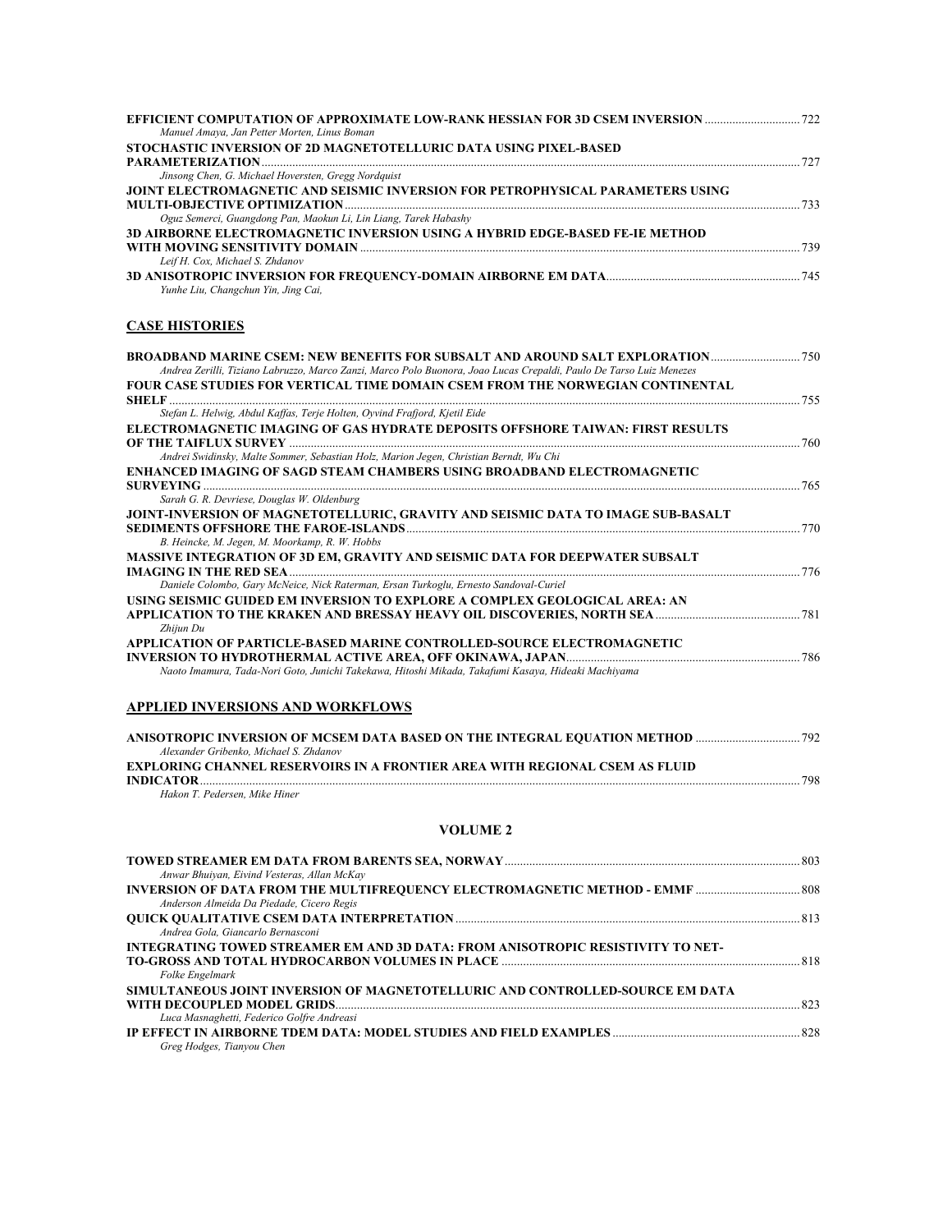**EFFICIENT COMPUTATION OF APPROXIMATE LOW-RANK HESSIAN FOR 3D CSEM INVERSION** ............................... 722
*Manuel Amaya, Jan Petter Morten, Linus Boman*

**STOCHASTIC INVERSION OF 2D MAGNETOTELLURIC DATA USING PIXEL-BASED PARAMETERIZATION** ............................... 727
*Jinsong Chen, G. Michael Hoversten, Gregg Nordquist*

**JOINT ELECTROMAGNETIC AND SEISMIC INVERSION FOR PETROPHYSICAL PARAMETERS USING MULTI-OBJECTIVE OPTIMIZATION** ............................... 733
*Oguz Semerci, Guangdong Pan, Maokun Li, Lin Liang, Tarek Habashy*

**3D AIRBORNE ELECTROMAGNETIC INVERSION USING A HYBRID EDGE-BASED FE-IE METHOD WITH MOVING SENSITIVITY DOMAIN** ............................... 739
*Leif H. Cox, Michael S. Zhdanov*

**3D ANISOTROPIC INVERSION FOR FREQUENCY-DOMAIN AIRBORNE EM DATA** ............................... 745
*Yunhe Liu, Changchun Yin, Jing Cai,*

## CASE HISTORIES

**BROADBAND MARINE CSEM: NEW BENEFITS FOR SUBSALT AND AROUND SALT EXPLORATION** ............................... 750
*Andrea Zerilli, Tiziano Labruzzo, Marco Zanzi, Marco Polo Buonora, Joao Lucas Crepaldi, Paulo De Tarso Luiz Menezes*

**FOUR CASE STUDIES FOR VERTICAL TIME DOMAIN CSEM FROM THE NORWEGIAN CONTINENTAL SHELF** ............................... 755
*Stefan L. Helwig, Abdul Kaffas, Terje Holten, Oyvind Frafjord, Kjetil Eide*

**ELECTROMAGNETIC IMAGING OF GAS HYDRATE DEPOSITS OFFSHORE TAIWAN: FIRST RESULTS OF THE TAIFLUX SURVEY** ............................... 760
*Andrei Swidinsky, Malte Sommer, Sebastian Holz, Marion Jegen, Christian Berndt, Wu Chi*

**ENHANCED IMAGING OF SAGD STEAM CHAMBERS USING BROADBAND ELECTROMAGNETIC SURVEYING** ............................... 765
*Sarah G. R. Devriese, Douglas W. Oldenburg*

**JOINT-INVERSION OF MAGNETOTELLURIC, GRAVITY AND SEISMIC DATA TO IMAGE SUB-BASALT SEDIMENTS OFFSHORE THE FAROE-ISLANDS** ............................... 770
*B. Heincke, M. Jegen, M. Moorkamp, R. W. Hobbs*

**MASSIVE INTEGRATION OF 3D EM, GRAVITY AND SEISMIC DATA FOR DEEPWATER SUBSALT IMAGING IN THE RED SEA** ............................... 776
*Daniele Colombo, Gary McNeice, Nick Raterman, Ersan Turkoglu, Ernesto Sandoval-Curiel*

**USING SEISMIC GUIDED EM INVERSION TO EXPLORE A COMPLEX GEOLOGICAL AREA: AN APPLICATION TO THE KRAKEN AND BRESSAY HEAVY OIL DISCOVERIES, NORTH SEA** ............................... 781
*Zhijun Du*

**APPLICATION OF PARTICLE-BASED MARINE CONTROLLED-SOURCE ELECTROMAGNETIC INVERSION TO HYDROTHERMAL ACTIVE AREA, OFF OKINAWA, JAPAN** ............................... 786
*Naoto Imamura, Tada-Nori Goto, Junichi Takekawa, Hitoshi Mikada, Takafumi Kasaya, Hideaki Machiyama*

## APPLIED INVERSIONS AND WORKFLOWS

**ANISOTROPIC INVERSION OF MCSEM DATA BASED ON THE INTEGRAL EQUATION METHOD** ............................... 792
*Alexander Gribenko, Michael S. Zhdanov*

**EXPLORING CHANNEL RESERVOIRS IN A FRONTIER AREA WITH REGIONAL CSEM AS FLUID INDICATOR** ............................... 798
*Hakon T. Pedersen, Mike Hiner*

## VOLUME 2

**TOWED STREAMER EM DATA FROM BARENTS SEA, NORWAY** ............................... 803
*Anwar Bhuiyan, Eivind Vesteras, Allan McKay*

**INVERSION OF DATA FROM THE MULTIFREQUENCY ELECTROMAGNETIC METHOD - EMMF** ............................... 808
*Anderson Almeida Da Piedade, Cicero Regis*

**QUICK QUALITATIVE CSEM DATA INTERPRETATION** ............................... 813
*Andrea Gola, Giancarlo Bernasconi*

**INTEGRATING TOWED STREAMER EM AND 3D DATA: FROM ANISOTROPIC RESISTIVITY TO NET-TO-GROSS AND TOTAL HYDROCARBON VOLUMES IN PLACE** ............................... 818
*Folke Engelmark*

**SIMULTANEOUS JOINT INVERSION OF MAGNETOTELLURIC AND CONTROLLED-SOURCE EM DATA WITH DECOUPLED MODEL GRIDS** ............................... 823
*Luca Masnaghetti, Federico Golfre Andreasi*

**IP EFFECT IN AIRBORNE TDEM DATA: MODEL STUDIES AND FIELD EXAMPLES** ............................... 828
*Greg Hodges, Tianyou Chen*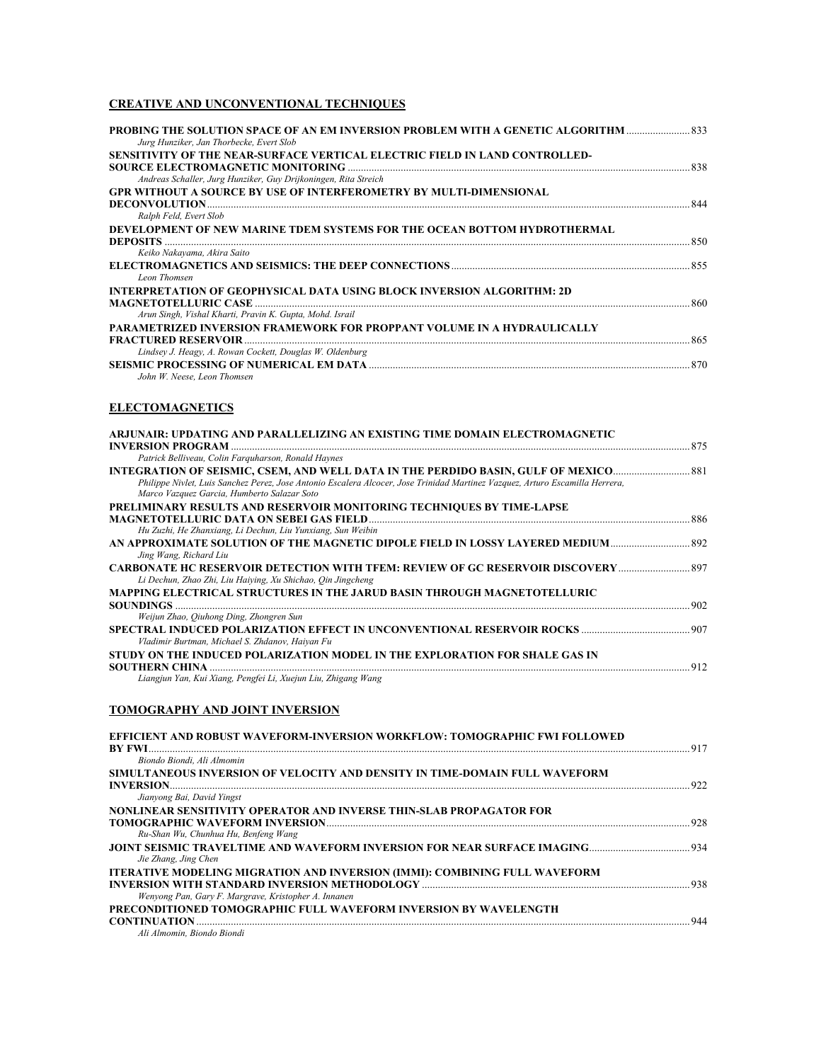## CREATIVE AND UNCONVENTIONAL TECHNIQUES

**PROBING THE SOLUTION SPACE OF AN EM INVERSION PROBLEM WITH A GENETIC ALGORITHM** ........................ 833
*Jurg Hunziker, Jan Thorbecke, Evert Slob*

**SENSITIVITY OF THE NEAR-SURFACE VERTICAL ELECTRIC FIELD IN LAND CONTROLLED-SOURCE ELECTROMAGNETIC MONITORING** ........................ 838
*Andreas Schaller, Jurg Hunziker, Guy Drijkoningen, Rita Streich*

**GPR WITHOUT A SOURCE BY USE OF INTERFEROMETRY BY MULTI-DIMENSIONAL DECONVOLUTION** ........................ 844
*Ralph Feld, Evert Slob*

**DEVELOPMENT OF NEW MARINE TDEM SYSTEMS FOR THE OCEAN BOTTOM HYDROTHERMAL DEPOSITS** ........................ 850
*Keiko Nakayama, Akira Saito*

**ELECTROMAGNETICS AND SEISMICS: THE DEEP CONNECTIONS** ........................ 855
*Leon Thomsen*

**INTERPRETATION OF GEOPHYSICAL DATA USING BLOCK INVERSION ALGORITHM: 2D MAGNETOTELLURIC CASE** ........................ 860
*Arun Singh, Vishal Kharti, Pravin K. Gupta, Mohd. Israil*

**PARAMETRIZED INVERSION FRAMEWORK FOR PROPPANT VOLUME IN A HYDRAULICALLY FRACTURED RESERVOIR** ........................ 865
*Lindsey J. Heagy, A. Rowan Cockett, Douglas W. Oldenburg*

**SEISMIC PROCESSING OF NUMERICAL EM DATA** ........................ 870
*John W. Neese, Leon Thomsen*

## ELECTOMAGNETICS

**ARJUNAIR: UPDATING AND PARALLELIZING AN EXISTING TIME DOMAIN ELECTROMAGNETIC INVERSION PROGRAM** ........................ 875
*Patrick Belliveau, Colin Farquharson, Ronald Haynes*

**INTEGRATION OF SEISMIC, CSEM, AND WELL DATA IN THE PERDIDO BASIN, GULF OF MEXICO** ........................ 881
*Philippe Nivlet, Luis Sanchez Perez, Jose Antonio Escalera Alcocer, Jose Trinidad Martinez Vazquez, Arturo Escamilla Herrera, Marco Vazquez Garcia, Humberto Salazar Soto*

**PRELIMINARY RESULTS AND RESERVOIR MONITORING TECHNIQUES BY TIME-LAPSE MAGNETOTELLURIC DATA ON SEBEI GAS FIELD** ........................ 886
*Hu Zuzhi, He Zhanxiang, Li Dechun, Liu Yunxiang, Sun Weibin*

**AN APPROXIMATE SOLUTION OF THE MAGNETIC DIPOLE FIELD IN LOSSY LAYERED MEDIUM** ........................ 892
*Jing Wang, Richard Liu*

**CARBONATE HC RESERVOIR DETECTION WITH TFEM: REVIEW OF GC RESERVOIR DISCOVERY** ........................ 897
*Li Dechun, Zhao Zhi, Liu Haiying, Xu Shichao, Qin Jingcheng*

**MAPPING ELECTRICAL STRUCTURES IN THE JARUD BASIN THROUGH MAGNETOTELLURIC SOUNDINGS** ........................ 902
*Weijun Zhao, Qiuhong Ding, Zhongren Sun*

**SPECTRAL INDUCED POLARIZATION EFFECT IN UNCONVENTIONAL RESERVOIR ROCKS** ........................ 907
*Vladimir Burtman, Michael S. Zhdanov, Haiyan Fu*

**STUDY ON THE INDUCED POLARIZATION MODEL IN THE EXPLORATION FOR SHALE GAS IN SOUTHERN CHINA** ........................ 912
*Liangjun Yan, Kui Xiang, Pengfei Li, Xuejun Liu, Zhigang Wang*

## TOMOGRAPHY AND JOINT INVERSION

**EFFICIENT AND ROBUST WAVEFORM-INVERSION WORKFLOW: TOMOGRAPHIC FWI FOLLOWED BY FWI** ........................ 917
*Biondo Biondi, Ali Almomin*

**SIMULTANEOUS INVERSION OF VELOCITY AND DENSITY IN TIME-DOMAIN FULL WAVEFORM INVERSION** ........................ 922
*Jianyong Bai, David Yingst*

**NONLINEAR SENSITIVITY OPERATOR AND INVERSE THIN-SLAB PROPAGATOR FOR TOMOGRAPHIC WAVEFORM INVERSION** ........................ 928
*Ru-Shan Wu, Chunhua Hu, Benfeng Wang*

**JOINT SEISMIC TRAVELTIME AND WAVEFORM INVERSION FOR NEAR SURFACE IMAGING** ........................ 934
*Jie Zhang, Jing Chen*

**ITERATIVE MODELING MIGRATION AND INVERSION (IMMI): COMBINING FULL WAVEFORM INVERSION WITH STANDARD INVERSION METHODOLOGY** ........................ 938
*Wenyong Pan, Gary F. Margrave, Kristopher A. Innanen*

**PRECONDITIONED TOMOGRAPHIC FULL WAVEFORM INVERSION BY WAVELENGTH CONTINUATION** ........................ 944
*Ali Almomin, Biondo Biondi*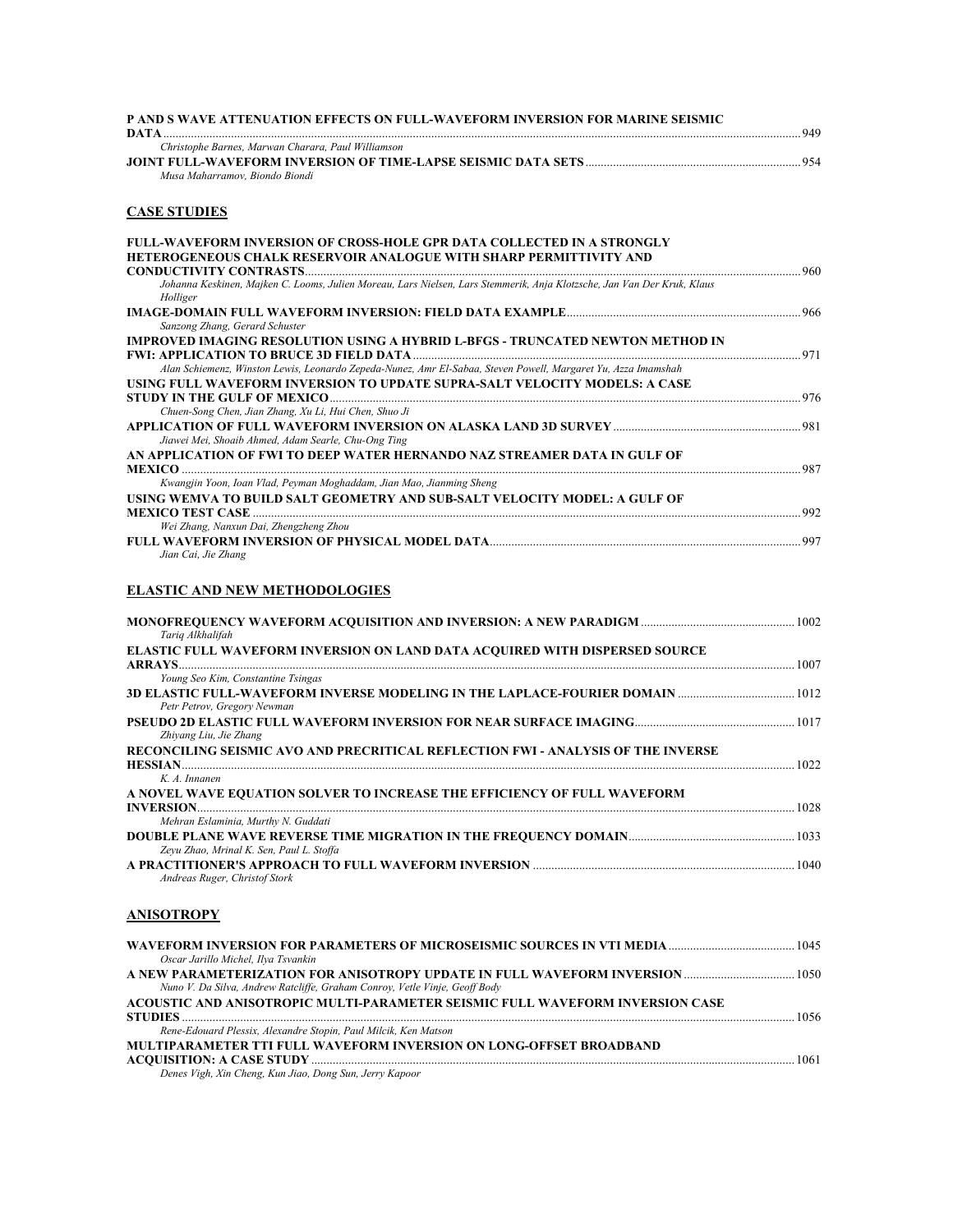**P AND S WAVE ATTENUATION EFFECTS ON FULL-WAVEFORM INVERSION FOR MARINE SEISMIC DATA** ........ 949
*Christophe Barnes, Marwan Charara, Paul Williamson*

**JOINT FULL-WAVEFORM INVERSION OF TIME-LAPSE SEISMIC DATA SETS** ........ 954
*Musa Maharramov, Biondo Biondi*

## CASE STUDIES

**FULL-WAVEFORM INVERSION OF CROSS-HOLE GPR DATA COLLECTED IN A STRONGLY HETEROGENEOUS CHALK RESERVOIR ANALOGUE WITH SHARP PERMITTIVITY AND CONDUCTIVITY CONTRASTS** ........ 960
*Johanna Keskinen, Majken C. Looms, Julien Moreau, Lars Nielsen, Lars Stemmerik, Anja Klotzsche, Jan Van Der Kruk, Klaus Holliger*

**IMAGE-DOMAIN FULL WAVEFORM INVERSION: FIELD DATA EXAMPLE** ........ 966
*Sanzong Zhang, Gerard Schuster*

**IMPROVED IMAGING RESOLUTION USING A HYBRID L-BFGS - TRUNCATED NEWTON METHOD IN FWI: APPLICATION TO BRUCE 3D FIELD DATA** ........ 971
*Alan Schiemenz, Winston Lewis, Leonardo Zepeda-Nunez, Amr El-Sabaa, Steven Powell, Margaret Yu, Azza Imamshah*

**USING FULL WAVEFORM INVERSION TO UPDATE SUPRA-SALT VELOCITY MODELS: A CASE STUDY IN THE GULF OF MEXICO** ........ 976
*Chuen-Song Chen, Jian Zhang, Xu Li, Hui Chen, Shuo Ji*

**APPLICATION OF FULL WAVEFORM INVERSION ON ALASKA LAND 3D SURVEY** ........ 981
*Jiawei Mei, Shoaib Ahmed, Adam Searle, Chu-Ong Ting*

**AN APPLICATION OF FWI TO DEEP WATER HERNANDO NAZ STREAMER DATA IN GULF OF MEXICO** ........ 987
*Kwangjin Yoon, Ioan Vlad, Peyman Moghaddam, Jian Mao, Jianming Sheng*

**USING WEMVA TO BUILD SALT GEOMETRY AND SUB-SALT VELOCITY MODEL: A GULF OF MEXICO TEST CASE** ........ 992
*Wei Zhang, Nanxun Dai, Zhengzheng Zhou*

**FULL WAVEFORM INVERSION OF PHYSICAL MODEL DATA** ........ 997
*Jian Cai, Jie Zhang*

## ELASTIC AND NEW METHODOLOGIES

**MONOFREQUENCY WAVEFORM ACQUISITION AND INVERSION: A NEW PARADIGM** ........ 1002
*Tariq Alkhalifah*

**ELASTIC FULL WAVEFORM INVERSION ON LAND DATA ACQUIRED WITH DISPERSED SOURCE ARRAYS** ........ 1007
*Young Seo Kim, Constantine Tsingas*

**3D ELASTIC FULL-WAVEFORM INVERSE MODELING IN THE LAPLACE-FOURIER DOMAIN** ........ 1012
*Petr Petrov, Gregory Newman*

**PSEUDO 2D ELASTIC FULL WAVEFORM INVERSION FOR NEAR SURFACE IMAGING** ........ 1017
*Zhiyang Liu, Jie Zhang*

**RECONCILING SEISMIC AVO AND PRECRITICAL REFLECTION FWI - ANALYSIS OF THE INVERSE HESSIAN** ........ 1022
*K. A. Innanen*

**A NOVEL WAVE EQUATION SOLVER TO INCREASE THE EFFICIENCY OF FULL WAVEFORM INVERSION** ........ 1028
*Mehran Eslaminia, Murthy N. Guddati*

**DOUBLE PLANE WAVE REVERSE TIME MIGRATION IN THE FREQUENCY DOMAIN** ........ 1033
*Zeyu Zhao, Mrinal K. Sen, Paul L. Stoffa*

**A PRACTITIONER'S APPROACH TO FULL WAVEFORM INVERSION** ........ 1040
*Andreas Ruger, Christof Stork*

## ANISOTROPY

**WAVEFORM INVERSION FOR PARAMETERS OF MICROSEISMIC SOURCES IN VTI MEDIA** ........ 1045
*Oscar Jarillo Michel, Ilya Tsvankin*

**A NEW PARAMETERIZATION FOR ANISOTROPY UPDATE IN FULL WAVEFORM INVERSION** ........ 1050
*Nuno V. Da Silva, Andrew Ratcliffe, Graham Conroy, Vetle Vinje, Geoff Body*

**ACOUSTIC AND ANISOTROPIC MULTI-PARAMETER SEISMIC FULL WAVEFORM INVERSION CASE STUDIES** ........ 1056
*Rene-Edouard Plessix, Alexandre Stopin, Paul Milcik, Ken Matson*

**MULTIPARAMETER TTI FULL WAVEFORM INVERSION ON LONG-OFFSET BROADBAND ACQUISITION: A CASE STUDY** ........ 1061
*Denes Vigh, Xin Cheng, Kun Jiao, Dong Sun, Jerry Kapoor*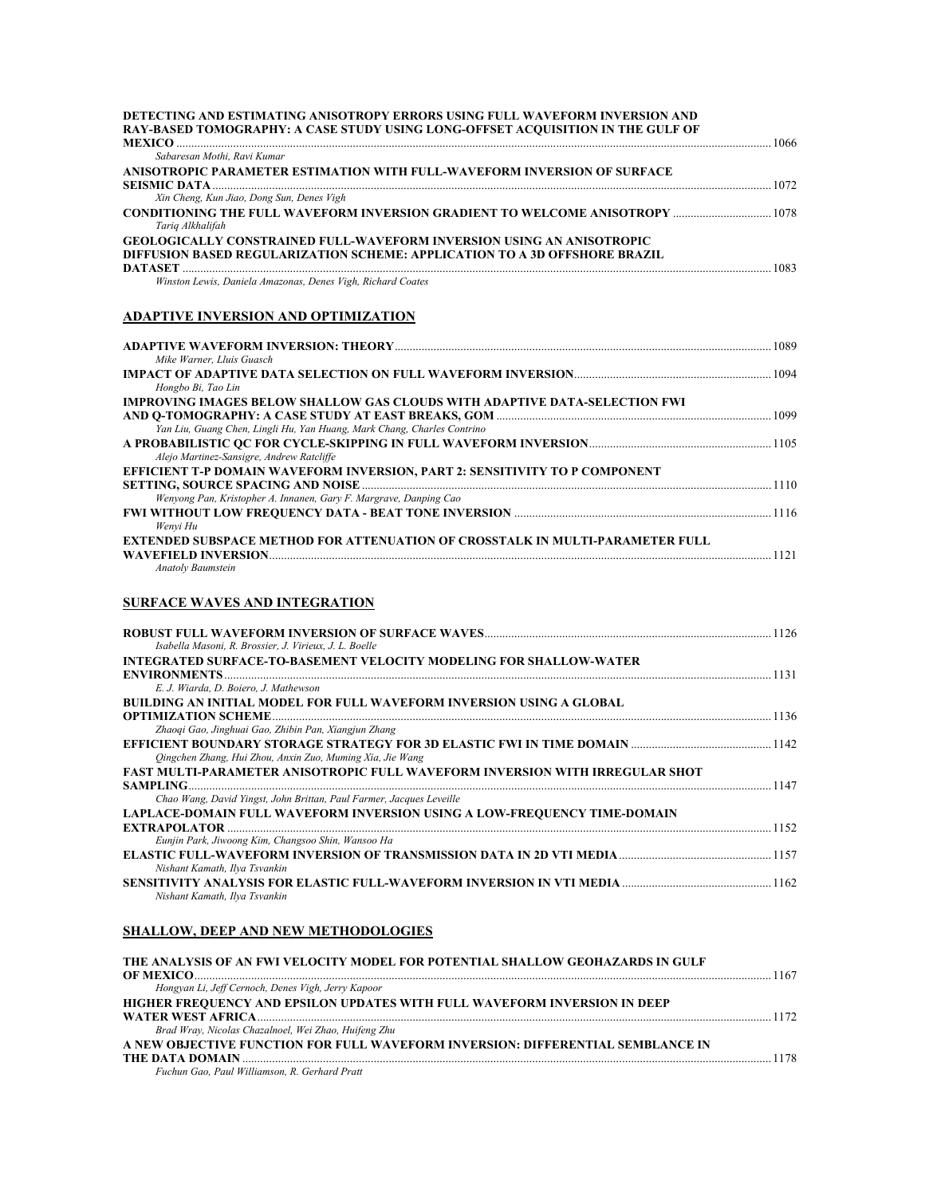**DETECTING AND ESTIMATING ANISOTROPY ERRORS USING FULL WAVEFORM INVERSION AND RAY-BASED TOMOGRAPHY: A CASE STUDY USING LONG-OFFSET ACQUISITION IN THE GULF OF MEXICO** ........ 1066
*Sabaresan Mothi, Ravi Kumar*

**ANISOTROPIC PARAMETER ESTIMATION WITH FULL-WAVEFORM INVERSION OF SURFACE SEISMIC DATA** ........ 1072
*Xin Cheng, Kun Jiao, Dong Sun, Denes Vigh*

**CONDITIONING THE FULL WAVEFORM INVERSION GRADIENT TO WELCOME ANISOTROPY** ........ 1078
*Tariq Alkhalifah*

**GEOLOGICALLY CONSTRAINED FULL-WAVEFORM INVERSION USING AN ANISOTROPIC DIFFUSION BASED REGULARIZATION SCHEME: APPLICATION TO A 3D OFFSHORE BRAZIL DATASET** ........ 1083
*Winston Lewis, Daniela Amazonas, Denes Vigh, Richard Coates*

## ADAPTIVE INVERSION AND OPTIMIZATION

**ADAPTIVE WAVEFORM INVERSION: THEORY** ........ 1089
*Mike Warner, Lluis Guasch*

**IMPACT OF ADAPTIVE DATA SELECTION ON FULL WAVEFORM INVERSION** ........ 1094
*Hongbo Bi, Tao Lin*

**IMPROVING IMAGES BELOW SHALLOW GAS CLOUDS WITH ADAPTIVE DATA-SELECTION FWI AND Q-TOMOGRAPHY: A CASE STUDY AT EAST BREAKS, GOM** ........ 1099
*Yan Liu, Guang Chen, Lingli Hu, Yan Huang, Mark Chang, Charles Contrino*

**A PROBABILISTIC QC FOR CYCLE-SKIPPING IN FULL WAVEFORM INVERSION** ........ 1105
*Alejo Martinez-Sansigre, Andrew Ratcliffe*

**EFFICIENT T-P DOMAIN WAVEFORM INVERSION, PART 2: SENSITIVITY TO P COMPONENT SETTING, SOURCE SPACING AND NOISE** ........ 1110
*Wenyong Pan, Kristopher A. Innanen, Gary F. Margrave, Danping Cao*

**FWI WITHOUT LOW FREQUENCY DATA - BEAT TONE INVERSION** ........ 1116
*Wenyi Hu*

**EXTENDED SUBSPACE METHOD FOR ATTENUATION OF CROSSTALK IN MULTI-PARAMETER FULL WAVEFIELD INVERSION** ........ 1121
*Anatoly Baumstein*

## SURFACE WAVES AND INTEGRATION

**ROBUST FULL WAVEFORM INVERSION OF SURFACE WAVES** ........ 1126
*Isabella Masoni, R. Brossier, J. Virieux, J. L. Boelle*

**INTEGRATED SURFACE-TO-BASEMENT VELOCITY MODELING FOR SHALLOW-WATER ENVIRONMENTS** ........ 1131
*E. J. Wiarda, D. Boiero, J. Mathewson*

**BUILDING AN INITIAL MODEL FOR FULL WAVEFORM INVERSION USING A GLOBAL OPTIMIZATION SCHEME** ........ 1136
*Zhaoqi Gao, Jinghuai Gao, Zhibin Pan, Xiangjun Zhang*

**EFFICIENT BOUNDARY STORAGE STRATEGY FOR 3D ELASTIC FWI IN TIME DOMAIN** ........ 1142
*Qingchen Zhang, Hui Zhou, Anxin Zuo, Muming Xia, Jie Wang*

**FAST MULTI-PARAMETER ANISOTROPIC FULL WAVEFORM INVERSION WITH IRREGULAR SHOT SAMPLING** ........ 1147
*Chao Wang, David Yingst, John Brittan, Paul Farmer, Jacques Leveille*

**LAPLACE-DOMAIN FULL WAVEFORM INVERSION USING A LOW-FREQUENCY TIME-DOMAIN EXTRAPOLATOR** ........ 1152
*Eunjin Park, Jiwoong Kim, Changsoo Shin, Wansoo Ha*

**ELASTIC FULL-WAVEFORM INVERSION OF TRANSMISSION DATA IN 2D VTI MEDIA** ........ 1157
*Nishant Kamath, Ilya Tsvankin*

**SENSITIVITY ANALYSIS FOR ELASTIC FULL-WAVEFORM INVERSION IN VTI MEDIA** ........ 1162
*Nishant Kamath, Ilya Tsvankin*

## SHALLOW, DEEP AND NEW METHODOLOGIES

**THE ANALYSIS OF AN FWI VELOCITY MODEL FOR POTENTIAL SHALLOW GEOHAZARDS IN GULF OF MEXICO** ........ 1167
*Hongyan Li, Jeff Cernoch, Denes Vigh, Jerry Kapoor*

**HIGHER FREQUENCY AND EPSILON UPDATES WITH FULL WAVEFORM INVERSION IN DEEP WATER WEST AFRICA** ........ 1172
*Brad Wray, Nicolas Chazalnoel, Wei Zhao, Huifeng Zhu*

**A NEW OBJECTIVE FUNCTION FOR FULL WAVEFORM INVERSION: DIFFERENTIAL SEMBLANCE IN THE DATA DOMAIN** ........ 1178
*Fuchun Gao, Paul Williamson, R. Gerhard Pratt*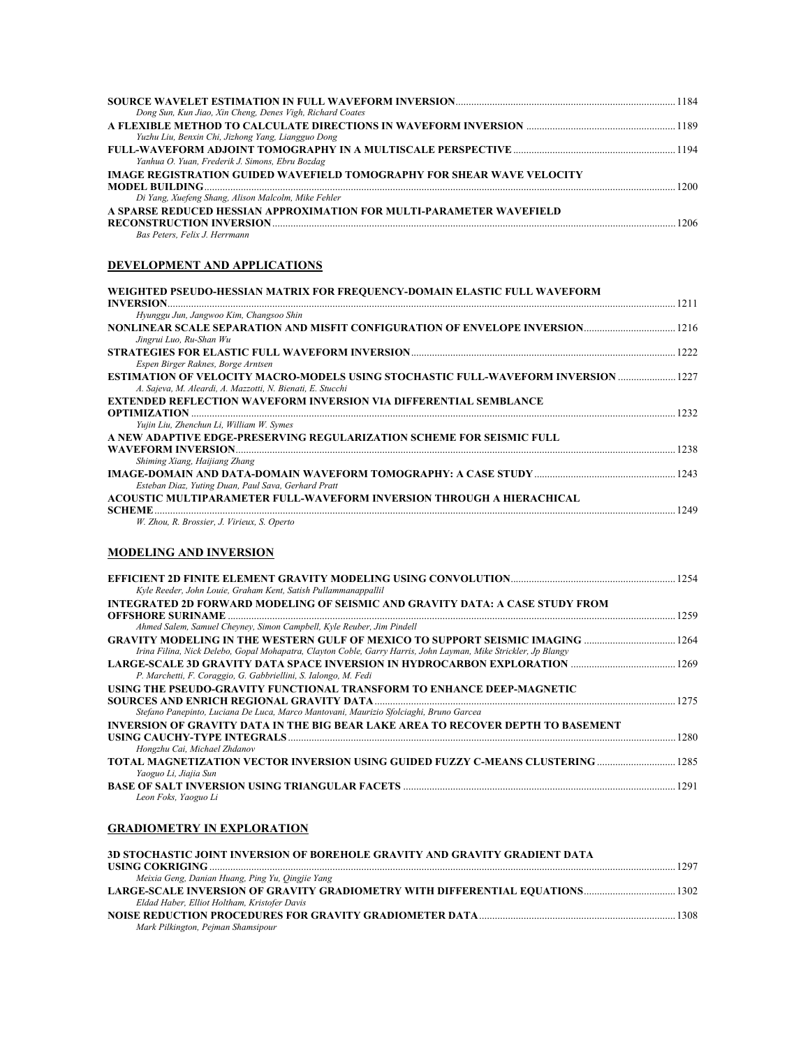**SOURCE WAVELET ESTIMATION IN FULL WAVEFORM INVERSION** ........ 1184
*Dong Sun, Kun Jiao, Xin Cheng, Denes Vigh, Richard Coates*

**A FLEXIBLE METHOD TO CALCULATE DIRECTIONS IN WAVEFORM INVERSION** ........ 1189
*Yuzhu Liu, Benxin Chi, Jizhong Yang, Liangguo Dong*

**FULL-WAVEFORM ADJOINT TOMOGRAPHY IN A MULTISCALE PERSPECTIVE** ........ 1194
*Yanhua O. Yuan, Frederik J. Simons, Ebru Bozdag*

**IMAGE REGISTRATION GUIDED WAVEFIELD TOMOGRAPHY FOR SHEAR WAVE VELOCITY MODEL BUILDING** ........ 1200
*Di Yang, Xuefeng Shang, Alison Malcolm, Mike Fehler*

**A SPARSE REDUCED HESSIAN APPROXIMATION FOR MULTI-PARAMETER WAVEFIELD RECONSTRUCTION INVERSION** ........ 1206
*Bas Peters, Felix J. Herrmann*

## DEVELOPMENT AND APPLICATIONS

**WEIGHTED PSEUDO-HESSIAN MATRIX FOR FREQUENCY-DOMAIN ELASTIC FULL WAVEFORM INVERSION** ........ 1211
*Hyunggu Jun, Jangwoo Kim, Changsoo Shin*

**NONLINEAR SCALE SEPARATION AND MISFIT CONFIGURATION OF ENVELOPE INVERSION** ........ 1216
*Jingrui Luo, Ru-Shan Wu*

**STRATEGIES FOR ELASTIC FULL WAVEFORM INVERSION** ........ 1222
*Espen Birger Raknes, Borge Arntsen*

**ESTIMATION OF VELOCITY MACRO-MODELS USING STOCHASTIC FULL-WAVEFORM INVERSION** ........ 1227
*A. Sajeva, M. Aleardi, A. Mazzotti, N. Bienati, E. Stucchi*

**EXTENDED REFLECTION WAVEFORM INVERSION VIA DIFFERENTIAL SEMBLANCE OPTIMIZATION** ........ 1232
*Yujin Liu, Zhenchun Li, William W. Symes*

**A NEW ADAPTIVE EDGE-PRESERVING REGULARIZATION SCHEME FOR SEISMIC FULL WAVEFORM INVERSION** ........ 1238
*Shiming Xiang, Haijiang Zhang*

**IMAGE-DOMAIN AND DATA-DOMAIN WAVEFORM TOMOGRAPHY: A CASE STUDY** ........ 1243
*Esteban Diaz, Yuting Duan, Paul Sava, Gerhard Pratt*

**ACOUSTIC MULTIPARAMETER FULL-WAVEFORM INVERSION THROUGH A HIERACHICAL SCHEME** ........ 1249
*W. Zhou, R. Brossier, J. Virieux, S. Operto*

## MODELING AND INVERSION

**EFFICIENT 2D FINITE ELEMENT GRAVITY MODELING USING CONVOLUTION** ........ 1254
*Kyle Reeder, John Louie, Graham Kent, Satish Pullammanappallil*

**INTEGRATED 2D FORWARD MODELING OF SEISMIC AND GRAVITY DATA: A CASE STUDY FROM OFFSHORE SURINAME** ........ 1259
*Ahmed Salem, Samuel Cheyney, Simon Campbell, Kyle Reuber, Jim Pindell*

**GRAVITY MODELING IN THE WESTERN GULF OF MEXICO TO SUPPORT SEISMIC IMAGING** ........ 1264
*Irina Filina, Nick Delebo, Gopal Mohapatra, Clayton Coble, Garry Harris, John Layman, Mike Strickler, Jp Blangy*

**LARGE-SCALE 3D GRAVITY DATA SPACE INVERSION IN HYDROCARBON EXPLORATION** ........ 1269
*P. Marchetti, F. Coraggio, G. Gabbriellini, S. Ialongo, M. Fedi*

**USING THE PSEUDO-GRAVITY FUNCTIONAL TRANSFORM TO ENHANCE DEEP-MAGNETIC SOURCES AND ENRICH REGIONAL GRAVITY DATA** ........ 1275
*Stefano Panepinto, Luciana De Luca, Marco Mantovani, Maurizio Sfolciaghi, Bruno Garcea*

**INVERSION OF GRAVITY DATA IN THE BIG BEAR LAKE AREA TO RECOVER DEPTH TO BASEMENT USING CAUCHY-TYPE INTEGRALS** ........ 1280
*Hongzhu Cai, Michael Zhdanov*

**TOTAL MAGNETIZATION VECTOR INVERSION USING GUIDED FUZZY C-MEANS CLUSTERING** ........ 1285
*Yaoguo Li, Jiajia Sun*

**BASE OF SALT INVERSION USING TRIANGULAR FACETS** ........ 1291
*Leon Foks, Yaoguo Li*

## GRADIOMETRY IN EXPLORATION

**3D STOCHASTIC JOINT INVERSION OF BOREHOLE GRAVITY AND GRAVITY GRADIENT DATA USING COKRIGING** ........ 1297
*Meixia Geng, Danian Huang, Ping Yu, Qingjie Yang*

**LARGE-SCALE INVERSION OF GRAVITY GRADIOMETRY WITH DIFFERENTIAL EQUATIONS** ........ 1302
*Eldad Haber, Elliot Holtham, Kristofer Davis*

**NOISE REDUCTION PROCEDURES FOR GRAVITY GRADIOMETER DATA** ........ 1308
*Mark Pilkington, Pejman Shamsipour*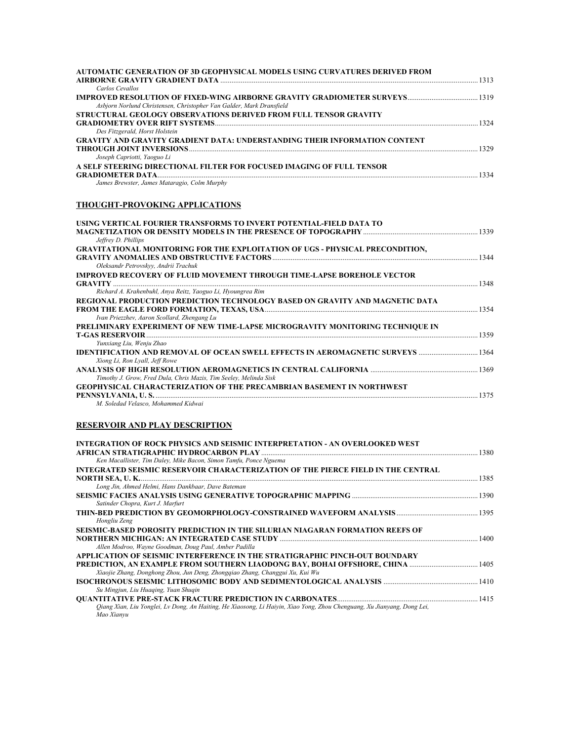**AUTOMATIC GENERATION OF 3D GEOPHYSICAL MODELS USING CURVATURES DERIVED FROM AIRBORNE GRAVITY GRADIENT DATA** ........ 1313
*Carlos Cevallos*

**IMPROVED RESOLUTION OF FIXED-WING AIRBORNE GRAVITY GRADIOMETER SURVEYS** ........ 1319
*Asbjorn Norlund Christensen, Christopher Van Galder, Mark Dransfield*

**STRUCTURAL GEOLOGY OBSERVATIONS DERIVED FROM FULL TENSOR GRAVITY GRADIOMETRY OVER RIFT SYSTEMS** ........ 1324
*Des Fitzgerald, Horst Holstein*

**GRAVITY AND GRAVITY GRADIENT DATA: UNDERSTANDING THEIR INFORMATION CONTENT THROUGH JOINT INVERSIONS** ........ 1329
*Joseph Capriotti, Yaoguo Li*

**A SELF STEERING DIRECTIONAL FILTER FOR FOCUSED IMAGING OF FULL TENSOR GRADIOMETER DATA** ........ 1334
*James Brewster, James Mataragio, Colm Murphy*

## THOUGHT-PROVOKING APPLICATIONS

**USING VERTICAL FOURIER TRANSFORMS TO INVERT POTENTIAL-FIELD DATA TO MAGNETIZATION OR DENSITY MODELS IN THE PRESENCE OF TOPOGRAPHY** ........ 1339
*Jeffrey D. Phillips*

**GRAVITATIONAL MONITORING FOR THE EXPLOITATION OF UGS - PHYSICAL PRECONDITION, GRAVITY ANOMALIES AND OBSTRUCTIVE FACTORS** ........ 1344
*Oleksandr Petrovskyy, Andrii Trachuk*

**IMPROVED RECOVERY OF FLUID MOVEMENT THROUGH TIME-LAPSE BOREHOLE VECTOR GRAVITY** ........ 1348
*Richard A. Krahenbuhl, Anya Reitz, Yaoguo Li, Hyoungrea Rim*

**REGIONAL PRODUCTION PREDICTION TECHNOLOGY BASED ON GRAVITY AND MAGNETIC DATA FROM THE EAGLE FORD FORMATION, TEXAS, USA** ........ 1354
*Ivan Priezzhev, Aaron Scollard, Zhengang Lu*

**PRELIMINARY EXPERIMENT OF NEW TIME-LAPSE MICROGRAVITY MONITORING TECHNIQUE IN T-GAS RESERVOIR** ........ 1359
*Yunxiang Liu, Wenju Zhao*

**IDENTIFICATION AND REMOVAL OF OCEAN SWELL EFFECTS IN AEROMAGNETIC SURVEYS** ........ 1364
*Xiong Li, Ron Lyall, Jeff Rowe*

**ANALYSIS OF HIGH RESOLUTION AEROMAGNETICS IN CENTRAL CALIFORNIA** ........ 1369
*Timothy J. Grow, Fred Dula, Chris Mazis, Tim Seeley, Melinda Sisk*

**GEOPHYSICAL CHARACTERIZATION OF THE PRECAMBRIAN BASEMENT IN NORTHWEST PENNSYLVANIA, U. S.** ........ 1375
*M. Soledad Velasco, Mohammed Kidwai*

## RESERVOIR AND PLAY DESCRIPTION

**INTEGRATION OF ROCK PHYSICS AND SEISMIC INTERPRETATION - AN OVERLOOKED WEST AFRICAN STRATIGRAPHIC HYDROCARBON PLAY** ........ 1380
*Ken Macallister, Tim Daley, Mike Bacon, Simon Tamfu, Ponce Nguema*

**INTEGRATED SEISMIC RESERVOIR CHARACTERIZATION OF THE PIERCE FIELD IN THE CENTRAL NORTH SEA, U. K.** ........ 1385
*Long Jin, Ahmed Helmi, Hans Dankbaar, Dave Bateman*

**SEISMIC FACIES ANALYSIS USING GENERATIVE TOPOGRAPHIC MAPPING** ........ 1390
*Satinder Chopra, Kurt J. Marfurt*

**THIN-BED PREDICTION BY GEOMORPHOLOGY-CONSTRAINED WAVEFORM ANALYSIS** ........ 1395
*Hongliu Zeng*

**SEISMIC-BASED POROSITY PREDICTION IN THE SILURIAN NIAGARAN FORMATION REEFS OF NORTHERN MICHIGAN: AN INTEGRATED CASE STUDY** ........ 1400
*Allen Modroo, Wayne Goodman, Doug Paul, Amber Padilla*

**APPLICATION OF SEISMIC INTERFERENCE IN THE STRATIGRAPHIC PINCH-OUT BOUNDARY PREDICTION, AN EXAMPLE FROM SOUTHERN LIAODONG BAY, BOHAI OFFSHORE, CHINA** ........ 1405
*Xiaojie Zhang, Donghong Zhou, Jun Deng, Zhongqiao Zhang, Changgui Xu, Kui Wu*

**ISOCHRONOUS SEISMIC LITHOSOMIC BODY AND SEDIMENTOLOGICAL ANALYSIS** ........ 1410
*Su Mingjun, Liu Huaqing, Yuan Shuqin*

**QUANTITATIVE PRE-STACK FRACTURE PREDICTION IN CARBONATES** ........ 1415
*Qiang Xian, Liu Yonglei, Lv Dong, An Haiting, He Xiaosong, Li Haiyin, Xiao Yong, Zhou Chenguang, Xu Jianyang, Dong Lei, Mao Xianyu*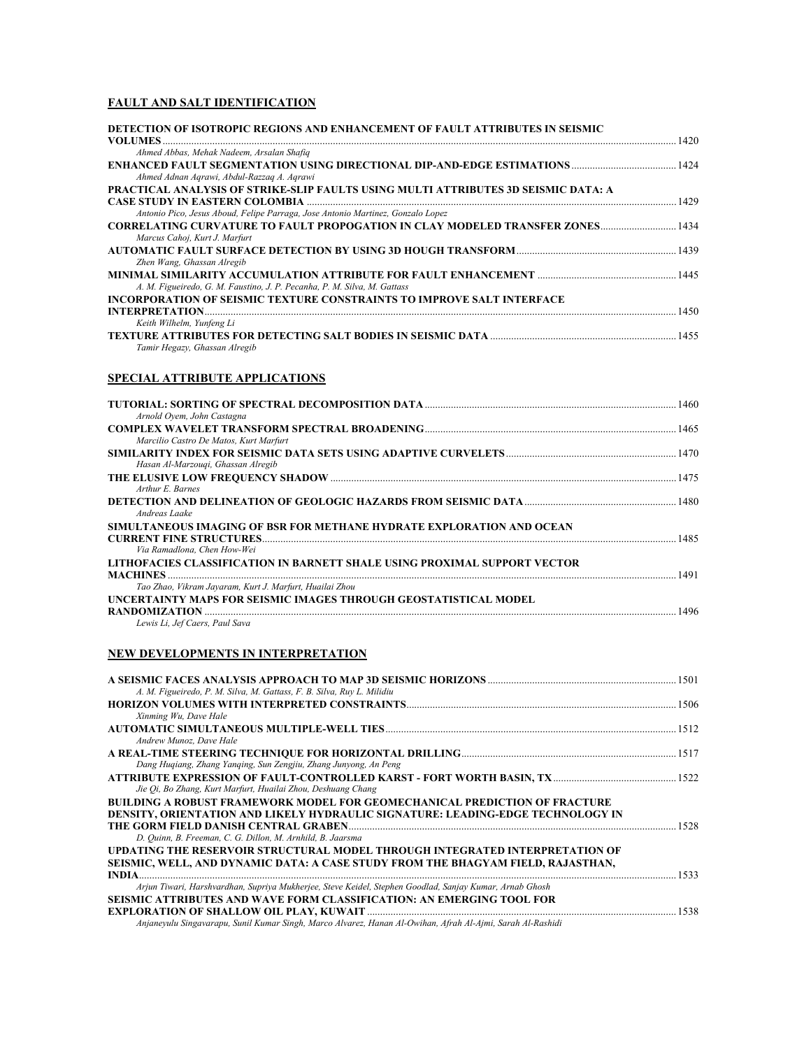## FAULT AND SALT IDENTIFICATION

**DETECTION OF ISOTROPIC REGIONS AND ENHANCEMENT OF FAULT ATTRIBUTES IN SEISMIC VOLUMES** ........ 1420
*Ahmed Abbas, Mehak Nadeem, Arsalan Shafiq*

**ENHANCED FAULT SEGMENTATION USING DIRECTIONAL DIP-AND-EDGE ESTIMATIONS** ........ 1424
*Ahmed Adnan Aqrawi, Abdul-Razzaq A. Aqrawi*

**PRACTICAL ANALYSIS OF STRIKE-SLIP FAULTS USING MULTI ATTRIBUTES 3D SEISMIC DATA: A CASE STUDY IN EASTERN COLOMBIA** ........ 1429
*Antonio Pico, Jesus Aboud, Felipe Parraga, Jose Antonio Martinez, Gonzalo Lopez*

**CORRELATING CURVATURE TO FAULT PROPOGATION IN CLAY MODELED TRANSFER ZONES** ........ 1434
*Marcus Cahoj, Kurt J. Marfurt*

**AUTOMATIC FAULT SURFACE DETECTION BY USING 3D HOUGH TRANSFORM** ........ 1439
*Zhen Wang, Ghassan Alregib*

**MINIMAL SIMILARITY ACCUMULATION ATTRIBUTE FOR FAULT ENHANCEMENT** ........ 1445
*A. M. Figueiredo, G. M. Faustino, J. P. Pecanha, P. M. Silva, M. Gattass*

**INCORPORATION OF SEISMIC TEXTURE CONSTRAINTS TO IMPROVE SALT INTERFACE INTERPRETATION** ........ 1450
*Keith Wilhelm, Yunfeng Li*

**TEXTURE ATTRIBUTES FOR DETECTING SALT BODIES IN SEISMIC DATA** ........ 1455
*Tamir Hegazy, Ghassan Alregib*

## SPECIAL ATTRIBUTE APPLICATIONS

**TUTORIAL: SORTING OF SPECTRAL DECOMPOSITION DATA** ........ 1460
*Arnold Oyem, John Castagna*

**COMPLEX WAVELET TRANSFORM SPECTRAL BROADENING** ........ 1465
*Marcilio Castro De Matos, Kurt Marfurt*

**SIMILARITY INDEX FOR SEISMIC DATA SETS USING ADAPTIVE CURVELETS** ........ 1470
*Hasan Al-Marzouqi, Ghassan Alregib*

**THE ELUSIVE LOW FREQUENCY SHADOW** ........ 1475
*Arthur E. Barnes*

**DETECTION AND DELINEATION OF GEOLOGIC HAZARDS FROM SEISMIC DATA** ........ 1480
*Andreas Laake*

**SIMULTANEOUS IMAGING OF BSR FOR METHANE HYDRATE EXPLORATION AND OCEAN CURRENT FINE STRUCTURES** ........ 1485
*Via Ramadlona, Chen How-Wei*

**LITHOFACIES CLASSIFICATION IN BARNETT SHALE USING PROXIMAL SUPPORT VECTOR MACHINES** ........ 1491
*Tao Zhao, Vikram Jayaram, Kurt J. Marfurt, Huailai Zhou*

**UNCERTAINTY MAPS FOR SEISMIC IMAGES THROUGH GEOSTATISTICAL MODEL RANDOMIZATION** ........ 1496
*Lewis Li, Jef Caers, Paul Sava*

## NEW DEVELOPMENTS IN INTERPRETATION

**A SEISMIC FACES ANALYSIS APPROACH TO MAP 3D SEISMIC HORIZONS** ........ 1501
*A. M. Figueiredo, P. M. Silva, M. Gattass, F. B. Silva, Ruy L. Milidiu*

**HORIZON VOLUMES WITH INTERPRETED CONSTRAINTS** ........ 1506
*Xinming Wu, Dave Hale*

**AUTOMATIC SIMULTANEOUS MULTIPLE-WELL TIES** ........ 1512
*Andrew Munoz, Dave Hale*

**A REAL-TIME STEERING TECHNIQUE FOR HORIZONTAL DRILLING** ........ 1517
*Dang Huqiang, Zhang Yanqing, Sun Zengjiu, Zhang Junyong, An Peng*

**ATTRIBUTE EXPRESSION OF FAULT-CONTROLLED KARST - FORT WORTH BASIN, TX** ........ 1522
*Jie Qi, Bo Zhang, Kurt Marfurt, Huailai Zhou, Deshuang Chang*

**BUILDING A ROBUST FRAMEWORK MODEL FOR GEOMECHANICAL PREDICTION OF FRACTURE DENSITY, ORIENTATION AND LIKELY HYDRAULIC SIGNATURE: LEADING-EDGE TECHNOLOGY IN THE GORM FIELD DANISH CENTRAL GRABEN** ........ 1528
*D. Quinn, B. Freeman, C. G. Dillon, M. Arnhild, B. Jaarsma*

**UPDATING THE RESERVOIR STRUCTURAL MODEL THROUGH INTEGRATED INTERPRETATION OF SEISMIC, WELL, AND DYNAMIC DATA: A CASE STUDY FROM THE BHAGYAM FIELD, RAJASTHAN, INDIA** ........ 1533
*Arjun Tiwari, Harshvardhan, Supriya Mukherjee, Steve Keidel, Stephen Goodlad, Sanjay Kumar, Arnab Ghosh*

**SEISMIC ATTRIBUTES AND WAVE FORM CLASSIFICATION: AN EMERGING TOOL FOR EXPLORATION OF SHALLOW OIL PLAY, KUWAIT** ........ 1538
*Anjaneyulu Singavarapu, Sunil Kumar Singh, Marco Alvarez, Hanan Al-Owihan, Afrah Al-Ajmi, Sarah Al-Rashidi*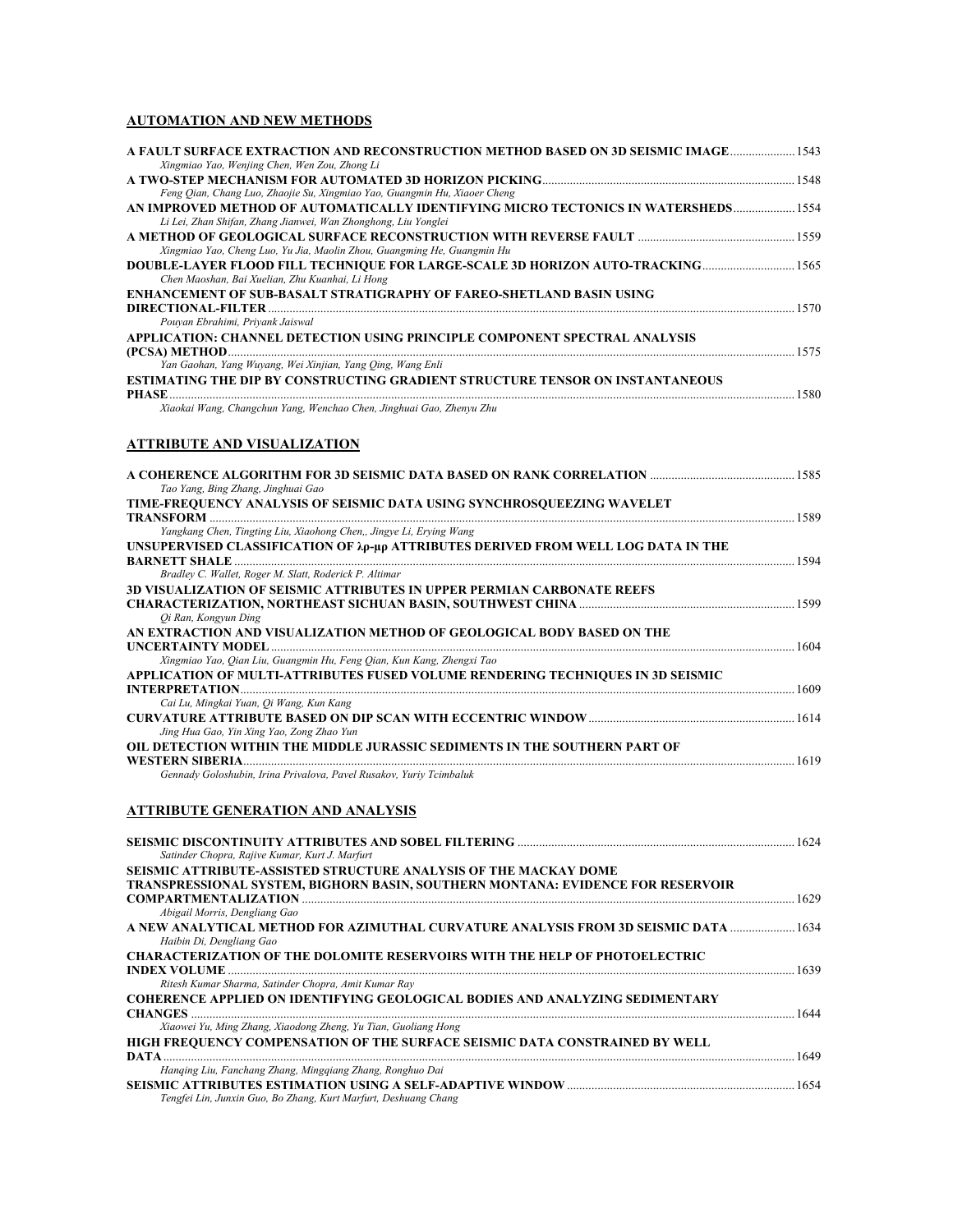## AUTOMATION AND NEW METHODS

**A FAULT SURFACE EXTRACTION AND RECONSTRUCTION METHOD BASED ON 3D SEISMIC IMAGE** ..... 1543
*Xingmiao Yao, Wenjing Chen, Wen Zou, Zhong Li*

**A TWO-STEP MECHANISM FOR AUTOMATED 3D HORIZON PICKING** ..... 1548
*Feng Qian, Chang Luo, Zhaojie Su, Xingmiao Yao, Guangmin Hu, Xiaoer Cheng*

**AN IMPROVED METHOD OF AUTOMATICALLY IDENTIFYING MICRO TECTONICS IN WATERSHEDS** ..... 1554
*Li Lei, Zhan Shifan, Zhang Jianwei, Wan Zhonghong, Liu Yonglei*

**A METHOD OF GEOLOGICAL SURFACE RECONSTRUCTION WITH REVERSE FAULT** ..... 1559
*Xingmiao Yao, Cheng Luo, Yu Jia, Maolin Zhou, Guangming He, Guangmin Hu*

**DOUBLE-LAYER FLOOD FILL TECHNIQUE FOR LARGE-SCALE 3D HORIZON AUTO-TRACKING** ..... 1565
*Chen Maoshan, Bai Xuelian, Zhu Kuanhai, Li Hong*

**ENHANCEMENT OF SUB-BASALT STRATIGRAPHY OF FAREO-SHETLAND BASIN USING DIRECTIONAL-FILTER** ..... 1570
*Pouyan Ebrahimi, Priyank Jaiswal*

**APPLICATION: CHANNEL DETECTION USING PRINCIPLE COMPONENT SPECTRAL ANALYSIS (PCSA) METHOD** ..... 1575
*Yan Gaohan, Yang Wuyang, Wei Xinjian, Yang Qing, Wang Enli*

**ESTIMATING THE DIP BY CONSTRUCTING GRADIENT STRUCTURE TENSOR ON INSTANTANEOUS PHASE** ..... 1580
*Xiaokai Wang, Changchun Yang, Wenchao Chen, Jinghuai Gao, Zhenyu Zhu*

## ATTRIBUTE AND VISUALIZATION

**A COHERENCE ALGORITHM FOR 3D SEISMIC DATA BASED ON RANK CORRELATION** ..... 1585
*Tao Yang, Bing Zhang, Jinghuai Gao*

**TIME-FREQUENCY ANALYSIS OF SEISMIC DATA USING SYNCHROSQUEEZING WAVELET TRANSFORM** ..... 1589
*Yangkang Chen, Tingting Liu, Xiaohong Chen,, Jingye Li, Erying Wang*

**UNSUPERVISED CLASSIFICATION OF λρ-μρ ATTRIBUTES DERIVED FROM WELL LOG DATA IN THE BARNETT SHALE** ..... 1594
*Bradley C. Wallet, Roger M. Slatt, Roderick P. Altimar*

**3D VISUALIZATION OF SEISMIC ATTRIBUTES IN UPPER PERMIAN CARBONATE REEFS CHARACTERIZATION, NORTHEAST SICHUAN BASIN, SOUTHWEST CHINA** ..... 1599
*Qi Ran, Kongyun Ding*

**AN EXTRACTION AND VISUALIZATION METHOD OF GEOLOGICAL BODY BASED ON THE UNCERTAINTY MODEL** ..... 1604
*Xingmiao Yao, Qian Liu, Guangmin Hu, Feng Qian, Kun Kang, Zhengxi Tao*

**APPLICATION OF MULTI-ATTRIBUTES FUSED VOLUME RENDERING TECHNIQUES IN 3D SEISMIC INTERPRETATION** ..... 1609
*Cai Lu, Mingkai Yuan, Qi Wang, Kun Kang*

**CURVATURE ATTRIBUTE BASED ON DIP SCAN WITH ECCENTRIC WINDOW** ..... 1614
*Jing Hua Gao, Yin Xing Yao, Zong Zhao Yun*

**OIL DETECTION WITHIN THE MIDDLE JURASSIC SEDIMENTS IN THE SOUTHERN PART OF WESTERN SIBERIA** ..... 1619
*Gennady Goloshubin, Irina Privalova, Pavel Rusakov, Yuriy Tcimbaluk*

## ATTRIBUTE GENERATION AND ANALYSIS

**SEISMIC DISCONTINUITY ATTRIBUTES AND SOBEL FILTERING** ..... 1624
*Satinder Chopra, Rajive Kumar, Kurt J. Marfurt*

**SEISMIC ATTRIBUTE-ASSISTED STRUCTURE ANALYSIS OF THE MACKAY DOME TRANSPRESSIONAL SYSTEM, BIGHORN BASIN, SOUTHERN MONTANA: EVIDENCE FOR RESERVOIR COMPARTMENTALIZATION** ..... 1629
*Abigail Morris, Dengliang Gao*

**A NEW ANALYTICAL METHOD FOR AZIMUTHAL CURVATURE ANALYSIS FROM 3D SEISMIC DATA** ..... 1634
*Haibin Di, Dengliang Gao*

**CHARACTERIZATION OF THE DOLOMITE RESERVOIRS WITH THE HELP OF PHOTOELECTRIC INDEX VOLUME** ..... 1639
*Ritesh Kumar Sharma, Satinder Chopra, Amit Kumar Ray*

**COHERENCE APPLIED ON IDENTIFYING GEOLOGICAL BODIES AND ANALYZING SEDIMENTARY CHANGES** ..... 1644
*Xiaowei Yu, Ming Zhang, Xiaodong Zheng, Yu Tian, Guoliang Hong*

**HIGH FREQUENCY COMPENSATION OF THE SURFACE SEISMIC DATA CONSTRAINED BY WELL DATA** ..... 1649
*Hanqing Liu, Fanchang Zhang, Mingqiang Zhang, Ronghuo Dai*

**SEISMIC ATTRIBUTES ESTIMATION USING A SELF-ADAPTIVE WINDOW** ..... 1654
*Tengfei Lin, Junxin Guo, Bo Zhang, Kurt Marfurt, Deshuang Chang*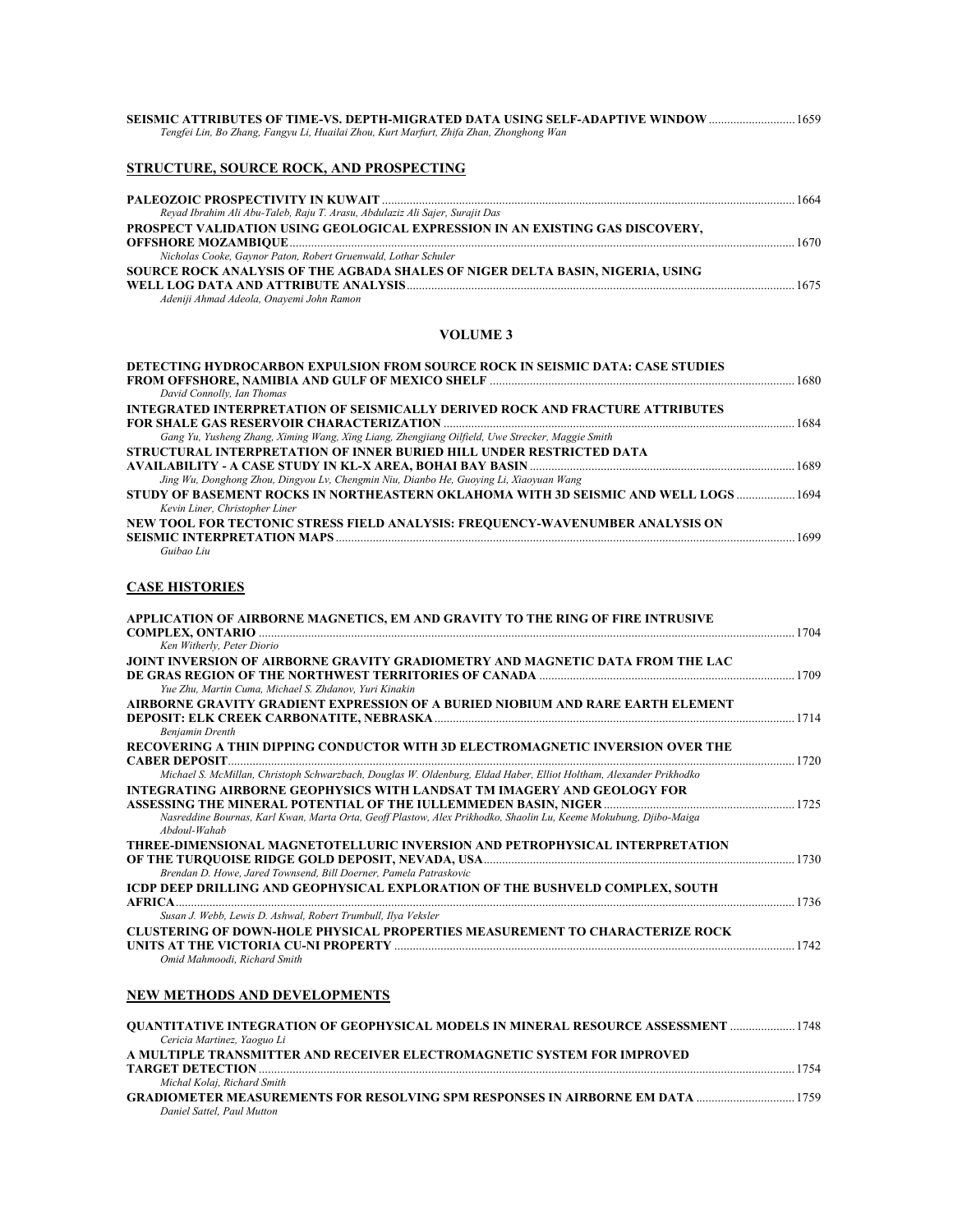**SEISMIC ATTRIBUTES OF TIME-VS. DEPTH-MIGRATED DATA USING SELF-ADAPTIVE WINDOW** ............ 1659
*Tengfei Lin, Bo Zhang, Fangyu Li, Huailai Zhou, Kurt Marfurt, Zhifa Zhan, Zhonghong Wan*

## STRUCTURE, SOURCE ROCK, AND PROSPECTING

**PALEOZOIC PROSPECTIVITY IN KUWAIT** ............ 1664
*Reyad Ibrahim Ali Abu-Taleb, Raju T. Arasu, Abdulaziz Ali Sajer, Surajit Das*

**PROSPECT VALIDATION USING GEOLOGICAL EXPRESSION IN AN EXISTING GAS DISCOVERY, OFFSHORE MOZAMBIQUE** ............ 1670
*Nicholas Cooke, Gaynor Paton, Robert Gruenwald, Lothar Schuler*

**SOURCE ROCK ANALYSIS OF THE AGBADA SHALES OF NIGER DELTA BASIN, NIGERIA, USING WELL LOG DATA AND ATTRIBUTE ANALYSIS** ............ 1675
*Adeniji Ahmad Adeola, Onayemi John Ramon*

## VOLUME 3

**DETECTING HYDROCARBON EXPULSION FROM SOURCE ROCK IN SEISMIC DATA: CASE STUDIES FROM OFFSHORE, NAMIBIA AND GULF OF MEXICO SHELF** ............ 1680
*David Connolly, Ian Thomas*

**INTEGRATED INTERPRETATION OF SEISMICALLY DERIVED ROCK AND FRACTURE ATTRIBUTES FOR SHALE GAS RESERVOIR CHARACTERIZATION** ............ 1684
*Gang Yu, Yusheng Zhang, Ximing Wang, Xing Liang, Zhengjiang Oilfield, Uwe Strecker, Maggie Smith*

**STRUCTURAL INTERPRETATION OF INNER BURIED HILL UNDER RESTRICTED DATA AVAILABILITY - A CASE STUDY IN KL-X AREA, BOHAI BAY BASIN** ............ 1689
*Jing Wu, Donghong Zhou, Dingyou Lv, Chengmin Niu, Dianbo He, Guoying Li, Xiaoyuan Wang*

**STUDY OF BASEMENT ROCKS IN NORTHEASTERN OKLAHOMA WITH 3D SEISMIC AND WELL LOGS** ............ 1694
*Kevin Liner, Christopher Liner*

**NEW TOOL FOR TECTONIC STRESS FIELD ANALYSIS: FREQUENCY-WAVENUMBER ANALYSIS ON SEISMIC INTERPRETATION MAPS** ............ 1699
*Guibao Liu*

## CASE HISTORIES

**APPLICATION OF AIRBORNE MAGNETICS, EM AND GRAVITY TO THE RING OF FIRE INTRUSIVE COMPLEX, ONTARIO** ............ 1704
*Ken Witherly, Peter Diorio*

**JOINT INVERSION OF AIRBORNE GRAVITY GRADIOMETRY AND MAGNETIC DATA FROM THE LAC DE GRAS REGION OF THE NORTHWEST TERRITORIES OF CANADA** ............ 1709
*Yue Zhu, Martin Cuma, Michael S. Zhdanov, Yuri Kinakin*

**AIRBORNE GRAVITY GRADIENT EXPRESSION OF A BURIED NIOBIUM AND RARE EARTH ELEMENT DEPOSIT: ELK CREEK CARBONATITE, NEBRASKA** ............ 1714
*Benjamin Drenth*

**RECOVERING A THIN DIPPING CONDUCTOR WITH 3D ELECTROMAGNETIC INVERSION OVER THE CABER DEPOSIT** ............ 1720
*Michael S. McMillan, Christoph Schwarzbach, Douglas W. Oldenburg, Eldad Haber, Elliot Holtham, Alexander Prikhodko*

**INTEGRATING AIRBORNE GEOPHYSICS WITH LANDSAT TM IMAGERY AND GEOLOGY FOR ASSESSING THE MINERAL POTENTIAL OF THE IULLEMMEDEN BASIN, NIGER** ............ 1725
*Nasreddine Bournas, Karl Kwan, Marta Orta, Geoff Plastow, Alex Prikhodko, Shaolin Lu, Keeme Mokubung, Djibo-Maiga Abdoul-Wahab*

**THREE-DIMENSIONAL MAGNETOTELLURIC INVERSION AND PETROPHYSICAL INTERPRETATION OF THE TURQUOISE RIDGE GOLD DEPOSIT, NEVADA, USA** ............ 1730
*Brendan D. Howe, Jared Townsend, Bill Doerner, Pamela Patraskovic*

**ICDP DEEP DRILLING AND GEOPHYSICAL EXPLORATION OF THE BUSHVELD COMPLEX, SOUTH AFRICA** ............ 1736
*Susan J. Webb, Lewis D. Ashwal, Robert Trumbull, Ilya Veksler*

**CLUSTERING OF DOWN-HOLE PHYSICAL PROPERTIES MEASUREMENT TO CHARACTERIZE ROCK UNITS AT THE VICTORIA CU-NI PROPERTY** ............ 1742
*Omid Mahmoodi, Richard Smith*

## NEW METHODS AND DEVELOPMENTS

**QUANTITATIVE INTEGRATION OF GEOPHYSICAL MODELS IN MINERAL RESOURCE ASSESSMENT** ............ 1748
*Cericia Martinez, Yaoguo Li*

**A MULTIPLE TRANSMITTER AND RECEIVER ELECTROMAGNETIC SYSTEM FOR IMPROVED TARGET DETECTION** ............ 1754
*Michal Kolaj, Richard Smith*

**GRADIOMETER MEASUREMENTS FOR RESOLVING SPM RESPONSES IN AIRBORNE EM DATA** ............ 1759
*Daniel Sattel, Paul Mutton*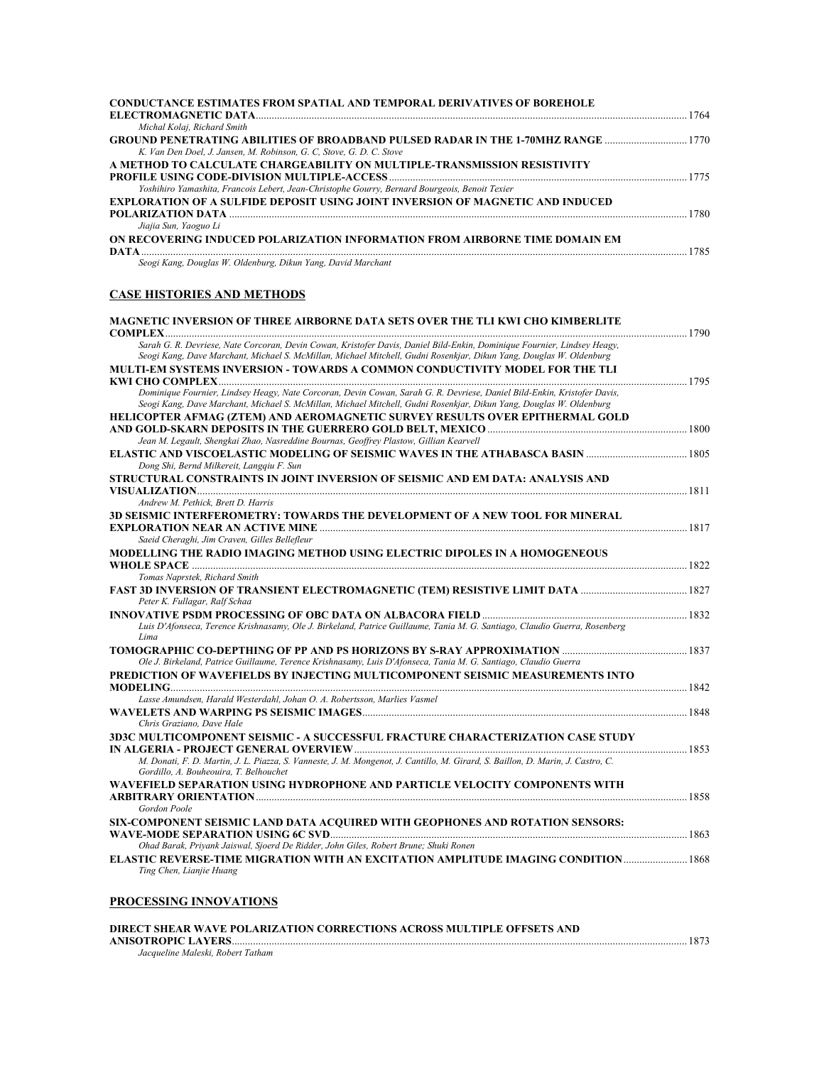**CONDUCTANCE ESTIMATES FROM SPATIAL AND TEMPORAL DERIVATIVES OF BOREHOLE ELECTROMAGNETIC DATA** ............ 1764
*Michal Kolaj, Richard Smith*

**GROUND PENETRATING ABILITIES OF BROADBAND PULSED RADAR IN THE 1-70MHZ RANGE** ............ 1770
*K. Van Den Doel, J. Jansen, M. Robinson, G. C, Stove, G. D. C. Stove*

**A METHOD TO CALCULATE CHARGEABILITY ON MULTIPLE-TRANSMISSION RESISTIVITY PROFILE USING CODE-DIVISION MULTIPLE-ACCESS** ............ 1775
*Yoshihiro Yamashita, Francois Lebert, Jean-Christophe Gourry, Bernard Bourgeois, Benoit Texier*

**EXPLORATION OF A SULFIDE DEPOSIT USING JOINT INVERSION OF MAGNETIC AND INDUCED POLARIZATION DATA** ............ 1780
*Jiajia Sun, Yaoguo Li*

**ON RECOVERING INDUCED POLARIZATION INFORMATION FROM AIRBORNE TIME DOMAIN EM DATA** ............ 1785
*Seogi Kang, Douglas W. Oldenburg, Dikun Yang, David Marchant*

## CASE HISTORIES AND METHODS

**MAGNETIC INVERSION OF THREE AIRBORNE DATA SETS OVER THE TLI KWI CHO KIMBERLITE COMPLEX** ............ 1790
*Sarah G. R. Devriese, Nate Corcoran, Devin Cowan, Kristofer Davis, Daniel Bild-Enkin, Dominique Fournier, Lindsey Heagy, Seogi Kang, Dave Marchant, Michael S. McMillan, Michael Mitchell, Gudni Rosenkjar, Dikun Yang, Douglas W. Oldenburg*

**MULTI-EM SYSTEMS INVERSION - TOWARDS A COMMON CONDUCTIVITY MODEL FOR THE TLI KWI CHO COMPLEX** ............ 1795
*Dominique Fournier, Lindsey Heagy, Nate Corcoran, Devin Cowan, Sarah G. R. Devriese, Daniel Bild-Enkin, Kristofer Davis, Seogi Kang, Dave Marchant, Michael S. McMillan, Michael Mitchell, Gudni Rosenkjar, Dikun Yang, Douglas W. Oldenburg*

**HELICOPTER AFMAG (ZTEM) AND AEROMAGNETIC SURVEY RESULTS OVER EPITHERMAL GOLD AND GOLD-SKARN DEPOSITS IN THE GUERRERO GOLD BELT, MEXICO** ............ 1800
*Jean M. Legault, Shengkai Zhao, Nasreddine Bournas, Geoffrey Plastow, Gillian Kearvell*

**ELASTIC AND VISCOELASTIC MODELING OF SEISMIC WAVES IN THE ATHABASCA BASIN** ............ 1805
*Dong Shi, Bernd Milkereit, Langqiu F. Sun*

**STRUCTURAL CONSTRAINTS IN JOINT INVERSION OF SEISMIC AND EM DATA: ANALYSIS AND VISUALIZATION** ............ 1811
*Andrew M. Pethick, Brett D. Harris*

**3D SEISMIC INTERFEROMETRY: TOWARDS THE DEVELOPMENT OF A NEW TOOL FOR MINERAL EXPLORATION NEAR AN ACTIVE MINE** ............ 1817
*Saeid Cheraghi, Jim Craven, Gilles Bellefleur*

**MODELLING THE RADIO IMAGING METHOD USING ELECTRIC DIPOLES IN A HOMOGENEOUS WHOLE SPACE** ............ 1822
*Tomas Naprstek, Richard Smith*

**FAST 3D INVERSION OF TRANSIENT ELECTROMAGNETIC (TEM) RESISTIVE LIMIT DATA** ............ 1827
*Peter K. Fullagar, Ralf Schaa*

**INNOVATIVE PSDM PROCESSING OF OBC DATA ON ALBACORA FIELD** ............ 1832
*Luis D'Afonseca, Terence Krishnasamy, Ole J. Birkeland, Patrice Guillaume, Tania M. G. Santiago, Claudio Guerra, Rosenberg Lima*

**TOMOGRAPHIC CO-DEPTHING OF PP AND PS HORIZONS BY S-RAY APPROXIMATION** ............ 1837
*Ole J. Birkeland, Patrice Guillaume, Terence Krishnasamy, Luis D'Afonseca, Tania M. G. Santiago, Claudio Guerra*

**PREDICTION OF WAVEFIELDS BY INJECTING MULTICOMPONENT SEISMIC MEASUREMENTS INTO MODELING** ............ 1842
*Lasse Amundsen, Harald Westerdahl, Johan O. A. Robertsson, Marlies Vasmel*

**WAVELETS AND WARPING PS SEISMIC IMAGES** ............ 1848
*Chris Graziano, Dave Hale*

**3D3C MULTICOMPONENT SEISMIC - A SUCCESSFUL FRACTURE CHARACTERIZATION CASE STUDY IN ALGERIA - PROJECT GENERAL OVERVIEW** ............ 1853
*M. Donati, F. D. Martin, J. L. Piazza, S. Vanneste, J. M. Mongenot, J. Cantillo, M. Girard, S. Baillon, D. Marin, J. Castro, C. Gordillo, A. Bouheouira, T. Belhouchet*

**WAVEFIELD SEPARATION USING HYDROPHONE AND PARTICLE VELOCITY COMPONENTS WITH ARBITRARY ORIENTATION** ............ 1858
*Gordon Poole*

**SIX-COMPONENT SEISMIC LAND DATA ACQUIRED WITH GEOPHONES AND ROTATION SENSORS: WAVE-MODE SEPARATION USING 6C SVD** ............ 1863
*Ohad Barak, Priyank Jaiswal, Sjoerd De Ridder, John Giles, Robert Brune; Shuki Ronen*

**ELASTIC REVERSE-TIME MIGRATION WITH AN EXCITATION AMPLITUDE IMAGING CONDITION** ............ 1868
*Ting Chen, Lianjie Huang*

## PROCESSING INNOVATIONS

**DIRECT SHEAR WAVE POLARIZATION CORRECTIONS ACROSS MULTIPLE OFFSETS AND ANISOTROPIC LAYERS** ............ 1873
*Jacqueline Maleski, Robert Tatham*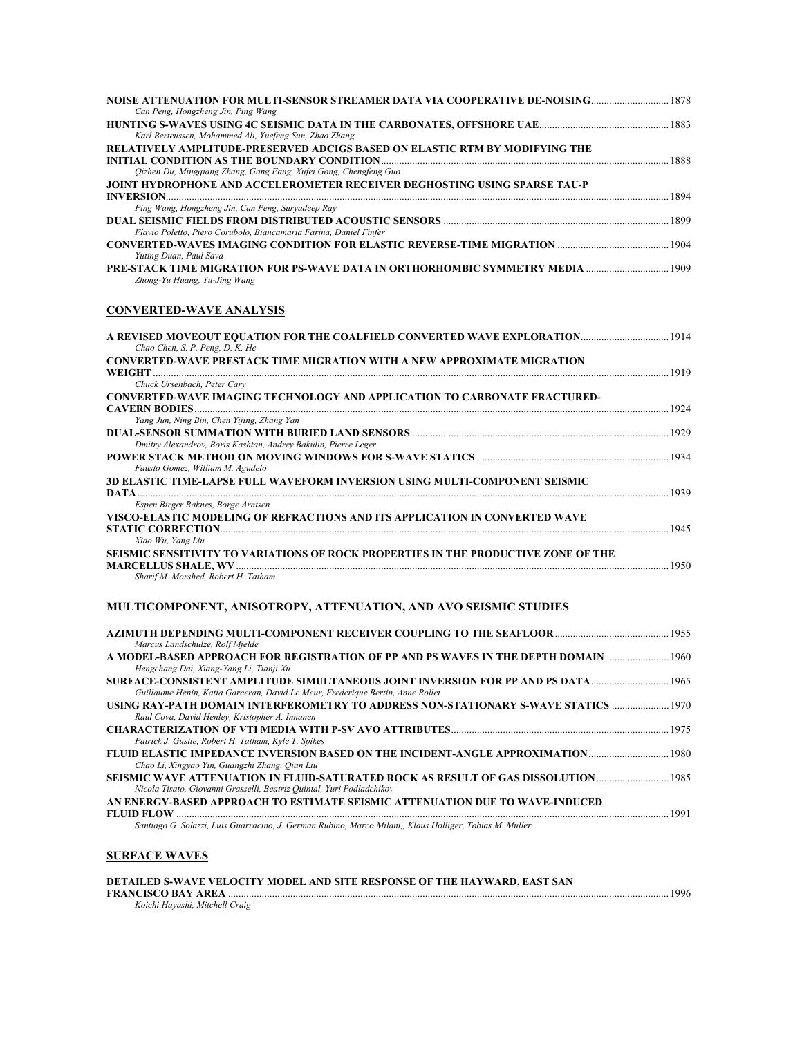**NOISE ATTENUATION FOR MULTI-SENSOR STREAMER DATA VIA COOPERATIVE DE-NOISING** .......... 1878
*Can Peng, Hongzheng Jin, Ping Wang*

**HUNTING S-WAVES USING 4C SEISMIC DATA IN THE CARBONATES, OFFSHORE UAE** .......... 1883
*Karl Berteussen, Mohammed Ali, Yuefeng Sun, Zhao Zhang*

**RELATIVELY AMPLITUDE-PRESERVED ADCIGS BASED ON ELASTIC RTM BY MODIFYING THE INITIAL CONDITION AS THE BOUNDARY CONDITION** .......... 1888
*Qizhen Du, Mingqiang Zhang, Gang Fang, Xufei Gong, Chengfeng Guo*

**JOINT HYDROPHONE AND ACCELEROMETER RECEIVER DEGHOSTING USING SPARSE TAU-P INVERSION** .......... 1894
*Ping Wang, Hongzheng Jin, Can Peng, Suryadeep Ray*

**DUAL SEISMIC FIELDS FROM DISTRIBUTED ACOUSTIC SENSORS** .......... 1899
*Flavio Poletto, Piero Corubolo, Biancamaria Farina, Daniel Finfer*

**CONVERTED-WAVES IMAGING CONDITION FOR ELASTIC REVERSE-TIME MIGRATION** .......... 1904
*Yuting Duan, Paul Sava*

**PRE-STACK TIME MIGRATION FOR PS-WAVE DATA IN ORTHORHOMBIC SYMMETRY MEDIA** .......... 1909
*Zhong-Yu Huang, Yu-Jing Wang*

## CONVERTED-WAVE ANALYSIS

**A REVISED MOVEOUT EQUATION FOR THE COALFIELD CONVERTED WAVE EXPLORATION** .......... 1914
*Chao Chen, S. P. Peng, D. K. He*

**CONVERTED-WAVE PRESTACK TIME MIGRATION WITH A NEW APPROXIMATE MIGRATION WEIGHT** .......... 1919
*Chuck Ursenbach, Peter Cary*

**CONVERTED-WAVE IMAGING TECHNOLOGY AND APPLICATION TO CARBONATE FRACTURED-CAVERN BODIES** .......... 1924
*Yang Jun, Ning Bin, Chen Yijing, Zhang Yan*

**DUAL-SENSOR SUMMATION WITH BURIED LAND SENSORS** .......... 1929
*Dmitry Alexandrov, Boris Kashtan, Andrey Bakulin, Pierre Leger*

**POWER STACK METHOD ON MOVING WINDOWS FOR S-WAVE STATICS** .......... 1934
*Fausto Gomez, William M. Agudelo*

**3D ELASTIC TIME-LAPSE FULL WAVEFORM INVERSION USING MULTI-COMPONENT SEISMIC DATA** .......... 1939
*Espen Birger Raknes, Borge Arntsen*

**VISCO-ELASTIC MODELING OF REFRACTIONS AND ITS APPLICATION IN CONVERTED WAVE STATIC CORRECTION** .......... 1945
*Xiao Wu, Yang Liu*

**SEISMIC SENSITIVITY TO VARIATIONS OF ROCK PROPERTIES IN THE PRODUCTIVE ZONE OF THE MARCELLUS SHALE, WV** .......... 1950
*Sharif M. Morshed, Robert H. Tatham*

## MULTICOMPONENT, ANISOTROPY, ATTENUATION, AND AVO SEISMIC STUDIES

**AZIMUTH DEPENDING MULTI-COMPONENT RECEIVER COUPLING TO THE SEAFLOOR** .......... 1955
*Marcus Landschulze, Rolf Mjelde*

**A MODEL-BASED APPROACH FOR REGISTRATION OF PP AND PS WAVES IN THE DEPTH DOMAIN** .......... 1960
*Hengchang Dai, Xiang-Yang Li, Tianji Xu*

**SURFACE-CONSISTENT AMPLITUDE SIMULTANEOUS JOINT INVERSION FOR PP AND PS DATA** .......... 1965
*Guillaume Henin, Katia Garceran, David Le Meur, Frederique Bertin, Anne Rollet*

**USING RAY-PATH DOMAIN INTERFEROMETRY TO ADDRESS NON-STATIONARY S-WAVE STATICS** .......... 1970
*Raul Cova, David Henley, Kristopher A. Innanen*

**CHARACTERIZATION OF VTI MEDIA WITH P-SV AVO ATTRIBUTES** .......... 1975
*Patrick J. Gustie, Robert H. Tatham, Kyle T. Spikes*

**FLUID ELASTIC IMPEDANCE INVERSION BASED ON THE INCIDENT-ANGLE APPROXIMATION** .......... 1980
*Chao Li, Xingyao Yin, Guangzhi Zhang, Qian Liu*

**SEISMIC WAVE ATTENUATION IN FLUID-SATURATED ROCK AS RESULT OF GAS DISSOLUTION** .......... 1985
*Nicola Tisato, Giovanni Grasselli, Beatriz Quintal, Yuri Podladchikov*

**AN ENERGY-BASED APPROACH TO ESTIMATE SEISMIC ATTENUATION DUE TO WAVE-INDUCED FLUID FLOW** .......... 1991
*Santiago G. Solazzi, Luis Guarracino, J. German Rubino, Marco Milani,, Klaus Holliger, Tobias M. Muller*

## SURFACE WAVES

**DETAILED S-WAVE VELOCITY MODEL AND SITE RESPONSE OF THE HAYWARD, EAST SAN FRANCISCO BAY AREA** .......... 1996
*Koichi Hayashi, Mitchell Craig*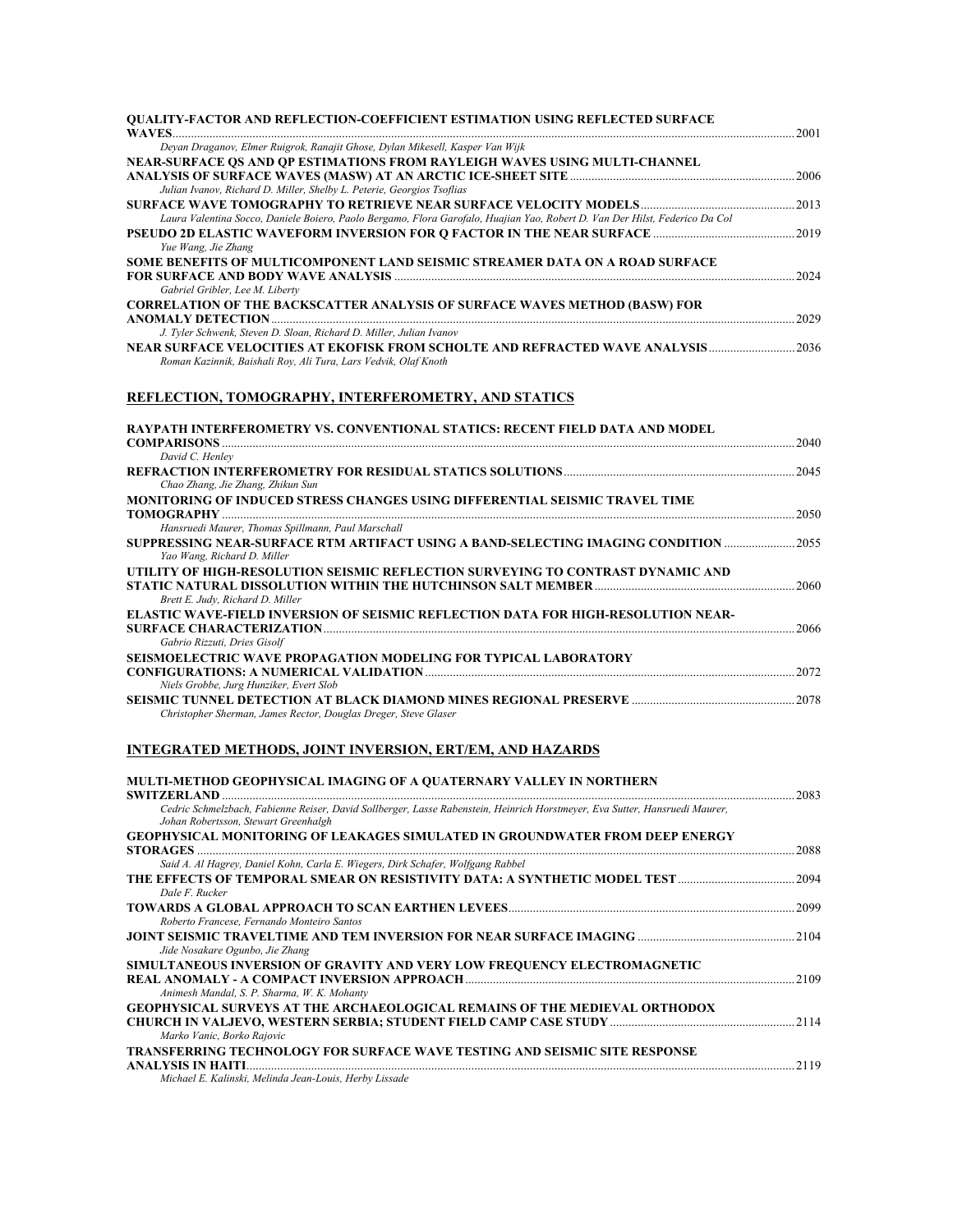**QUALITY-FACTOR AND REFLECTION-COEFFICIENT ESTIMATION USING REFLECTED SURFACE WAVES** ........ 2001
*Deyan Draganov, Elmer Ruigrok, Ranajit Ghose, Dylan Mikesell, Kasper Van Wijk*

**NEAR-SURFACE QS AND QP ESTIMATIONS FROM RAYLEIGH WAVES USING MULTI-CHANNEL ANALYSIS OF SURFACE WAVES (MASW) AT AN ARCTIC ICE-SHEET SITE** ........ 2006
*Julian Ivanov, Richard D. Miller, Shelby L. Peterie, Georgios Tsoflias*

**SURFACE WAVE TOMOGRAPHY TO RETRIEVE NEAR SURFACE VELOCITY MODELS** ........ 2013
*Laura Valentina Socco, Daniele Boiero, Paolo Bergamo, Flora Garofalo, Huajian Yao, Robert D. Van Der Hilst, Federico Da Col*

**PSEUDO 2D ELASTIC WAVEFORM INVERSION FOR Q FACTOR IN THE NEAR SURFACE** ........ 2019
*Yue Wang, Jie Zhang*

**SOME BENEFITS OF MULTICOMPONENT LAND SEISMIC STREAMER DATA ON A ROAD SURFACE FOR SURFACE AND BODY WAVE ANALYSIS** ........ 2024
*Gabriel Gribler, Lee M. Liberty*

**CORRELATION OF THE BACKSCATTER ANALYSIS OF SURFACE WAVES METHOD (BASW) FOR ANOMALY DETECTION** ........ 2029
*J. Tyler Schwenk, Steven D. Sloan, Richard D. Miller, Julian Ivanov*

**NEAR SURFACE VELOCITIES AT EKOFISK FROM SCHOLTE AND REFRACTED WAVE ANALYSIS** ........ 2036
*Roman Kazinnik, Baishali Roy, Ali Tura, Lars Vedvik, Olaf Knoth*

## REFLECTION, TOMOGRAPHY, INTERFEROMETRY, AND STATICS

**RAYPATH INTERFEROMETRY VS. CONVENTIONAL STATICS: RECENT FIELD DATA AND MODEL COMPARISONS** ........ 2040
*David C. Henley*

**REFRACTION INTERFEROMETRY FOR RESIDUAL STATICS SOLUTIONS** ........ 2045
*Chao Zhang, Jie Zhang, Zhikun Sun*

**MONITORING OF INDUCED STRESS CHANGES USING DIFFERENTIAL SEISMIC TRAVEL TIME TOMOGRAPHY** ........ 2050
*Hansruedi Maurer, Thomas Spillmann, Paul Marschall*

**SUPPRESSING NEAR-SURFACE RTM ARTIFACT USING A BAND-SELECTING IMAGING CONDITION** ........ 2055
*Yao Wang, Richard D. Miller*

**UTILITY OF HIGH-RESOLUTION SEISMIC REFLECTION SURVEYING TO CONTRAST DYNAMIC AND STATIC NATURAL DISSOLUTION WITHIN THE HUTCHINSON SALT MEMBER** ........ 2060
*Brett E. Judy, Richard D. Miller*

**ELASTIC WAVE-FIELD INVERSION OF SEISMIC REFLECTION DATA FOR HIGH-RESOLUTION NEAR-SURFACE CHARACTERIZATION** ........ 2066
*Gabrio Rizzuti, Dries Gisolf*

**SEISMOELECTRIC WAVE PROPAGATION MODELING FOR TYPICAL LABORATORY CONFIGURATIONS: A NUMERICAL VALIDATION** ........ 2072
*Niels Grobbe, Jurg Hunziker, Evert Slob*

**SEISMIC TUNNEL DETECTION AT BLACK DIAMOND MINES REGIONAL PRESERVE** ........ 2078
*Christopher Sherman, James Rector, Douglas Dreger, Steve Glaser*

## INTEGRATED METHODS, JOINT INVERSION, ERT/EM, AND HAZARDS

**MULTI-METHOD GEOPHYSICAL IMAGING OF A QUATERNARY VALLEY IN NORTHERN SWITZERLAND** ........ 2083
*Cedric Schmelzbach, Fabienne Reiser, David Sollberger, Lasse Rabenstein, Heinrich Horstmeyer, Eva Sutter, Hansruedi Maurer, Johan Robertsson, Stewart Greenhalgh*

**GEOPHYSICAL MONITORING OF LEAKAGES SIMULATED IN GROUNDWATER FROM DEEP ENERGY STORAGES** ........ 2088
*Said A. Al Hagrey, Daniel Kohn, Carla E. Wiegers, Dirk Schafer, Wolfgang Rabbel*

**THE EFFECTS OF TEMPORAL SMEAR ON RESISTIVITY DATA: A SYNTHETIC MODEL TEST** ........ 2094
*Dale F. Rucker*

**TOWARDS A GLOBAL APPROACH TO SCAN EARTHEN LEVEES** ........ 2099
*Roberto Francese, Fernando Monteiro Santos*

**JOINT SEISMIC TRAVELTIME AND TEM INVERSION FOR NEAR SURFACE IMAGING** ........ 2104
*Jide Nosakare Ogunbo, Jie Zhang*

**SIMULTANEOUS INVERSION OF GRAVITY AND VERY LOW FREQUENCY ELECTROMAGNETIC REAL ANOMALY - A COMPACT INVERSION APPROACH** ........ 2109
*Animesh Mandal, S. P. Sharma, W. K. Mohanty*

**GEOPHYSICAL SURVEYS AT THE ARCHAEOLOGICAL REMAINS OF THE MEDIEVAL ORTHODOX CHURCH IN VALJEVO, WESTERN SERBIA; STUDENT FIELD CAMP CASE STUDY** ........ 2114
*Marko Vanic, Borko Rajovic*

**TRANSFERRING TECHNOLOGY FOR SURFACE WAVE TESTING AND SEISMIC SITE RESPONSE ANALYSIS IN HAITI** ........ 2119
*Michael E. Kalinski, Melinda Jean-Louis, Herby Lissade*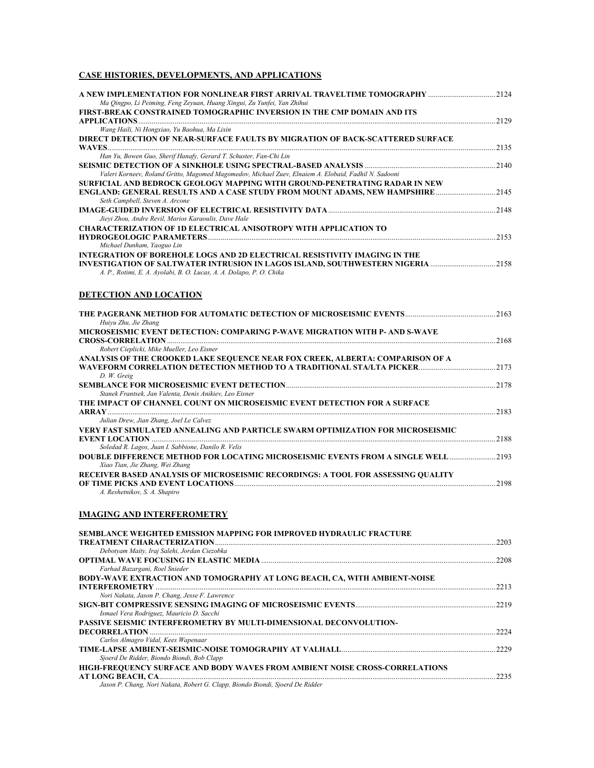## CASE HISTORIES, DEVELOPMENTS, AND APPLICATIONS

**A NEW IMPLEMENTATION FOR NONLINEAR FIRST ARRIVAL TRAVELTIME TOMOGRAPHY** .......... 2124
*Ma Qingpo, Li Peiming, Feng Zeyuan, Huang Xingui, Zu Yunfei, Yan Zhihui*

**FIRST-BREAK CONSTRAINED TOMOGRAPHIC INVERSION IN THE CMP DOMAIN AND ITS APPLICATIONS** .......... 2129
*Wang Haili, Ni Hongxiao, Yu Baohua, Ma Lixin*

**DIRECT DETECTION OF NEAR-SURFACE FAULTS BY MIGRATION OF BACK-SCATTERED SURFACE WAVES** .......... 2135
*Han Yu, Bowen Guo, Sherif Hanafy, Gerard T. Schuster, Fan-Chi Lin*

**SEISMIC DETECTION OF A SINKHOLE USING SPECTRAL-BASED ANALYSIS** .......... 2140
*Valeri Korneev, Roland Gritto, Magomed Magomedov, Michael Zuev, Elnaiem A. Elobaid, Fadhil N. Sadooni*

**SURFICIAL AND BEDROCK GEOLOGY MAPPING WITH GROUND-PENETRATING RADAR IN NEW ENGLAND: GENERAL RESULTS AND A CASE STUDY FROM MOUNT ADAMS, NEW HAMPSHIRE** .......... 2145
*Seth Campbell, Steven A. Arcone*

**IMAGE-GUIDED INVERSION OF ELECTRICAL RESISTIVITY DATA** .......... 2148
*Jieyi Zhou, Andre Revil, Marios Karaoulis, Dave Hale*

**CHARACTERIZATION OF 1D ELECTRICAL ANISOTROPY WITH APPLICATION TO HYDROGEOLOGIC PARAMETERS** .......... 2153
*Michael Dunham, Yaoguo Lin*

**INTEGRATION OF BOREHOLE LOGS AND 2D ELECTRICAL RESISTIVITY IMAGING IN THE INVESTIGATION OF SALTWATER INTRUSION IN LAGOS ISLAND, SOUTHWESTERN NIGERIA** .......... 2158
*A. P., Rotimi, E. A. Ayolabi, B. O. Lucas, A. A. Dolapo, P. O. Chika*

## DETECTION AND LOCATION

**THE PAGERANK METHOD FOR AUTOMATIC DETECTION OF MICROSEISMIC EVENTS** .......... 2163
*Huiyu Zhu, Jie Zhang*

**MICROSEISMIC EVENT DETECTION: COMPARING P-WAVE MIGRATION WITH P- AND S-WAVE CROSS-CORRELATION** .......... 2168
*Robert Cieplicki, Mike Mueller, Leo Eisner*

**ANALYSIS OF THE CROOKED LAKE SEQUENCE NEAR FOX CREEK, ALBERTA: COMPARISON OF A WAVEFORM CORRELATION DETECTION METHOD TO A TRADITIONAL STA/LTA PICKER** .......... 2173
*D. W. Greig*

**SEMBLANCE FOR MICROSEISMIC EVENT DETECTION** .......... 2178
*Stanek Frantsek, Jan Valenta, Denis Anikiev, Leo Eisner*

**THE IMPACT OF CHANNEL COUNT ON MICROSEISMIC EVENT DETECTION FOR A SURFACE ARRAY** .......... 2183
*Julian Drew, Jian Zhang, Joel Le Calvez*

**VERY FAST SIMULATED ANNEALING AND PARTICLE SWARM OPTIMIZATION FOR MICROSEISMIC EVENT LOCATION** .......... 2188
*Soledad R. Lagos, Juan I. Sabbione, Danilo R. Velis*

**DOUBLE DIFFERENCE METHOD FOR LOCATING MICROSEISMIC EVENTS FROM A SINGLE WELL** .......... 2193
*Xiao Tian, Jie Zhang, Wei Zhang*

**RECEIVER BASED ANALYSIS OF MICROSEISMIC RECORDINGS: A TOOL FOR ASSESSING QUALITY OF TIME PICKS AND EVENT LOCATIONS** .......... 2198
*A. Reshetnikov, S. A. Shapiro*

## IMAGING AND INTERFEROMETRY

**SEMBLANCE WEIGHTED EMISSION MAPPING FOR IMPROVED HYDRAULIC FRACTURE TREATMENT CHARACTERIZATION** .......... 2203
*Debotyam Maity, Iraj Salehi, Jordan Ciezobka*

**OPTIMAL WAVE FOCUSING IN ELASTIC MEDIA** .......... 2208
*Farhad Bazargani, Roel Snieder*

**BODY-WAVE EXTRACTION AND TOMOGRAPHY AT LONG BEACH, CA, WITH AMBIENT-NOISE INTERFEROMETRY** .......... 2213
*Nori Nakata, Jason P. Chang, Jesse F. Lawrence*

**SIGN-BIT COMPRESSIVE SENSING IMAGING OF MICROSEISMIC EVENTS** .......... 2219
*Ismael Vera Rodriguez, Mauricio D. Sacchi*

**PASSIVE SEISMIC INTERFEROMETRY BY MULTI-DIMENSIONAL DECONVOLUTION-DECORRELATION** .......... 2224
*Carlos Almagro Vidal, Kees Wapenaar*

**TIME-LAPSE AMBIENT-SEISMIC-NOISE TOMOGRAPHY AT VALHALL** .......... 2229
*Sjoerd De Ridder, Biondo Biondi, Bob Clapp*

**HIGH-FREQUENCY SURFACE AND BODY WAVES FROM AMBIENT NOISE CROSS-CORRELATIONS AT LONG BEACH, CA** .......... 2235
*Jason P. Chang, Nori Nakata, Robert G. Clapp, Biondo Biondi, Sjoerd De Ridder*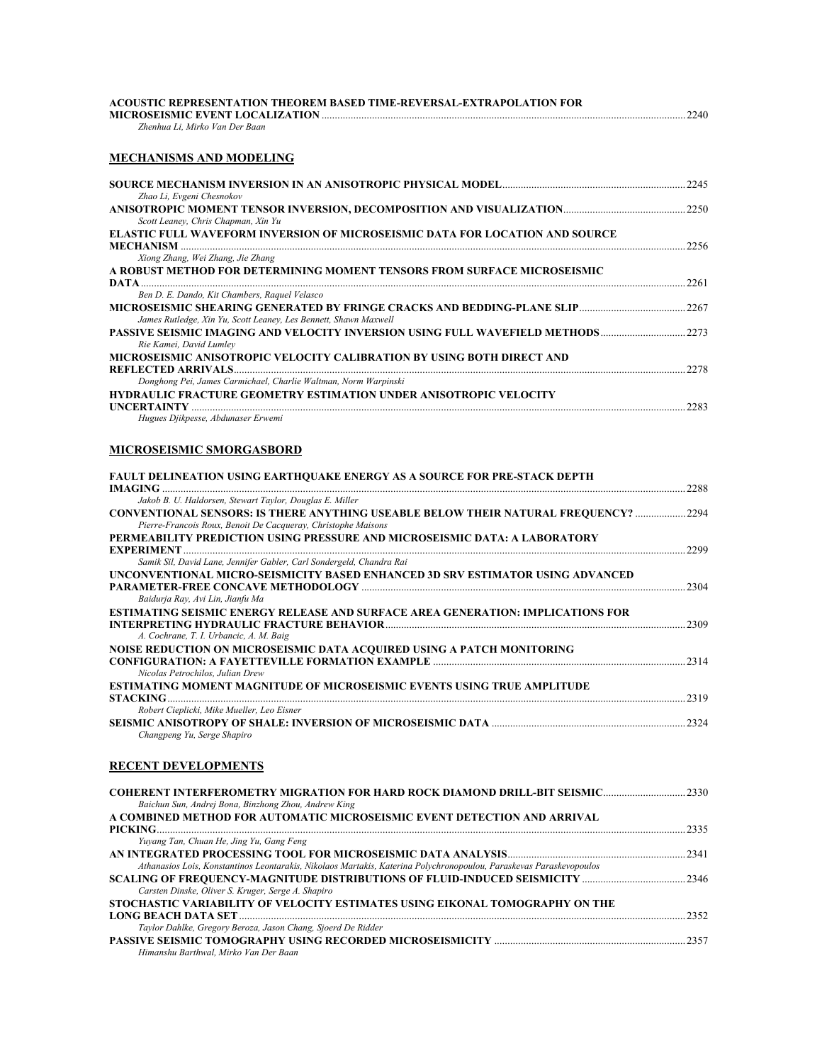**ACOUSTIC REPRESENTATION THEOREM BASED TIME-REVERSAL-EXTRAPOLATION FOR MICROSEISMIC EVENT LOCALIZATION** ........ 2240
*Zhenhua Li, Mirko Van Der Baan*

## MECHANISMS AND MODELING

**SOURCE MECHANISM INVERSION IN AN ANISOTROPIC PHYSICAL MODEL** ........ 2245
*Zhao Li, Evgeni Chesnokov*

**ANISOTROPIC MOMENT TENSOR INVERSION, DECOMPOSITION AND VISUALIZATION** ........ 2250
*Scott Leaney, Chris Chapman, Xin Yu*

**ELASTIC FULL WAVEFORM INVERSION OF MICROSEISMIC DATA FOR LOCATION AND SOURCE MECHANISM** ........ 2256
*Xiong Zhang, Wei Zhang, Jie Zhang*

**A ROBUST METHOD FOR DETERMINING MOMENT TENSORS FROM SURFACE MICROSEISMIC DATA** ........ 2261
*Ben D. E. Dando, Kit Chambers, Raquel Velasco*

**MICROSEISMIC SHEARING GENERATED BY FRINGE CRACKS AND BEDDING-PLANE SLIP** ........ 2267
*James Rutledge, Xin Yu, Scott Leaney, Les Bennett, Shawn Maxwell*

**PASSIVE SEISMIC IMAGING AND VELOCITY INVERSION USING FULL WAVEFIELD METHODS** ........ 2273
*Rie Kamei, David Lumley*

**MICROSEISMIC ANISOTROPIC VELOCITY CALIBRATION BY USING BOTH DIRECT AND REFLECTED ARRIVALS** ........ 2278
*Donghong Pei, James Carmichael, Charlie Waltman, Norm Warpinski*

**HYDRAULIC FRACTURE GEOMETRY ESTIMATION UNDER ANISOTROPIC VELOCITY UNCERTAINTY** ........ 2283
*Hugues Djikpesse, Abdunaser Erwemi*

## MICROSEISMIC SMORGASBORD

**FAULT DELINEATION USING EARTHQUAKE ENERGY AS A SOURCE FOR PRE-STACK DEPTH IMAGING** ........ 2288
*Jakob B. U. Haldorsen, Stewart Taylor, Douglas E. Miller*

**CONVENTIONAL SENSORS: IS THERE ANYTHING USEABLE BELOW THEIR NATURAL FREQUENCY?** ........ 2294
*Pierre-Francois Roux, Benoit De Cacqueray, Christophe Maisons*

**PERMEABILITY PREDICTION USING PRESSURE AND MICROSEISMIC DATA: A LABORATORY EXPERIMENT** ........ 2299
*Samik Sil, David Lane, Jennifer Gabler, Carl Sondergeld, Chandra Rai*

**UNCONVENTIONAL MICRO-SEISMICITY BASED ENHANCED 3D SRV ESTIMATOR USING ADVANCED PARAMETER-FREE CONCAVE METHODOLOGY** ........ 2304
*Baidurja Ray, Avi Lin, Jianfu Ma*

**ESTIMATING SEISMIC ENERGY RELEASE AND SURFACE AREA GENERATION: IMPLICATIONS FOR INTERPRETING HYDRAULIC FRACTURE BEHAVIOR** ........ 2309
*A. Cochrane, T. I. Urbancic, A. M. Baig*

**NOISE REDUCTION ON MICROSEISMIC DATA ACQUIRED USING A PATCH MONITORING CONFIGURATION: A FAYETTEVILLE FORMATION EXAMPLE** ........ 2314
*Nicolas Petrochilos, Julian Drew*

**ESTIMATING MOMENT MAGNITUDE OF MICROSEISMIC EVENTS USING TRUE AMPLITUDE STACKING** ........ 2319
*Robert Cieplicki, Mike Mueller, Leo Eisner*

**SEISMIC ANISOTROPY OF SHALE: INVERSION OF MICROSEISMIC DATA** ........ 2324
*Changpeng Yu, Serge Shapiro*

## RECENT DEVELOPMENTS

**COHERENT INTERFEROMETRY MIGRATION FOR HARD ROCK DIAMOND DRILL-BIT SEISMIC** ........ 2330
*Baichun Sun, Andrej Bona, Binzhong Zhou, Andrew King*

**A COMBINED METHOD FOR AUTOMATIC MICROSEISMIC EVENT DETECTION AND ARRIVAL PICKING** ........ 2335
*Yuyang Tan, Chuan He, Jing Yu, Gang Feng*

**AN INTEGRATED PROCESSING TOOL FOR MICROSEISMIC DATA ANALYSIS** ........ 2341
*Athanasios Lois, Konstantinos Leontarakis, Nikolaos Martakis, Katerina Polychronopoulou, Paraskevas Paraskevopoulos*

**SCALING OF FREQUENCY-MAGNITUDE DISTRIBUTIONS OF FLUID-INDUCED SEISMICITY** ........ 2346
*Carsten Dinske, Oliver S. Kruger, Serge A. Shapiro*

**STOCHASTIC VARIABILITY OF VELOCITY ESTIMATES USING EIKONAL TOMOGRAPHY ON THE LONG BEACH DATA SET** ........ 2352
*Taylor Dahlke, Gregory Beroza, Jason Chang, Sjoerd De Ridder*

**PASSIVE SEISMIC TOMOGRAPHY USING RECORDED MICROSEISMICITY** ........ 2357
*Himanshu Barthwal, Mirko Van Der Baan*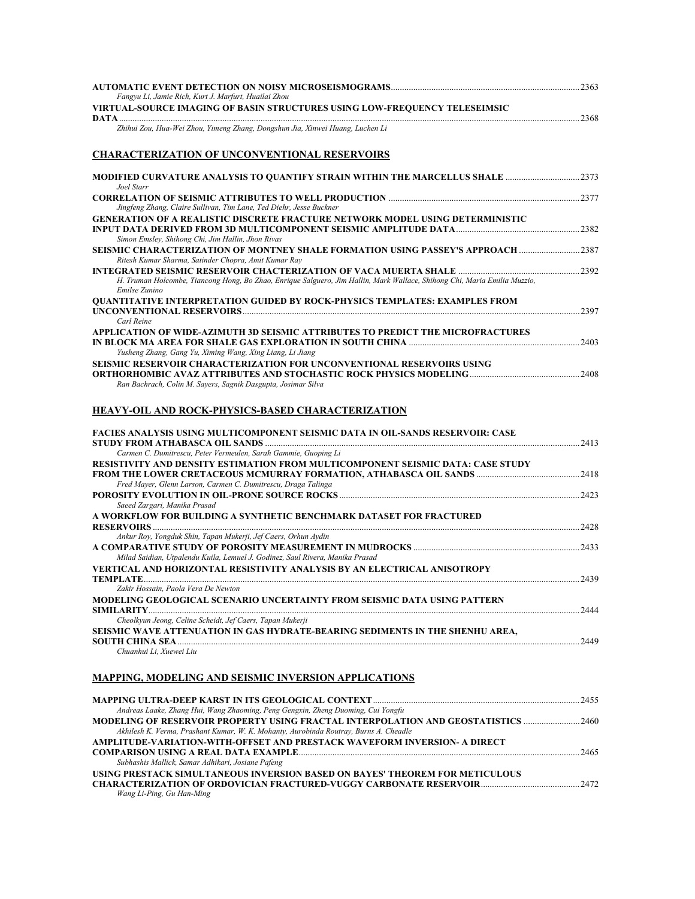**AUTOMATIC EVENT DETECTION ON NOISY MICROSEISMOGRAMS** .......... 2363
*Fangyu Li, Jamie Rich, Kurt J. Marfurt, Huailai Zhou*

**VIRTUAL-SOURCE IMAGING OF BASIN STRUCTURES USING LOW-FREQUENCY TELESEIMSIC DATA** .......... 2368
*Zhihui Zou, Hua-Wei Zhou, Yimeng Zhang, Dongshun Jia, Xinwei Huang, Luchen Li*

## CHARACTERIZATION OF UNCONVENTIONAL RESERVOIRS

**MODIFIED CURVATURE ANALYSIS TO QUANTIFY STRAIN WITHIN THE MARCELLUS SHALE** .......... 2373
*Joel Starr*

**CORRELATION OF SEISMIC ATTRIBUTES TO WELL PRODUCTION** .......... 2377
*Jingfeng Zhang, Claire Sullivan, Tim Lane, Ted Diehr, Jesse Buckner*

**GENERATION OF A REALISTIC DISCRETE FRACTURE NETWORK MODEL USING DETERMINISTIC INPUT DATA DERIVED FROM 3D MULTICOMPONENT SEISMIC AMPLITUDE DATA** .......... 2382
*Simon Emsley, Shihong Chi, Jim Hallin, Jhon Rivas*

**SEISMIC CHARACTERIZATION OF MONTNEY SHALE FORMATION USING PASSEY'S APPROACH** .......... 2387
*Ritesh Kumar Sharma, Satinder Chopra, Amit Kumar Ray*

**INTEGRATED SEISMIC RESERVOIR CHACTERIZATION OF VACA MUERTA SHALE** .......... 2392
*H. Truman Holcombe, Tiancong Hong, Bo Zhao, Enrique Salguero, Jim Hallin, Mark Wallace, Shihong Chi, Maria Emilia Muzzio, Emilse Zunino*

**QUANTITATIVE INTERPRETATION GUIDED BY ROCK-PHYSICS TEMPLATES: EXAMPLES FROM UNCONVENTIONAL RESERVOIRS** .......... 2397
*Carl Reine*

**APPLICATION OF WIDE-AZIMUTH 3D SEISMIC ATTRIBUTES TO PREDICT THE MICROFRACTURES IN BLOCK MA AREA FOR SHALE GAS EXPLORATION IN SOUTH CHINA** .......... 2403
*Yusheng Zhang, Gang Yu, Ximing Wang, Xing Liang, Li Jiang*

**SEISMIC RESERVOIR CHARACTERIZATION FOR UNCONVENTIONAL RESERVOIRS USING ORTHORHOMBIC AVAZ ATTRIBUTES AND STOCHASTIC ROCK PHYSICS MODELING** .......... 2408
*Ran Bachrach, Colin M. Sayers, Sagnik Dasgupta, Josimar Silva*

## HEAVY-OIL AND ROCK-PHYSICS-BASED CHARACTERIZATION

**FACIES ANALYSIS USING MULTICOMPONENT SEISMIC DATA IN OIL-SANDS RESERVOIR: CASE STUDY FROM ATHABASCA OIL SANDS** .......... 2413
*Carmen C. Dumitrescu, Peter Vermeulen, Sarah Gammie, Guoping Li*

**RESISTIVITY AND DENSITY ESTIMATION FROM MULTICOMPONENT SEISMIC DATA: CASE STUDY FROM THE LOWER CRETACEOUS MCMURRAY FORMATION, ATHABASCA OIL SANDS** .......... 2418
*Fred Mayer, Glenn Larson, Carmen C. Dumitrescu, Draga Talinga*

**POROSITY EVOLUTION IN OIL-PRONE SOURCE ROCKS** .......... 2423
*Saeed Zargari, Manika Prasad*

**A WORKFLOW FOR BUILDING A SYNTHETIC BENCHMARK DATASET FOR FRACTURED RESERVOIRS** .......... 2428
*Ankur Roy, Yongduk Shin, Tapan Mukerji, Jef Caers, Orhun Aydin*

**A COMPARATIVE STUDY OF POROSITY MEASUREMENT IN MUDROCKS** .......... 2433
*Milad Saidian, Utpalendu Kuila, Lemuel J. Godinez, Saul Rivera, Manika Prasad*

**VERTICAL AND HORIZONTAL RESISTIVITY ANALYSIS BY AN ELECTRICAL ANISOTROPY TEMPLATE** .......... 2439
*Zakir Hossain, Paola Vera De Newton*

**MODELING GEOLOGICAL SCENARIO UNCERTAINTY FROM SEISMIC DATA USING PATTERN SIMILARITY** .......... 2444
*Cheolkyun Jeong, Celine Scheidt, Jef Caers, Tapan Mukerji*

**SEISMIC WAVE ATTENUATION IN GAS HYDRATE-BEARING SEDIMENTS IN THE SHENHU AREA, SOUTH CHINA SEA** .......... 2449
*Chuanhui Li, Xuewei Liu*

## MAPPING, MODELING AND SEISMIC INVERSION APPLICATIONS

**MAPPING ULTRA-DEEP KARST IN ITS GEOLOGICAL CONTEXT** .......... 2455
*Andreas Laake, Zhang Hui, Wang Zhaoming, Peng Gengxin, Zheng Duoming, Cui Yongfu*

**MODELING OF RESERVOIR PROPERTY USING FRACTAL INTERPOLATION AND GEOSTATISTICS** .......... 2460
*Akhilesh K. Verma, Prashant Kumar, W. K. Mohanty, Aurobinda Routray, Burns A. Cheadle*

**AMPLITUDE-VARIATION-WITH-OFFSET AND PRESTACK WAVEFORM INVERSION- A DIRECT COMPARISON USING A REAL DATA EXAMPLE** .......... 2465
*Subhashis Mallick, Samar Adhikari, Josiane Pafeng*

**USING PRESTACK SIMULTANEOUS INVERSION BASED ON BAYES' THEOREM FOR METICULOUS CHARACTERIZATION OF ORDOVICIAN FRACTURED-VUGGY CARBONATE RESERVOIR** .......... 2472
*Wang Li-Ping, Gu Han-Ming*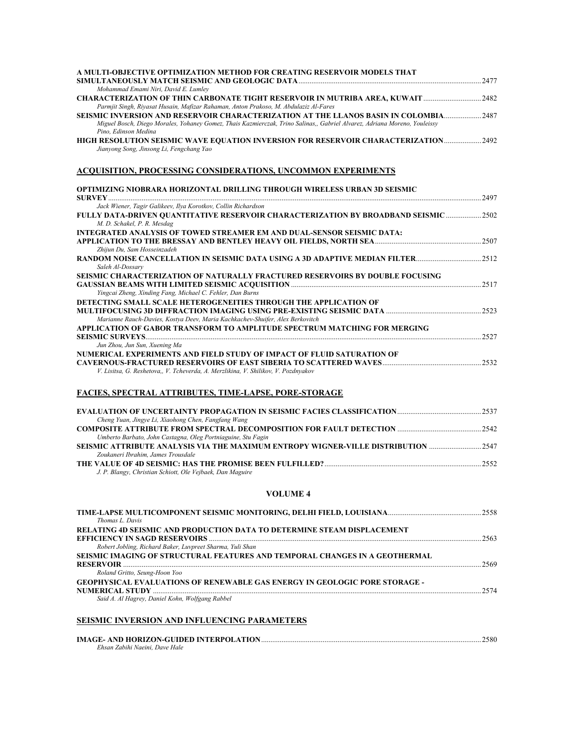**A MULTI-OBJECTIVE OPTIMIZATION METHOD FOR CREATING RESERVOIR MODELS THAT SIMULTANEOUSLY MATCH SEISMIC AND GEOLOGIC DATA** ........ 2477
*Mohammad Emami Niri, David E. Lumley*

**CHARACTERIZATION OF THIN CARBONATE TIGHT RESERVOIR IN MUTRIBA AREA, KUWAIT** ........ 2482
*Parmjit Singh, Riyasat Husain, Mafizar Rahaman, Anton Prakoso, M. Abdulaziz Al-Fares*

**SEISMIC INVERSION AND RESERVOIR CHARACTERIZATION AT THE LLANOS BASIN IN COLOMBIA** ........ 2487
*Miguel Bosch, Diego Morales, Yohaney Gomez, Thais Kazmierczak, Trino Salinas,, Gabriel Alvarez, Adriana Moreno, Youleissy Pino, Edinson Medina*

**HIGH RESOLUTION SEISMIC WAVE EQUATION INVERSION FOR RESERVOIR CHARACTERIZATION** ........ 2492
*Jianyong Song, Jinsong Li, Fengchang Yao*

## ACQUISITION, PROCESSING CONSIDERATIONS, UNCOMMON EXPERIMENTS

**OPTIMIZING NIOBRARA HORIZONTAL DRILLING THROUGH WIRELESS URBAN 3D SEISMIC SURVEY** ........ 2497
*Jack Wiener, Tagir Galikeev, Ilya Korotkov, Collin Richardson*

**FULLY DATA-DRIVEN QUANTITATIVE RESERVOIR CHARACTERIZATION BY BROADBAND SEISMIC** ........ 2502
*M. D. Schakel, P. R. Mesdag*

**INTEGRATED ANALYSIS OF TOWED STREAMER EM AND DUAL-SENSOR SEISMIC DATA: APPLICATION TO THE BRESSAY AND BENTLEY HEAVY OIL FIELDS, NORTH SEA** ........ 2507
*Zhijun Du, Sam Hosseinzadeh*

**RANDOM NOISE CANCELLATION IN SEISMIC DATA USING A 3D ADAPTIVE MEDIAN FILTER** ........ 2512
*Saleh Al-Dossary*

**SEISMIC CHARACTERIZATION OF NATURALLY FRACTURED RESERVOIRS BY DOUBLE FOCUSING GAUSSIAN BEAMS WITH LIMITED SEISMIC ACQUISITION** ........ 2517
*Yingcai Zheng, Xinding Fang, Michael C. Fehler, Dan Burns*

**DETECTING SMALL SCALE HETEROGENEITIES THROUGH THE APPLICATION OF MULTIFOCUSING 3D DIFFRACTION IMAGING USING PRE-EXISTING SEISMIC DATA** ........ 2523
*Marianne Rauch-Davies, Kostya Deev, Maria Kachkachev-Shuifer, Alex Berkovitch*

**APPLICATION OF GABOR TRANSFORM TO AMPLITUDE SPECTRUM MATCHING FOR MERGING SEISMIC SURVEYS** ........ 2527
*Jun Zhou, Jun Sun, Xuening Ma*

**NUMERICAL EXPERIMENTS AND FIELD STUDY OF IMPACT OF FLUID SATURATION OF CAVERNOUS-FRACTURED RESERVOIRS OF EAST SIBERIA TO SCATTERED WAVES** ........ 2532
*V. Lisitsa, G. Reshetova,, V. Tcheverda, A. Merzlikina, V. Shilikov, V. Pozdnyakov*

## FACIES, SPECTRAL ATTRIBUTES, TIME-LAPSE, PORE-STORAGE

**EVALUATION OF UNCERTAINTY PROPAGATION IN SEISMIC FACIES CLASSIFICATION** ........ 2537
*Cheng Yuan, Jingye Li, Xiaohong Chen, Fangfang Wang*

**COMPOSITE ATTRIBUTE FROM SPECTRAL DECOMPOSITION FOR FAULT DETECTION** ........ 2542
*Umberto Barbato, John Castagna, Oleg Portniaguine, Stu Fagin*

**SEISMIC ATTRIBUTE ANALYSIS VIA THE MAXIMUM ENTROPY WIGNER-VILLE DISTRIBUTION** ........ 2547
*Zoukaneri Ibrahim, James Trousdale*

**THE VALUE OF 4D SEISMIC: HAS THE PROMISE BEEN FULFILLED?** ........ 2552
*J. P. Blangy, Christian Schiott, Ole Vejbaek, Dan Maguire*

## VOLUME 4

**TIME-LAPSE MULTICOMPONENT SEISMIC MONITORING, DELHI FIELD, LOUISIANA** ........ 2558
*Thomas L. Davis*

**RELATING 4D SEISMIC AND PRODUCTION DATA TO DETERMINE STEAM DISPLACEMENT EFFICIENCY IN SAGD RESERVOIRS** ........ 2563
*Robert Jobling, Richard Baker, Luvpreet Sharma, Yuli Shan*

**SEISMIC IMAGING OF STRUCTURAL FEATURES AND TEMPORAL CHANGES IN A GEOTHERMAL RESERVOIR** ........ 2569
*Roland Gritto, Seung-Hoon Yoo*

**GEOPHYSICAL EVALUATIONS OF RENEWABLE GAS ENERGY IN GEOLOGIC PORE STORAGE - NUMERICAL STUDY** ........ 2574
*Said A. Al Hagrey, Daniel Kohn, Wolfgang Rabbel*

## SEISMIC INVERSION AND INFLUENCING PARAMETERS

**IMAGE- AND HORIZON-GUIDED INTERPOLATION** ........ 2580
*Ehsan Zabihi Naeini, Dave Hale*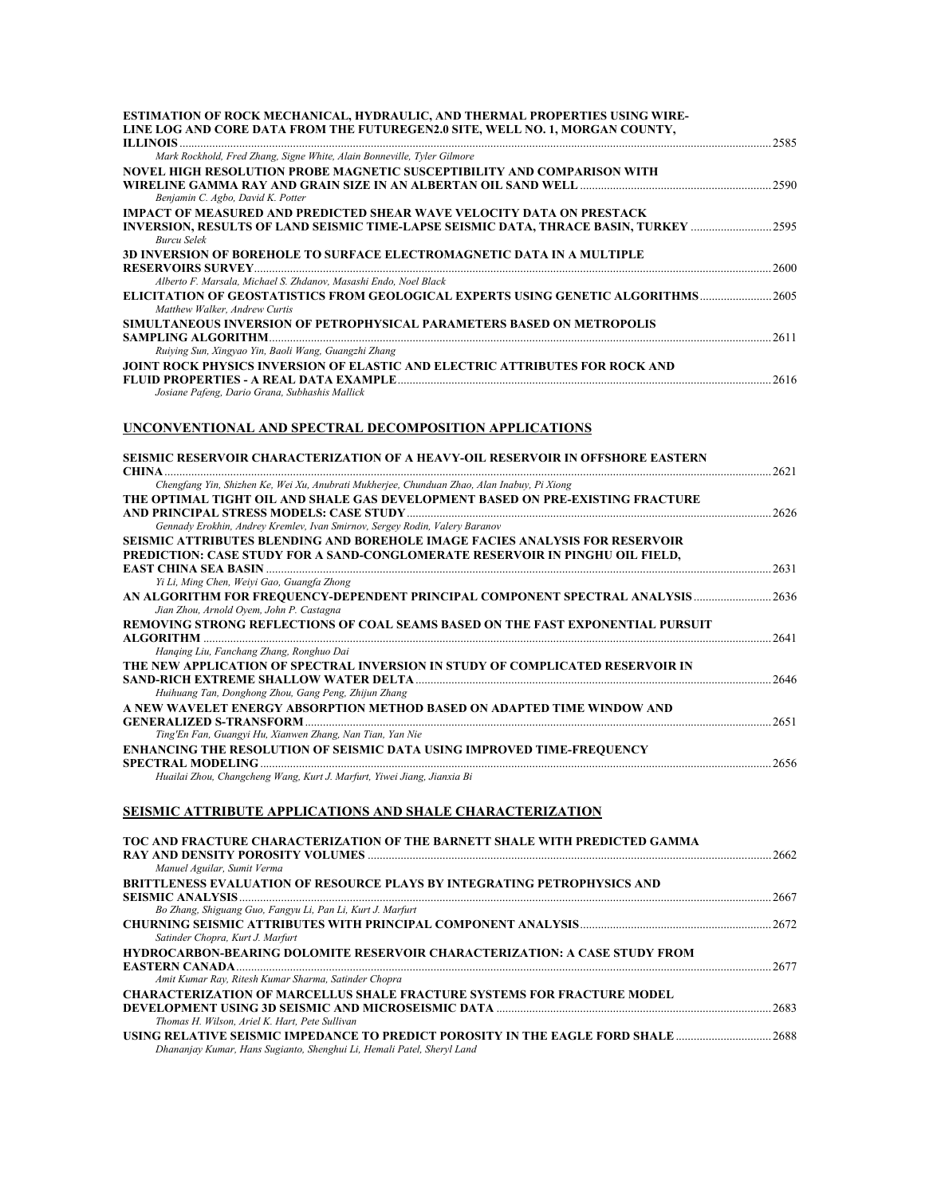**ESTIMATION OF ROCK MECHANICAL, HYDRAULIC, AND THERMAL PROPERTIES USING WIRE-LINE LOG AND CORE DATA FROM THE FUTUREGEN2.0 SITE, WELL NO. 1, MORGAN COUNTY, ILLINOIS** ............ 2585
*Mark Rockhold, Fred Zhang, Signe White, Alain Bonneville, Tyler Gilmore*

**NOVEL HIGH RESOLUTION PROBE MAGNETIC SUSCEPTIBILITY AND COMPARISON WITH WIRELINE GAMMA RAY AND GRAIN SIZE IN AN ALBERTAN OIL SAND WELL** ............ 2590
*Benjamin C. Agbo, David K. Potter*

**IMPACT OF MEASURED AND PREDICTED SHEAR WAVE VELOCITY DATA ON PRESTACK INVERSION, RESULTS OF LAND SEISMIC TIME-LAPSE SEISMIC DATA, THRACE BASIN, TURKEY** ............ 2595
*Burcu Selek*

**3D INVERSION OF BOREHOLE TO SURFACE ELECTROMAGNETIC DATA IN A MULTIPLE RESERVOIRS SURVEY** ............ 2600
*Alberto F. Marsala, Michael S. Zhdanov, Masashi Endo, Noel Black*

**ELICITATION OF GEOSTATISTICS FROM GEOLOGICAL EXPERTS USING GENETIC ALGORITHMS** ............ 2605
*Matthew Walker, Andrew Curtis*

**SIMULTANEOUS INVERSION OF PETROPHYSICAL PARAMETERS BASED ON METROPOLIS SAMPLING ALGORITHM** ............ 2611
*Ruiying Sun, Xingyao Yin, Baoli Wang, Guangzhi Zhang*

**JOINT ROCK PHYSICS INVERSION OF ELASTIC AND ELECTRIC ATTRIBUTES FOR ROCK AND FLUID PROPERTIES - A REAL DATA EXAMPLE** ............ 2616
*Josiane Pafeng, Dario Grana, Subhashis Mallick*

## UNCONVENTIONAL AND SPECTRAL DECOMPOSITION APPLICATIONS

**SEISMIC RESERVOIR CHARACTERIZATION OF A HEAVY-OIL RESERVOIR IN OFFSHORE EASTERN CHINA** ............ 2621
*Chengfang Yin, Shizhen Ke, Wei Xu, Anubrati Mukherjee, Chunduan Zhao, Alan Inabuy, Pi Xiong*

**THE OPTIMAL TIGHT OIL AND SHALE GAS DEVELOPMENT BASED ON PRE-EXISTING FRACTURE AND PRINCIPAL STRESS MODELS: CASE STUDY** ............ 2626
*Gennady Erokhin, Andrey Kremlev, Ivan Smirnov, Sergey Rodin, Valery Baranov*

**SEISMIC ATTRIBUTES BLENDING AND BOREHOLE IMAGE FACIES ANALYSIS FOR RESERVOIR PREDICTION: CASE STUDY FOR A SAND-CONGLOMERATE RESERVOIR IN PINGHU OIL FIELD, EAST CHINA SEA BASIN** ............ 2631
*Yi Li, Ming Chen, Weiyi Gao, Guangfa Zhong*

**AN ALGORITHM FOR FREQUENCY-DEPENDENT PRINCIPAL COMPONENT SPECTRAL ANALYSIS** ............ 2636
*Jian Zhou, Arnold Oyem, John P. Castagna*

**REMOVING STRONG REFLECTIONS OF COAL SEAMS BASED ON THE FAST EXPONENTIAL PURSUIT ALGORITHM** ............ 2641
*Hanqing Liu, Fanchang Zhang, Ronghuo Dai*

**THE NEW APPLICATION OF SPECTRAL INVERSION IN STUDY OF COMPLICATED RESERVOIR IN SAND-RICH EXTREME SHALLOW WATER DELTA** ............ 2646
*Huihuang Tan, Donghong Zhou, Gang Peng, Zhijun Zhang*

**A NEW WAVELET ENERGY ABSORPTION METHOD BASED ON ADAPTED TIME WINDOW AND GENERALIZED S-TRANSFORM** ............ 2651
*Ting'En Fan, Guangyi Hu, Xianwen Zhang, Nan Tian, Yan Nie*

**ENHANCING THE RESOLUTION OF SEISMIC DATA USING IMPROVED TIME-FREQUENCY SPECTRAL MODELING** ............ 2656
*Huailai Zhou, Changcheng Wang, Kurt J. Marfurt, Yiwei Jiang, Jianxia Bi*

## SEISMIC ATTRIBUTE APPLICATIONS AND SHALE CHARACTERIZATION

**TOC AND FRACTURE CHARACTERIZATION OF THE BARNETT SHALE WITH PREDICTED GAMMA RAY AND DENSITY POROSITY VOLUMES** ............ 2662
*Manuel Aguilar, Sumit Verma*

**BRITTLENESS EVALUATION OF RESOURCE PLAYS BY INTEGRATING PETROPHYSICS AND SEISMIC ANALYSIS** ............ 2667
*Bo Zhang, Shiguang Guo, Fangyu Li, Pan Li, Kurt J. Marfurt*

**CHURNING SEISMIC ATTRIBUTES WITH PRINCIPAL COMPONENT ANALYSIS** ............ 2672
*Satinder Chopra, Kurt J. Marfurt*

**HYDROCARBON-BEARING DOLOMITE RESERVOIR CHARACTERIZATION: A CASE STUDY FROM EASTERN CANADA** ............ 2677
*Amit Kumar Ray, Ritesh Kumar Sharma, Satinder Chopra*

**CHARACTERIZATION OF MARCELLUS SHALE FRACTURE SYSTEMS FOR FRACTURE MODEL DEVELOPMENT USING 3D SEISMIC AND MICROSEISMIC DATA** ............ 2683
*Thomas H. Wilson, Ariel K. Hart, Pete Sullivan*

**USING RELATIVE SEISMIC IMPEDANCE TO PREDICT POROSITY IN THE EAGLE FORD SHALE** ............ 2688
*Dhananjay Kumar, Hans Sugianto, Shenghui Li, Hemali Patel, Sheryl Land*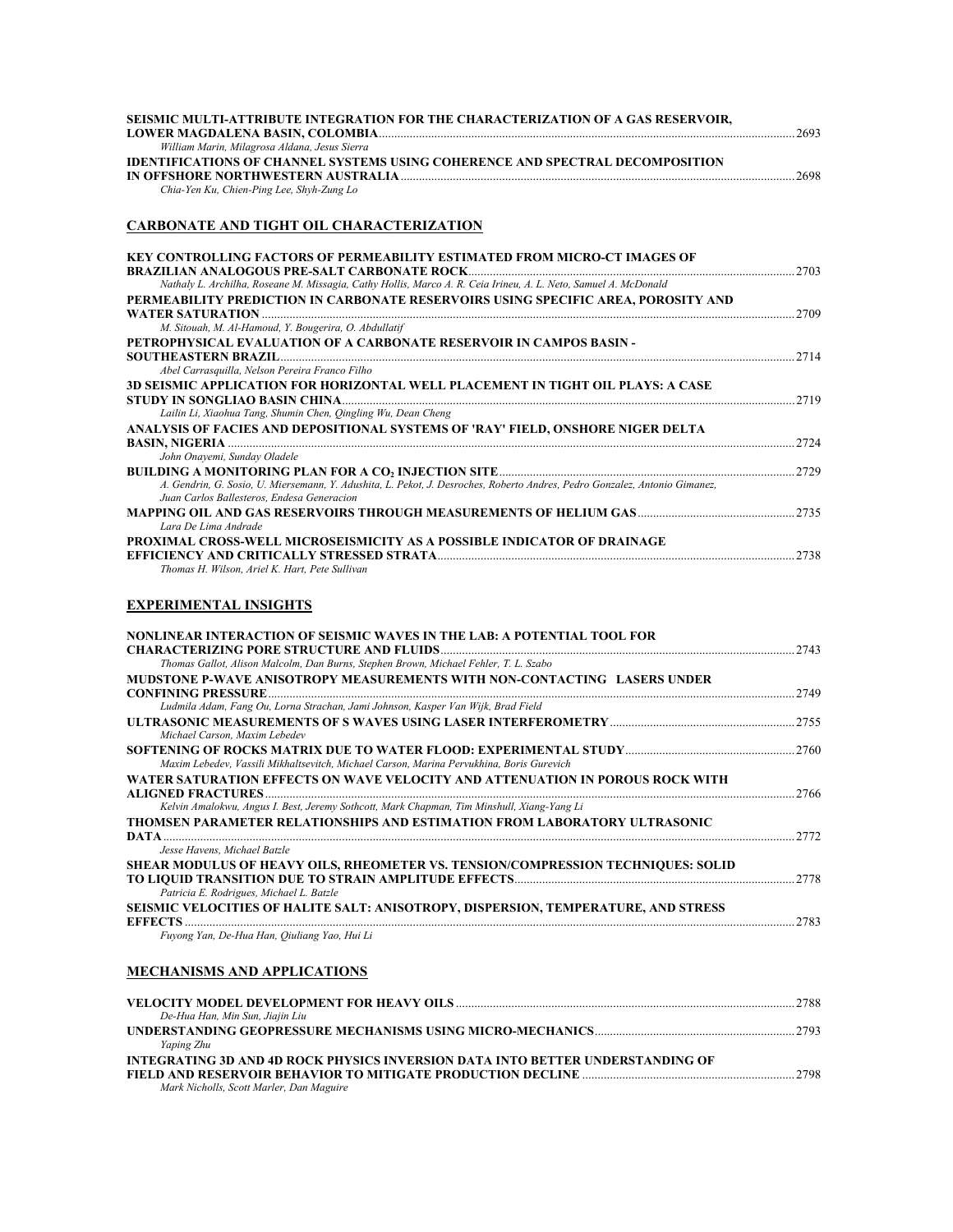**SEISMIC MULTI-ATTRIBUTE INTEGRATION FOR THE CHARACTERIZATION OF A GAS RESERVOIR, LOWER MAGDALENA BASIN, COLOMBIA** ........ 2693
*William Marin, Milagrosa Aldana, Jesus Sierra*

**IDENTIFICATIONS OF CHANNEL SYSTEMS USING COHERENCE AND SPECTRAL DECOMPOSITION IN OFFSHORE NORTHWESTERN AUSTRALIA** ........ 2698
*Chia-Yen Ku, Chien-Ping Lee, Shyh-Zung Lo*

## CARBONATE AND TIGHT OIL CHARACTERIZATION

**KEY CONTROLLING FACTORS OF PERMEABILITY ESTIMATED FROM MICRO-CT IMAGES OF BRAZILIAN ANALOGOUS PRE-SALT CARBONATE ROCK** ........ 2703
*Nathaly L. Archilha, Roseane M. Missagia, Cathy Hollis, Marco A. R. Ceia Irineu, A. L. Neto, Samuel A. McDonald*

**PERMEABILITY PREDICTION IN CARBONATE RESERVOIRS USING SPECIFIC AREA, POROSITY AND WATER SATURATION** ........ 2709
*M. Sitouah, M. Al-Hamoud, Y. Bougerira, O. Abdullatif*

**PETROPHYSICAL EVALUATION OF A CARBONATE RESERVOIR IN CAMPOS BASIN - SOUTHEASTERN BRAZIL** ........ 2714
*Abel Carrasquilla, Nelson Pereira Franco Filho*

**3D SEISMIC APPLICATION FOR HORIZONTAL WELL PLACEMENT IN TIGHT OIL PLAYS: A CASE STUDY IN SONGLIAO BASIN CHINA** ........ 2719
*Lailin Li, Xiaohua Tang, Shumin Chen, Qingling Wu, Dean Cheng*

**ANALYSIS OF FACIES AND DEPOSITIONAL SYSTEMS OF 'RAY' FIELD, ONSHORE NIGER DELTA BASIN, NIGERIA** ........ 2724
*John Onayemi, Sunday Oladele*

**BUILDING A MONITORING PLAN FOR A $CO_2$ INJECTION SITE** ........ 2729
*A. Gendrin, G. Sosio, U. Miersemann, Y. Adushita, L. Pekot, J. Desroches, Roberto Andres, Pedro Gonzalez, Antonio Gimanez, Juan Carlos Ballesteros, Endesa Generacion*

**MAPPING OIL AND GAS RESERVOIRS THROUGH MEASUREMENTS OF HELIUM GAS** ........ 2735
*Lara De Lima Andrade*

**PROXIMAL CROSS-WELL MICROSEISMICITY AS A POSSIBLE INDICATOR OF DRAINAGE EFFICIENCY AND CRITICALLY STRESSED STRATA** ........ 2738
*Thomas H. Wilson, Ariel K. Hart, Pete Sullivan*

## EXPERIMENTAL INSIGHTS

**NONLINEAR INTERACTION OF SEISMIC WAVES IN THE LAB: A POTENTIAL TOOL FOR CHARACTERIZING PORE STRUCTURE AND FLUIDS** ........ 2743
*Thomas Gallot, Alison Malcolm, Dan Burns, Stephen Brown, Michael Fehler, T. L. Szabo*

**MUDSTONE P-WAVE ANISOTROPY MEASUREMENTS WITH NON-CONTACTING LASERS UNDER CONFINING PRESSURE** ........ 2749
*Ludmila Adam, Fang Ou, Lorna Strachan, Jami Johnson, Kasper Van Wijk, Brad Field*

**ULTRASONIC MEASUREMENTS OF S WAVES USING LASER INTERFEROMETRY** ........ 2755
*Michael Carson, Maxim Lebedev*

**SOFTENING OF ROCKS MATRIX DUE TO WATER FLOOD: EXPERIMENTAL STUDY** ........ 2760
*Maxim Lebedev, Vassili Mikhaltsevitch, Michael Carson, Marina Pervukhina, Boris Gurevich*

**WATER SATURATION EFFECTS ON WAVE VELOCITY AND ATTENUATION IN POROUS ROCK WITH ALIGNED FRACTURES** ........ 2766
*Kelvin Amalokwu, Angus I. Best, Jeremy Sothcott, Mark Chapman, Tim Minshull, Xiang-Yang Li*

**THOMSEN PARAMETER RELATIONSHIPS AND ESTIMATION FROM LABORATORY ULTRASONIC DATA** ........ 2772
*Jesse Havens, Michael Batzle*

**SHEAR MODULUS OF HEAVY OILS, RHEOMETER VS. TENSION/COMPRESSION TECHNIQUES: SOLID TO LIQUID TRANSITION DUE TO STRAIN AMPLITUDE EFFECTS** ........ 2778
*Patricia E. Rodrigues, Michael L. Batzle*

**SEISMIC VELOCITIES OF HALITE SALT: ANISOTROPY, DISPERSION, TEMPERATURE, AND STRESS EFFECTS** ........ 2783
*Fuyong Yan, De-Hua Han, Qiuliang Yao, Hui Li*

## MECHANISMS AND APPLICATIONS

**VELOCITY MODEL DEVELOPMENT FOR HEAVY OILS** ........ 2788
*De-Hua Han, Min Sun, Jiajin Liu*

**UNDERSTANDING GEOPRESSURE MECHANISMS USING MICRO-MECHANICS** ........ 2793
*Yaping Zhu*

**INTEGRATING 3D AND 4D ROCK PHYSICS INVERSION DATA INTO BETTER UNDERSTANDING OF FIELD AND RESERVOIR BEHAVIOR TO MITIGATE PRODUCTION DECLINE** ........ 2798
*Mark Nicholls, Scott Marler, Dan Maguire*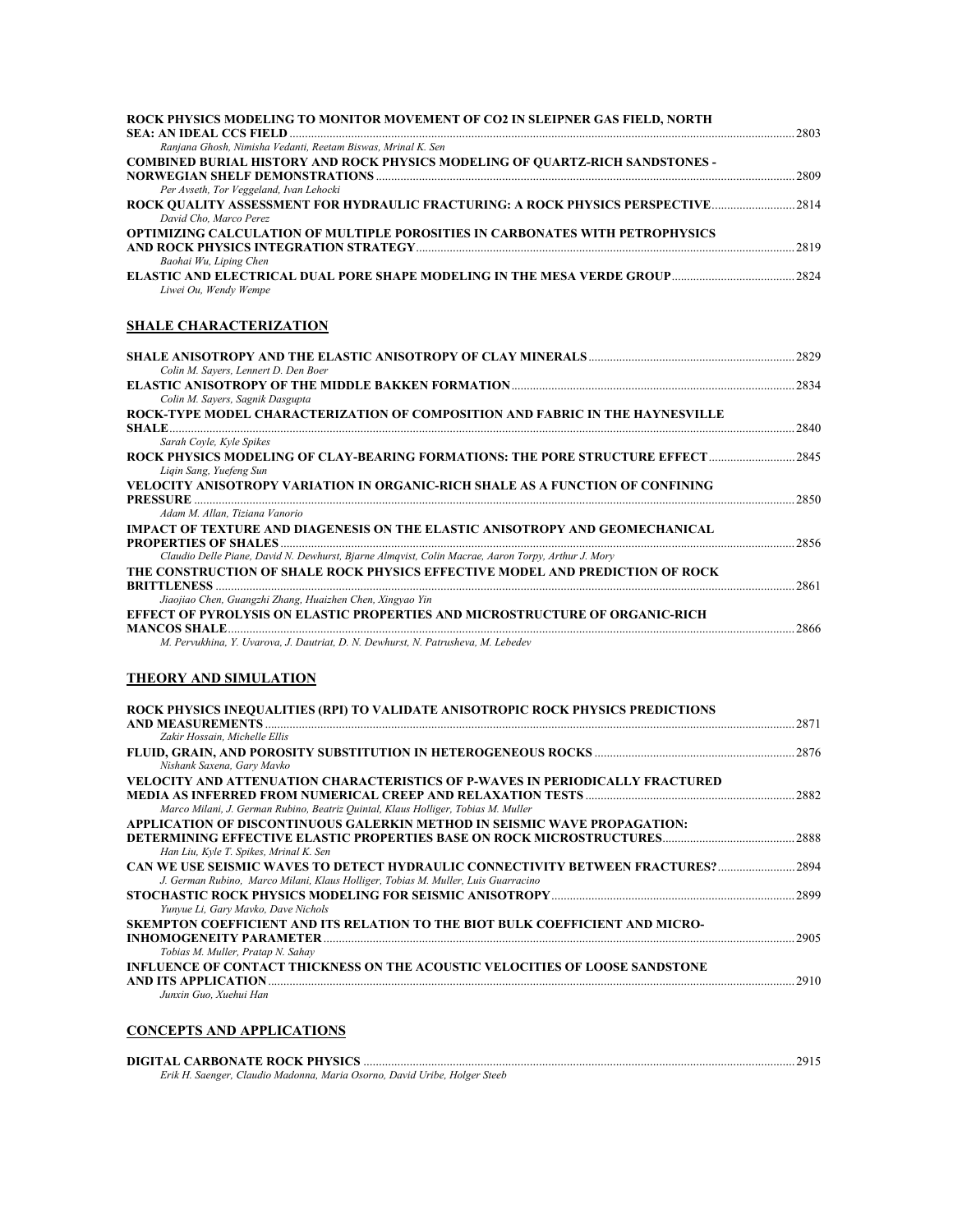**ROCK PHYSICS MODELING TO MONITOR MOVEMENT OF CO2 IN SLEIPNER GAS FIELD, NORTH SEA: AN IDEAL CCS FIELD** ........ 2803
*Ranjana Ghosh, Nimisha Vedanti, Reetam Biswas, Mrinal K. Sen*

**COMBINED BURIAL HISTORY AND ROCK PHYSICS MODELING OF QUARTZ-RICH SANDSTONES - NORWEGIAN SHELF DEMONSTRATIONS** ........ 2809
*Per Avseth, Tor Veggeland, Ivan Lehocki*

**ROCK QUALITY ASSESSMENT FOR HYDRAULIC FRACTURING: A ROCK PHYSICS PERSPECTIVE** ........ 2814
*David Cho, Marco Perez*

**OPTIMIZING CALCULATION OF MULTIPLE POROSITIES IN CARBONATES WITH PETROPHYSICS AND ROCK PHYSICS INTEGRATION STRATEGY** ........ 2819
*Baohai Wu, Liping Chen*

**ELASTIC AND ELECTRICAL DUAL PORE SHAPE MODELING IN THE MESA VERDE GROUP** ........ 2824
*Liwei Ou, Wendy Wempe*

## SHALE CHARACTERIZATION

**SHALE ANISOTROPY AND THE ELASTIC ANISOTROPY OF CLAY MINERALS** ........ 2829
*Colin M. Sayers, Lennert D. Den Boer*

**ELASTIC ANISOTROPY OF THE MIDDLE BAKKEN FORMATION** ........ 2834
*Colin M. Sayers, Sagnik Dasgupta*

**ROCK-TYPE MODEL CHARACTERIZATION OF COMPOSITION AND FABRIC IN THE HAYNESVILLE SHALE** ........ 2840
*Sarah Coyle, Kyle Spikes*

**ROCK PHYSICS MODELING OF CLAY-BEARING FORMATIONS: THE PORE STRUCTURE EFFECT** ........ 2845
*Liqin Sang, Yuefeng Sun*

**VELOCITY ANISOTROPY VARIATION IN ORGANIC-RICH SHALE AS A FUNCTION OF CONFINING PRESSURE** ........ 2850
*Adam M. Allan, Tiziana Vanorio*

**IMPACT OF TEXTURE AND DIAGENESIS ON THE ELASTIC ANISOTROPY AND GEOMECHANICAL PROPERTIES OF SHALES** ........ 2856
*Claudio Delle Piane, David N. Dewhurst, Bjarne Almqvist, Colin Macrae, Aaron Torpy, Arthur J. Mory*

**THE CONSTRUCTION OF SHALE ROCK PHYSICS EFFECTIVE MODEL AND PREDICTION OF ROCK BRITTLENESS** ........ 2861
*Jiaojiao Chen, Guangzhi Zhang, Huaizhen Chen, Xingyao Yin*

**EFFECT OF PYROLYSIS ON ELASTIC PROPERTIES AND MICROSTRUCTURE OF ORGANIC-RICH MANCOS SHALE** ........ 2866
*M. Pervukhina, Y. Uvarova, J. Dautriat, D. N. Dewhurst, N. Patrusheva, M. Lebedev*

## THEORY AND SIMULATION

**ROCK PHYSICS INEQUALITIES (RPI) TO VALIDATE ANISOTROPIC ROCK PHYSICS PREDICTIONS AND MEASUREMENTS** ........ 2871
*Zakir Hossain, Michelle Ellis*

**FLUID, GRAIN, AND POROSITY SUBSTITUTION IN HETEROGENEOUS ROCKS** ........ 2876
*Nishank Saxena, Gary Mavko*

**VELOCITY AND ATTENUATION CHARACTERISTICS OF P-WAVES IN PERIODICALLY FRACTURED MEDIA AS INFERRED FROM NUMERICAL CREEP AND RELAXATION TESTS** ........ 2882
*Marco Milani, J. German Rubino, Beatriz Quintal, Klaus Holliger, Tobias M. Muller*

**APPLICATION OF DISCONTINUOUS GALERKIN METHOD IN SEISMIC WAVE PROPAGATION: DETERMINING EFFECTIVE ELASTIC PROPERTIES BASE ON ROCK MICROSTRUCTURES** ........ 2888
*Han Liu, Kyle T. Spikes, Mrinal K. Sen*

**CAN WE USE SEISMIC WAVES TO DETECT HYDRAULIC CONNECTIVITY BETWEEN FRACTURES?** ........ 2894
*J. German Rubino, Marco Milani, Klaus Holliger, Tobias M. Muller, Luis Guarracino*

**STOCHASTIC ROCK PHYSICS MODELING FOR SEISMIC ANISOTROPY** ........ 2899
*Yunyue Li, Gary Mavko, Dave Nichols*

**SKEMPTON COEFFICIENT AND ITS RELATION TO THE BIOT BULK COEFFICIENT AND MICRO-INHOMOGENEITY PARAMETER** ........ 2905
*Tobias M. Muller, Pratap N. Sahay*

**INFLUENCE OF CONTACT THICKNESS ON THE ACOUSTIC VELOCITIES OF LOOSE SANDSTONE AND ITS APPLICATION** ........ 2910
*Junxin Guo, Xuehui Han*

## CONCEPTS AND APPLICATIONS

**DIGITAL CARBONATE ROCK PHYSICS** ........ 2915
*Erik H. Saenger, Claudio Madonna, Maria Osorno, David Uribe, Holger Steeb*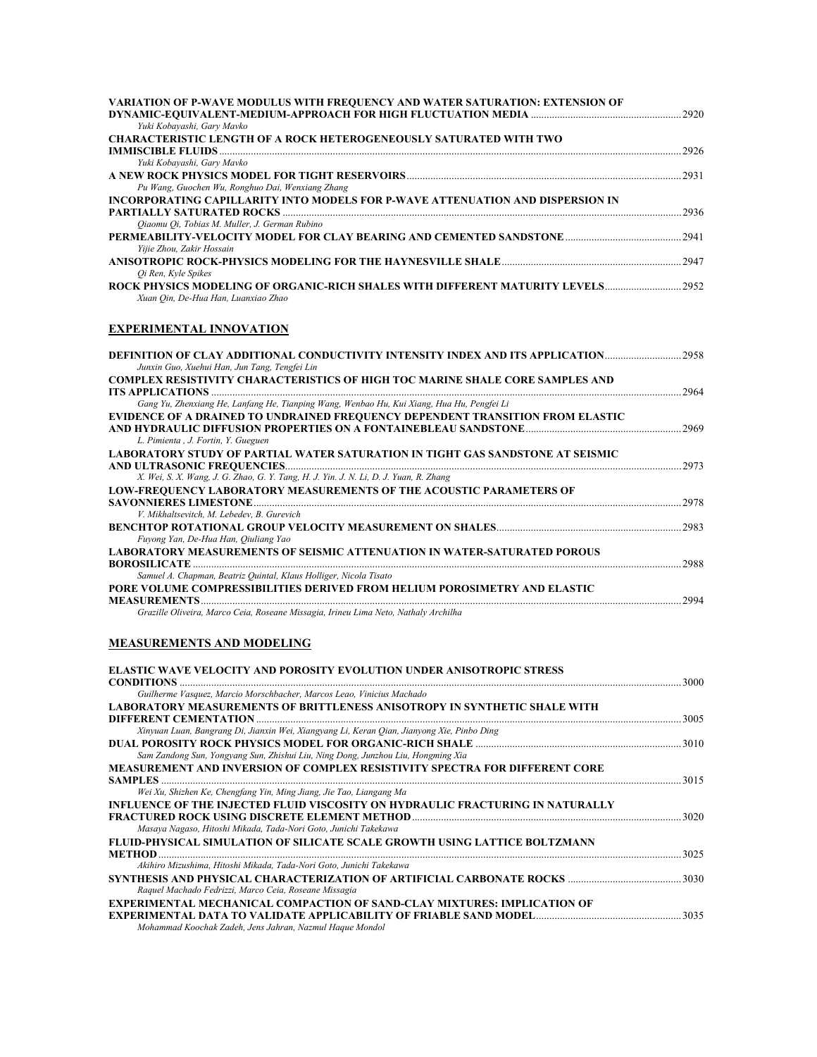**VARIATION OF P-WAVE MODULUS WITH FREQUENCY AND WATER SATURATION: EXTENSION OF DYNAMIC-EQUIVALENT-MEDIUM-APPROACH FOR HIGH FLUCTUATION MEDIA** ........ 2920
*Yuki Kobayashi, Gary Mavko*

**CHARACTERISTIC LENGTH OF A ROCK HETEROGENEOUSLY SATURATED WITH TWO IMMISCIBLE FLUIDS** ........ 2926
*Yuki Kobayashi, Gary Mavko*

**A NEW ROCK PHYSICS MODEL FOR TIGHT RESERVOIRS** ........ 2931
*Pu Wang, Guochen Wu, Ronghuo Dai, Wenxiang Zhang*

**INCORPORATING CAPILLARITY INTO MODELS FOR P-WAVE ATTENUATION AND DISPERSION IN PARTIALLY SATURATED ROCKS** ........ 2936
*Qiaomu Qi, Tobias M. Muller, J. German Rubino*

**PERMEABILITY-VELOCITY MODEL FOR CLAY BEARING AND CEMENTED SANDSTONE** ........ 2941
*Yijie Zhou, Zakir Hossain*

**ANISOTROPIC ROCK-PHYSICS MODELING FOR THE HAYNESVILLE SHALE** ........ 2947
*Qi Ren, Kyle Spikes*

**ROCK PHYSICS MODELING OF ORGANIC-RICH SHALES WITH DIFFERENT MATURITY LEVELS** ........ 2952
*Xuan Qin, De-Hua Han, Luanxiao Zhao*

## EXPERIMENTAL INNOVATION

**DEFINITION OF CLAY ADDITIONAL CONDUCTIVITY INTENSITY INDEX AND ITS APPLICATION** ........ 2958
*Junxin Guo, Xuehui Han, Jun Tang, Tengfei Lin*

**COMPLEX RESISTIVITY CHARACTERISTICS OF HIGH TOC MARINE SHALE CORE SAMPLES AND ITS APPLICATIONS** ........ 2964
*Gang Yu, Zhenxiang He, Lanfang He, Tianping Wang, Wenbao Hu, Kui Xiang, Hua Hu, Pengfei Li*

**EVIDENCE OF A DRAINED TO UNDRAINED FREQUENCY DEPENDENT TRANSITION FROM ELASTIC AND HYDRAULIC DIFFUSION PROPERTIES ON A FONTAINEBLEAU SANDSTONE** ........ 2969
*L. Pimienta , J. Fortin, Y. Gueguen*

**LABORATORY STUDY OF PARTIAL WATER SATURATION IN TIGHT GAS SANDSTONE AT SEISMIC AND ULTRASONIC FREQUENCIES** ........ 2973
*X. Wei, S. X. Wang, J. G. Zhao, G. Y. Tang, H. J. Yin. J. N. Li, D. J. Yuan, R. Zhang*

**LOW-FREQUENCY LABORATORY MEASUREMENTS OF THE ACOUSTIC PARAMETERS OF SAVONNIERES LIMESTONE** ........ 2978
*V. Mikhaltsevitch, M. Lebedev, B. Gurevich*

**BENCHTOP ROTATIONAL GROUP VELOCITY MEASUREMENT ON SHALES** ........ 2983
*Fuyong Yan, De-Hua Han, Qiuliang Yao*

**LABORATORY MEASUREMENTS OF SEISMIC ATTENUATION IN WATER-SATURATED POROUS BOROSILICATE** ........ 2988
*Samuel A. Chapman, Beatriz Quintal, Klaus Holliger, Nicola Tisato*

**PORE VOLUME COMPRESSIBILITIES DERIVED FROM HELIUM POROSIMETRY AND ELASTIC MEASUREMENTS** ........ 2994
*Grazille Oliveira, Marco Ceia, Roseane Missagia, Irineu Lima Neto, Nathaly Archilha*

## MEASUREMENTS AND MODELING

**ELASTIC WAVE VELOCITY AND POROSITY EVOLUTION UNDER ANISOTROPIC STRESS CONDITIONS** ........ 3000
*Guilherme Vasquez, Marcio Morschbacher, Marcos Leao, Vinicius Machado*

**LABORATORY MEASUREMENTS OF BRITTLENESS ANISOTROPY IN SYNTHETIC SHALE WITH DIFFERENT CEMENTATION** ........ 3005
*Xinyuan Luan, Bangrang Di, Jianxin Wei, Xiangyang Li, Keran Qian, Jianyong Xie, Pinbo Ding*

**DUAL POROSITY ROCK PHYSICS MODEL FOR ORGANIC-RICH SHALE** ........ 3010
*Sam Zandong Sun, Yongyang Sun, Zhishui Liu, Ning Dong, Junzhou Liu, Hongming Xia*

**MEASUREMENT AND INVERSION OF COMPLEX RESISTIVITY SPECTRA FOR DIFFERENT CORE SAMPLES** ........ 3015
*Wei Xu, Shizhen Ke, Chengfang Yin, Ming Jiang, Jie Tao, Liangang Ma*

**INFLUENCE OF THE INJECTED FLUID VISCOSITY ON HYDRAULIC FRACTURING IN NATURALLY FRACTURED ROCK USING DISCRETE ELEMENT METHOD** ........ 3020
*Masaya Nagaso, Hitoshi Mikada, Tada-Nori Goto, Junichi Takekawa*

**FLUID-PHYSICAL SIMULATION OF SILICATE SCALE GROWTH USING LATTICE BOLTZMANN METHOD** ........ 3025
*Akihiro Mizushima, Hitoshi Mikada, Tada-Nori Goto, Junichi Takekawa*

**SYNTHESIS AND PHYSICAL CHARACTERIZATION OF ARTIFICIAL CARBONATE ROCKS** ........ 3030
*Raquel Machado Fedrizzi, Marco Ceia, Roseane Missagia*

**EXPERIMENTAL MECHANICAL COMPACTION OF SAND-CLAY MIXTURES: IMPLICATION OF EXPERIMENTAL DATA TO VALIDATE APPLICABILITY OF FRIABLE SAND MODEL** ........ 3035
*Mohammad Koochak Zadeh, Jens Jahran, Nazmul Haque Mondol*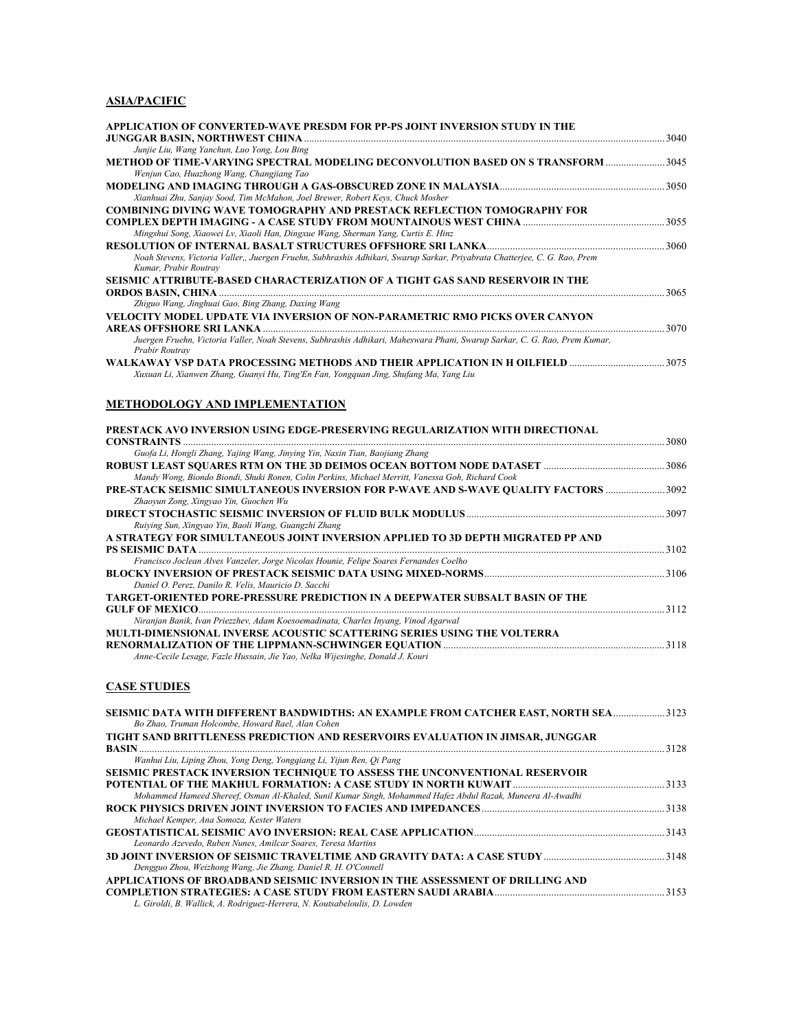## ASIA/PACIFIC

**APPLICATION OF CONVERTED-WAVE PRESDM FOR PP-PS JOINT INVERSION STUDY IN THE JUNGGAR BASIN, NORTHWEST CHINA** ........ 3040
*Junjie Liu, Wang Yanchun, Luo Yong, Lou Bing*

**METHOD OF TIME-VARYING SPECTRAL MODELING DECONVOLUTION BASED ON S TRANSFORM** ........ 3045
*Wenjun Cao, Huazhong Wang, Changjiang Tao*

**MODELING AND IMAGING THROUGH A GAS-OBSCURED ZONE IN MALAYSIA** ........ 3050
*Xianhuai Zhu, Sanjay Sood, Tim McMahon, Joel Brewer, Robert Keys, Chuck Mosher*

**COMBINING DIVING WAVE TOMOGRAPHY AND PRESTACK REFLECTION TOMOGRAPHY FOR COMPLEX DEPTH IMAGING - A CASE STUDY FROM MOUNTAINOUS WEST CHINA** ........ 3055
*Mingshui Song, Xiaowei Lv, Xiaoli Han, Dingxue Wang, Sherman Yang, Curtis E. Hinz*

**RESOLUTION OF INTERNAL BASALT STRUCTURES OFFSHORE SRI LANKA** ........ 3060
*Noah Stevens, Victoria Valler,, Juergen Fruehn, Subhrashis Adhikari, Swarup Sarkar, Priyabrata Chatterjee, C. G. Rao, Prem Kumar, Prabir Routray*

**SEISMIC ATTRIBUTE-BASED CHARACTERIZATION OF A TIGHT GAS SAND RESERVOIR IN THE ORDOS BASIN, CHINA** ........ 3065
*Zhiguo Wang, Jinghuai Gao, Bing Zhang, Daxing Wang*

**VELOCITY MODEL UPDATE VIA INVERSION OF NON-PARAMETRIC RMO PICKS OVER CANYON AREAS OFFSHORE SRI LANKA** ........ 3070
*Juergen Fruehn, Victoria Valler, Noah Stevens, Subhrashis Adhikari, Maheswara Phani, Swarup Sarkar, C. G. Rao, Prem Kumar, Prabir Routray*

**WALKAWAY VSP DATA PROCESSING METHODS AND THEIR APPLICATION IN H OILFIELD** ........ 3075
*Xuxuan Li, Xianwen Zhang, Guanyi Hu, Ting'En Fan, Yongquan Jing, Shufang Ma, Yang Liu*

## METHODOLOGY AND IMPLEMENTATION

**PRESTACK AVO INVERSION USING EDGE-PRESERVING REGULARIZATION WITH DIRECTIONAL CONSTRAINTS** ........ 3080
*Guofa Li, Hongli Zhang, Yajing Wang, Jinying Yin, Naxin Tian, Baojiang Zhang*

**ROBUST LEAST SQUARES RTM ON THE 3D DEIMOS OCEAN BOTTOM NODE DATASET** ........ 3086
*Mandy Wong, Biondo Biondi, Shuki Ronen, Colin Perkins, Michael Merritt, Vanessa Goh, Richard Cook*

**PRE-STACK SEISMIC SIMULTANEOUS INVERSION FOR P-WAVE AND S-WAVE QUALITY FACTORS** ........ 3092
*Zhaoyun Zong, Xingyao Yin, Guochen Wu*

**DIRECT STOCHASTIC SEISMIC INVERSION OF FLUID BULK MODULUS** ........ 3097
*Ruiying Sun, Xingyao Yin, Baoli Wang, Guangzhi Zhang*

**A STRATEGY FOR SIMULTANEOUS JOINT INVERSION APPLIED TO 3D DEPTH MIGRATED PP AND PS SEISMIC DATA** ........ 3102
*Francisco Joclean Alves Vanzeler, Jorge Nicolas Hounie, Felipe Soares Fernandes Coelho*

**BLOCKY INVERSION OF PRESTACK SEISMIC DATA USING MIXED-NORMS** ........ 3106
*Daniel O. Perez, Danilo R. Velis, Mauricio D. Sacchi*

**TARGET-ORIENTED PORE-PRESSURE PREDICTION IN A DEEPWATER SUBSALT BASIN OF THE GULF OF MEXICO** ........ 3112
*Niranjan Banik, Ivan Priezzhev, Adam Koesoemadinata, Charles Inyang, Vinod Agarwal*

**MULTI-DIMENSIONAL INVERSE ACOUSTIC SCATTERING SERIES USING THE VOLTERRA RENORMALIZATION OF THE LIPPMANN-SCHWINGER EQUATION** ........ 3118
*Anne-Cecile Lesage, Fazle Hussain, Jie Yao, Nelka Wijesinghe, Donald J. Kouri*

## CASE STUDIES

**SEISMIC DATA WITH DIFFERENT BANDWIDTHS: AN EXAMPLE FROM CATCHER EAST, NORTH SEA** ........ 3123
*Bo Zhao, Truman Holcombe, Howard Rael, Alan Cohen*

**TIGHT SAND BRITTLENESS PREDICTION AND RESERVOIRS EVALUATION IN JIMSAR, JUNGGAR BASIN** ........ 3128
*Wanhui Liu, Liping Zhou, Yong Deng, Yongqiang Li, Yijun Ren, Qi Pang*

**SEISMIC PRESTACK INVERSION TECHNIQUE TO ASSESS THE UNCONVENTIONAL RESERVOIR POTENTIAL OF THE MAKHUL FORMATION: A CASE STUDY IN NORTH KUWAIT** ........ 3133
*Mohammed Hameed Shereef, Osman Al-Khaled, Sunil Kumar Singh, Mohammed Hafez Abdul Razak, Muneera Al-Awadhi*

**ROCK PHYSICS DRIVEN JOINT INVERSION TO FACIES AND IMPEDANCES** ........ 3138
*Michael Kemper, Ana Somoza, Kester Waters*

**GEOSTATISTICAL SEISMIC AVO INVERSION: REAL CASE APPLICATION** ........ 3143
*Leonardo Azevedo, Ruben Nunes, Amilcar Soares, Teresa Martins*

**3D JOINT INVERSION OF SEISMIC TRAVELTIME AND GRAVITY DATA: A CASE STUDY** ........ 3148
*Dengguo Zhou, Weizhong Wang, Jie Zhang, Daniel R. H. O'Connell*

**APPLICATIONS OF BROADBAND SEISMIC INVERSION IN THE ASSESSMENT OF DRILLING AND COMPLETION STRATEGIES: A CASE STUDY FROM EASTERN SAUDI ARABIA** ........ 3153
*L. Giroldi, B. Wallick, A. Rodriguez-Herrera, N. Koutsabeloulis, D. Lowden*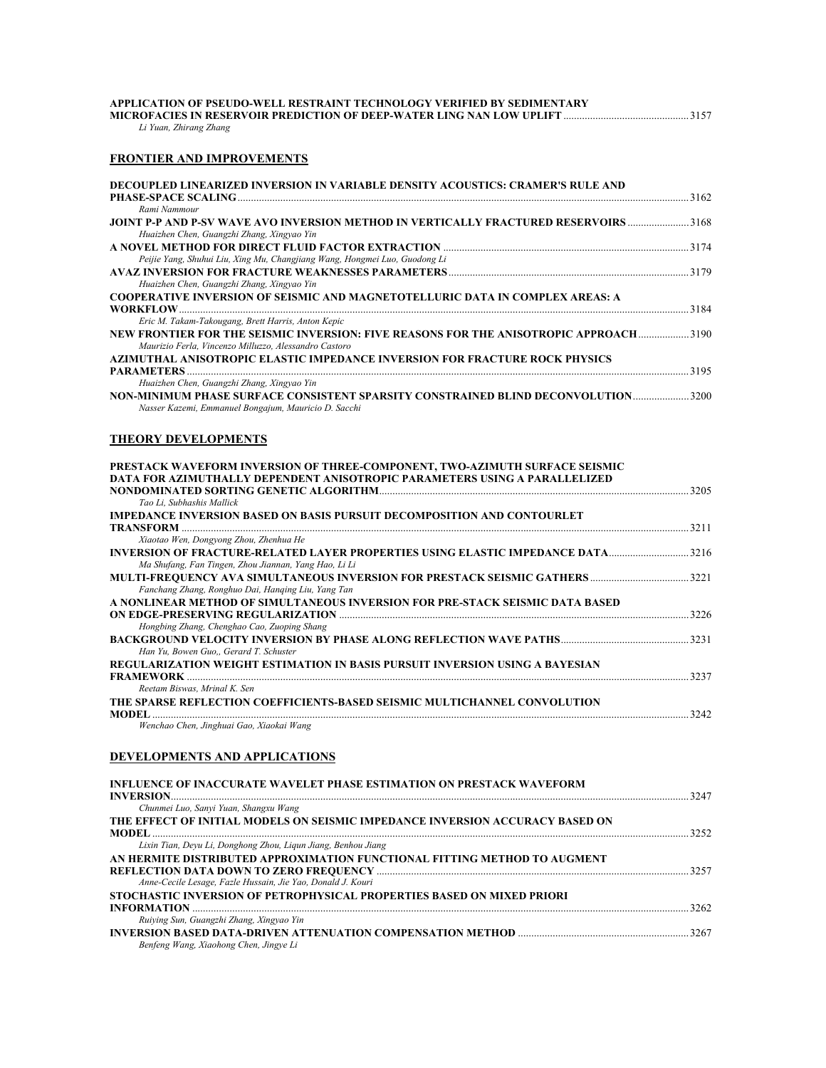**APPLICATION OF PSEUDO-WELL RESTRAINT TECHNOLOGY VERIFIED BY SEDIMENTARY MICROFACIES IN RESERVOIR PREDICTION OF DEEP-WATER LING NAN LOW UPLIFT** ............ 3157
*Li Yuan, Zhirang Zhang*

## FRONTIER AND IMPROVEMENTS

**DECOUPLED LINEARIZED INVERSION IN VARIABLE DENSITY ACOUSTICS: CRAMER'S RULE AND PHASE-SPACE SCALING** ............ 3162
*Rami Nammour*

**JOINT P-P AND P-SV WAVE AVO INVERSION METHOD IN VERTICALLY FRACTURED RESERVOIRS** ............ 3168
*Huaizhen Chen, Guangzhi Zhang, Xingyao Yin*

**A NOVEL METHOD FOR DIRECT FLUID FACTOR EXTRACTION** ............ 3174
*Peijie Yang, Shuhui Liu, Xing Mu, Changjiang Wang, Hongmei Luo, Guodong Li*

**AVAZ INVERSION FOR FRACTURE WEAKNESSES PARAMETERS** ............ 3179
*Huaizhen Chen, Guangzhi Zhang, Xingyao Yin*

**COOPERATIVE INVERSION OF SEISMIC AND MAGNETOTELLURIC DATA IN COMPLEX AREAS: A WORKFLOW** ............ 3184
*Eric M. Takam-Takougang, Brett Harris, Anton Kepic*

**NEW FRONTIER FOR THE SEISMIC INVERSION: FIVE REASONS FOR THE ANISOTROPIC APPROACH** ............ 3190
*Maurizio Ferla, Vincenzo Milluzzo, Alessandro Castoro*

**AZIMUTHAL ANISOTROPIC ELASTIC IMPEDANCE INVERSION FOR FRACTURE ROCK PHYSICS PARAMETERS** ............ 3195
*Huaizhen Chen, Guangzhi Zhang, Xingyao Yin*

**NON-MINIMUM PHASE SURFACE CONSISTENT SPARSITY CONSTRAINED BLIND DECONVOLUTION** ............ 3200
*Nasser Kazemi, Emmanuel Bongajum, Mauricio D. Sacchi*

## THEORY DEVELOPMENTS

**PRESTACK WAVEFORM INVERSION OF THREE-COMPONENT, TWO-AZIMUTH SURFACE SEISMIC DATA FOR AZIMUTHALLY DEPENDENT ANISOTROPIC PARAMETERS USING A PARALLELIZED NONDOMINATED SORTING GENETIC ALGORITHM** ............ 3205
*Tao Li, Subhashis Mallick*

**IMPEDANCE INVERSION BASED ON BASIS PURSUIT DECOMPOSITION AND CONTOURLET TRANSFORM** ............ 3211
*Xiaotao Wen, Dongyong Zhou, Zhenhua He*

**INVERSION OF FRACTURE-RELATED LAYER PROPERTIES USING ELASTIC IMPEDANCE DATA** ............ 3216
*Ma Shufang, Fan Tingen, Zhou Jiannan, Yang Hao, Li Li*

**MULTI-FREQUENCY AVA SIMULTANEOUS INVERSION FOR PRESTACK SEISMIC GATHERS** ............ 3221
*Fanchang Zhang, Ronghuo Dai, Hanqing Liu, Yang Tan*

**A NONLINEAR METHOD OF SIMULTANEOUS INVERSION FOR PRE-STACK SEISMIC DATA BASED ON EDGE-PRESERVING REGULARIZATION** ............ 3226
*Hongbing Zhang, Chenghao Cao, Zuoping Shang*

**BACKGROUND VELOCITY INVERSION BY PHASE ALONG REFLECTION WAVE PATHS** ............ 3231
*Han Yu, Bowen Guo,, Gerard T. Schuster*

**REGULARIZATION WEIGHT ESTIMATION IN BASIS PURSUIT INVERSION USING A BAYESIAN FRAMEWORK** ............ 3237
*Reetam Biswas, Mrinal K. Sen*

**THE SPARSE REFLECTION COEFFICIENTS-BASED SEISMIC MULTICHANNEL CONVOLUTION MODEL** ............ 3242
*Wenchao Chen, Jinghuai Gao, Xiaokai Wang*

## DEVELOPMENTS AND APPLICATIONS

**INFLUENCE OF INACCURATE WAVELET PHASE ESTIMATION ON PRESTACK WAVEFORM INVERSION** ............ 3247
*Chunmei Luo, Sanyi Yuan, Shangxu Wang*

**THE EFFECT OF INITIAL MODELS ON SEISMIC IMPEDANCE INVERSION ACCURACY BASED ON MODEL** ............ 3252
*Lixin Tian, Deyu Li, Donghong Zhou, Liqun Jiang, Benhou Jiang*

**AN HERMITE DISTRIBUTED APPROXIMATION FUNCTIONAL FITTING METHOD TO AUGMENT REFLECTION DATA DOWN TO ZERO FREQUENCY** ............ 3257
*Anne-Cecile Lesage, Fazle Hussain, Jie Yao, Donald J. Kouri*

**STOCHASTIC INVERSION OF PETROPHYSICAL PROPERTIES BASED ON MIXED PRIORI INFORMATION** ............ 3262
*Ruiying Sun, Guangzhi Zhang, Xingyao Yin*

**INVERSION BASED DATA-DRIVEN ATTENUATION COMPENSATION METHOD** ............ 3267
*Benfeng Wang, Xiaohong Chen, Jingye Li*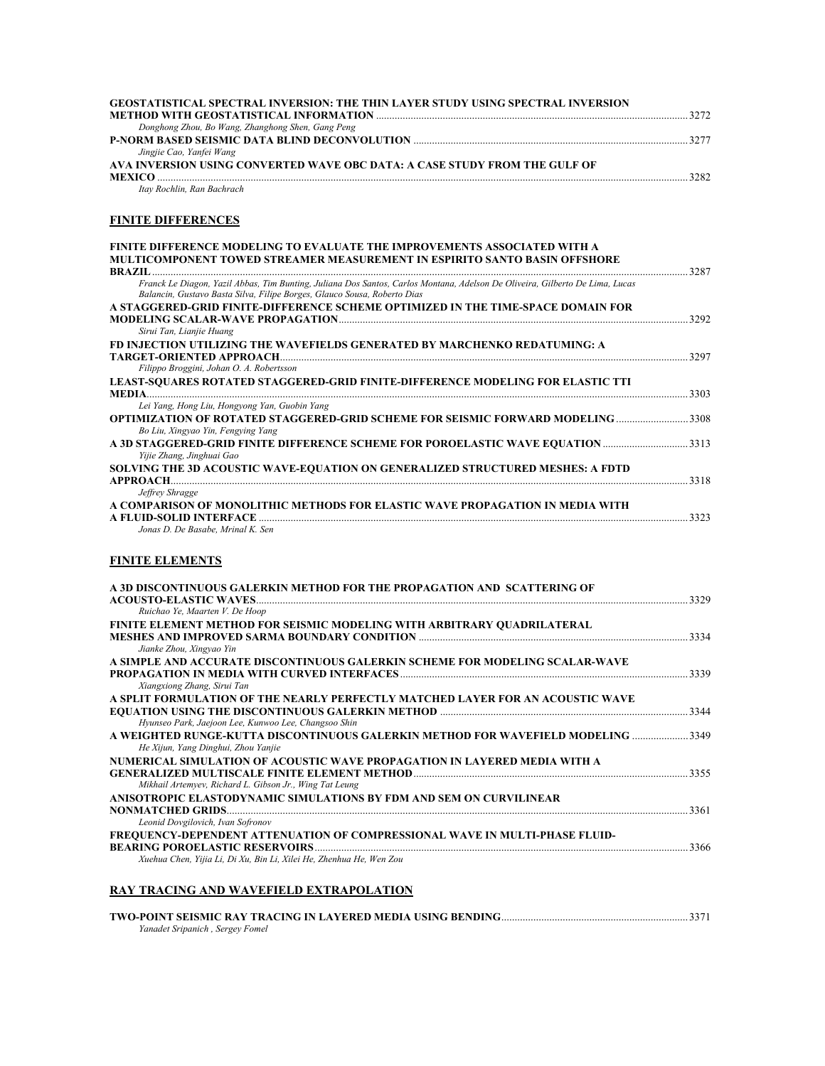**GEOSTATISTICAL SPECTRAL INVERSION: THE THIN LAYER STUDY USING SPECTRAL INVERSION METHOD WITH GEOSTATISTICAL INFORMATION** ........ 3272
*Donghong Zhou, Bo Wang, Zhanghong Shen, Gang Peng*

**P-NORM BASED SEISMIC DATA BLIND DECONVOLUTION** ........ 3277
*Jingjie Cao, Yanfei Wang*

**AVA INVERSION USING CONVERTED WAVE OBC DATA: A CASE STUDY FROM THE GULF OF MEXICO** ........ 3282
*Itay Rochlin, Ran Bachrach*

## FINITE DIFFERENCES

**FINITE DIFFERENCE MODELING TO EVALUATE THE IMPROVEMENTS ASSOCIATED WITH A MULTICOMPONENT TOWED STREAMER MEASUREMENT IN ESPIRITO SANTO BASIN OFFSHORE BRAZIL** ........ 3287
*Franck Le Diagon, Yazil Abbas, Tim Bunting, Juliana Dos Santos, Carlos Montana, Adelson De Oliveira, Gilberto De Lima, Lucas Balancin, Gustavo Basta Silva, Filipe Borges, Glauco Sousa, Roberto Dias*

**A STAGGERED-GRID FINITE-DIFFERENCE SCHEME OPTIMIZED IN THE TIME-SPACE DOMAIN FOR MODELING SCALAR-WAVE PROPAGATION** ........ 3292
*Sirui Tan, Lianjie Huang*

**FD INJECTION UTILIZING THE WAVEFIELDS GENERATED BY MARCHENKO REDATUMING: A TARGET-ORIENTED APPROACH** ........ 3297
*Filippo Broggini, Johan O. A. Robertsson*

**LEAST-SQUARES ROTATED STAGGERED-GRID FINITE-DIFFERENCE MODELING FOR ELASTIC TTI MEDIA** ........ 3303
*Lei Yang, Hong Liu, Hongyong Yan, Guobin Yang*

**OPTIMIZATION OF ROTATED STAGGERED-GRID SCHEME FOR SEISMIC FORWARD MODELING** ........ 3308
*Bo Liu, Xingyao Yin, Fengying Yang*

**A 3D STAGGERED-GRID FINITE DIFFERENCE SCHEME FOR POROELASTIC WAVE EQUATION** ........ 3313
*Yijie Zhang, Jinghuai Gao*

**SOLVING THE 3D ACOUSTIC WAVE-EQUATION ON GENERALIZED STRUCTURED MESHES: A FDTD APPROACH** ........ 3318
*Jeffrey Shragge*

**A COMPARISON OF MONOLITHIC METHODS FOR ELASTIC WAVE PROPAGATION IN MEDIA WITH A FLUID-SOLID INTERFACE** ........ 3323
*Jonas D. De Basabe, Mrinal K. Sen*

## FINITE ELEMENTS

**A 3D DISCONTINUOUS GALERKIN METHOD FOR THE PROPAGATION AND SCATTERING OF ACOUSTO-ELASTIC WAVES** ........ 3329
*Ruichao Ye, Maarten V. De Hoop*

**FINITE ELEMENT METHOD FOR SEISMIC MODELING WITH ARBITRARY QUADRILATERAL MESHES AND IMPROVED SARMA BOUNDARY CONDITION** ........ 3334
*Jianke Zhou, Xingyao Yin*

**A SIMPLE AND ACCURATE DISCONTINUOUS GALERKIN SCHEME FOR MODELING SCALAR-WAVE PROPAGATION IN MEDIA WITH CURVED INTERFACES** ........ 3339
*Xiangxiong Zhang, Sirui Tan*

**A SPLIT FORMULATION OF THE NEARLY PERFECTLY MATCHED LAYER FOR AN ACOUSTIC WAVE EQUATION USING THE DISCONTINUOUS GALERKIN METHOD** ........ 3344
*Hyunseo Park, Jaejoon Lee, Kunwoo Lee, Changsoo Shin*

**A WEIGHTED RUNGE-KUTTA DISCONTINUOUS GALERKIN METHOD FOR WAVEFIELD MODELING** ........ 3349
*He Xijun, Yang Dinghui, Zhou Yanjie*

**NUMERICAL SIMULATION OF ACOUSTIC WAVE PROPAGATION IN LAYERED MEDIA WITH A GENERALIZED MULTISCALE FINITE ELEMENT METHOD** ........ 3355
*Mikhail Artemyev, Richard L. Gibson Jr., Wing Tat Leung*

**ANISOTROPIC ELASTODYNAMIC SIMULATIONS BY FDM AND SEM ON CURVILINEAR NONMATCHED GRIDS** ........ 3361
*Leonid Dovgilovich, Ivan Sofronov*

**FREQUENCY-DEPENDENT ATTENUATION OF COMPRESSIONAL WAVE IN MULTI-PHASE FLUID-BEARING POROELASTIC RESERVOIRS** ........ 3366
*Xuehua Chen, Yijia Li, Di Xu, Bin Li, Xilei He, Zhenhua He, Wen Zou*

## RAY TRACING AND WAVEFIELD EXTRAPOLATION

**TWO-POINT SEISMIC RAY TRACING IN LAYERED MEDIA USING BENDING** ........ 3371
*Yanadet Sripanich , Sergey Fomel*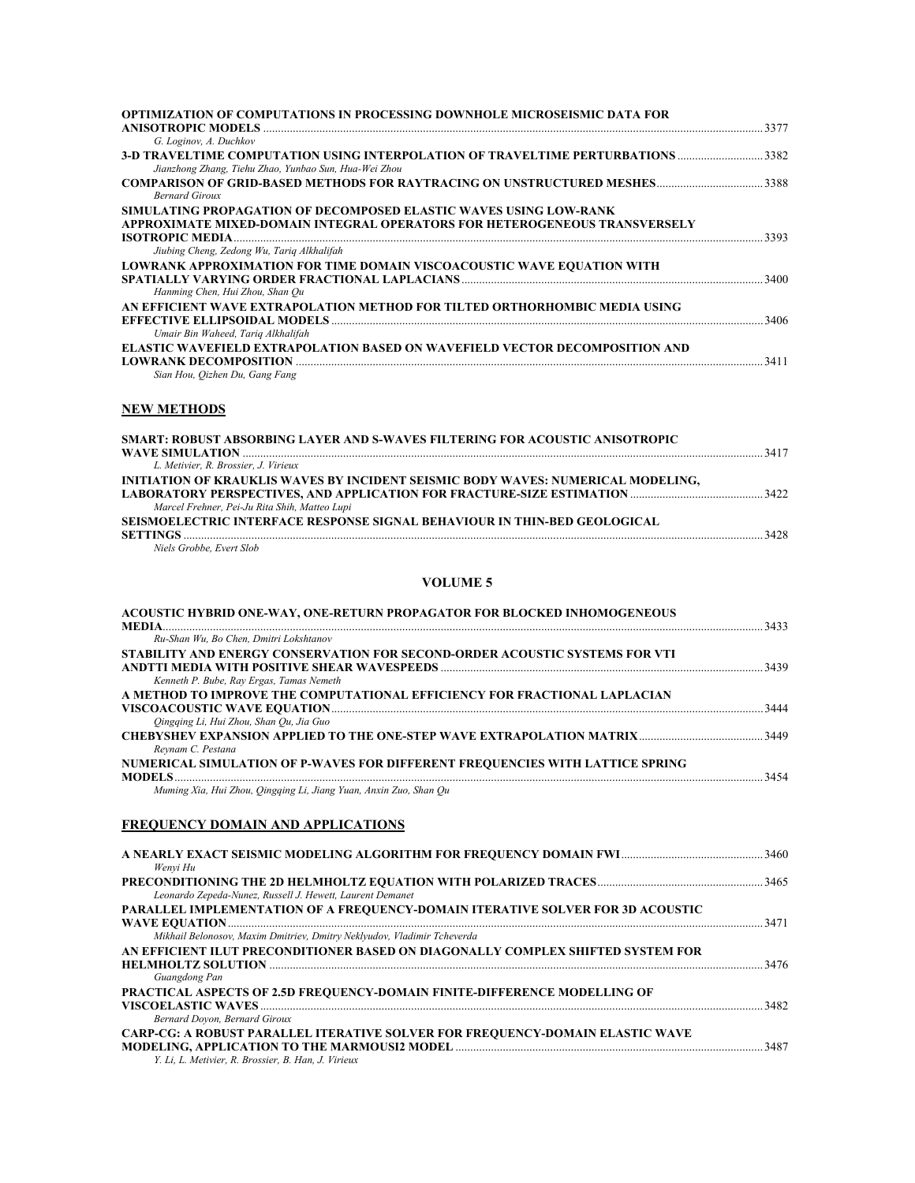**OPTIMIZATION OF COMPUTATIONS IN PROCESSING DOWNHOLE MICROSEISMIC DATA FOR ANISOTROPIC MODELS** .......... 3377
*G. Loginov, A. Duchkov*

**3-D TRAVELTIME COMPUTATION USING INTERPOLATION OF TRAVELTIME PERTURBATIONS** .......... 3382
*Jianzhong Zhang, Tiehu Zhao, Yunbao Sun, Hua-Wei Zhou*

**COMPARISON OF GRID-BASED METHODS FOR RAYTRACING ON UNSTRUCTURED MESHES** .......... 3388
*Bernard Giroux*

**SIMULATING PROPAGATION OF DECOMPOSED ELASTIC WAVES USING LOW-RANK APPROXIMATE MIXED-DOMAIN INTEGRAL OPERATORS FOR HETEROGENEOUS TRANSVERSELY ISOTROPIC MEDIA** .......... 3393
*Jiubing Cheng, Zedong Wu, Tariq Alkhalifah*

**LOWRANK APPROXIMATION FOR TIME DOMAIN VISCOACOUSTIC WAVE EQUATION WITH SPATIALLY VARYING ORDER FRACTIONAL LAPLACIANS** .......... 3400
*Hanming Chen, Hui Zhou, Shan Qu*

**AN EFFICIENT WAVE EXTRAPOLATION METHOD FOR TILTED ORTHORHOMBIC MEDIA USING EFFECTIVE ELLIPSOIDAL MODELS** .......... 3406
*Umair Bin Waheed, Tariq Alkhalifah*

**ELASTIC WAVEFIELD EXTRAPOLATION BASED ON WAVEFIELD VECTOR DECOMPOSITION AND LOWRANK DECOMPOSITION** .......... 3411
*Sian Hou, Qizhen Du, Gang Fang*

## NEW METHODS

**SMART: ROBUST ABSORBING LAYER AND S-WAVES FILTERING FOR ACOUSTIC ANISOTROPIC WAVE SIMULATION** .......... 3417
*L. Metivier, R. Brossier, J. Virieux*

**INITIATION OF KRAUKLIS WAVES BY INCIDENT SEISMIC BODY WAVES: NUMERICAL MODELING, LABORATORY PERSPECTIVES, AND APPLICATION FOR FRACTURE-SIZE ESTIMATION** .......... 3422
*Marcel Frehner, Pei-Ju Rita Shih, Matteo Lupi*

**SEISMOELECTRIC INTERFACE RESPONSE SIGNAL BEHAVIOUR IN THIN-BED GEOLOGICAL SETTINGS** .......... 3428
*Niels Grobbe, Evert Slob*

## VOLUME 5

**ACOUSTIC HYBRID ONE-WAY, ONE-RETURN PROPAGATOR FOR BLOCKED INHOMOGENEOUS MEDIA** .......... 3433
*Ru-Shan Wu, Bo Chen, Dmitri Lokshtanov*

**STABILITY AND ENERGY CONSERVATION FOR SECOND-ORDER ACOUSTIC SYSTEMS FOR VTI ANDTTI MEDIA WITH POSITIVE SHEAR WAVESPEEDS** .......... 3439
*Kenneth P. Bube, Ray Ergas, Tamas Nemeth*

**A METHOD TO IMPROVE THE COMPUTATIONAL EFFICIENCY FOR FRACTIONAL LAPLACIAN VISCOACOUSTIC WAVE EQUATION** .......... 3444
*Qingqing Li, Hui Zhou, Shan Qu, Jia Guo*

**CHEBYSHEV EXPANSION APPLIED TO THE ONE-STEP WAVE EXTRAPOLATION MATRIX** .......... 3449
*Reynam C. Pestana*

**NUMERICAL SIMULATION OF P-WAVES FOR DIFFERENT FREQUENCIES WITH LATTICE SPRING MODELS** .......... 3454
*Muming Xia, Hui Zhou, Qingqing Li, Jiang Yuan, Anxin Zuo, Shan Qu*

## FREQUENCY DOMAIN AND APPLICATIONS

**A NEARLY EXACT SEISMIC MODELING ALGORITHM FOR FREQUENCY DOMAIN FWI** .......... 3460
*Wenyi Hu*

**PRECONDITIONING THE 2D HELMHOLTZ EQUATION WITH POLARIZED TRACES** .......... 3465
*Leonardo Zepeda-Nunez, Russell J. Hewett, Laurent Demanet*

**PARALLEL IMPLEMENTATION OF A FREQUENCY-DOMAIN ITERATIVE SOLVER FOR 3D ACOUSTIC WAVE EQUATION** .......... 3471
*Mikhail Belonosov, Maxim Dmitriev, Dmitry Neklyudov, Vladimir Tcheverda*

**AN EFFICIENT ILUT PRECONDITIONER BASED ON DIAGONALLY COMPLEX SHIFTED SYSTEM FOR HELMHOLTZ SOLUTION** .......... 3476
*Guangdong Pan*

**PRACTICAL ASPECTS OF 2.5D FREQUENCY-DOMAIN FINITE-DIFFERENCE MODELLING OF VISCOELASTIC WAVES** .......... 3482
*Bernard Doyon, Bernard Giroux*

**CARP-CG: A ROBUST PARALLEL ITERATIVE SOLVER FOR FREQUENCY-DOMAIN ELASTIC WAVE MODELING, APPLICATION TO THE MARMOUSI2 MODEL** .......... 3487
*Y. Li, L. Metivier, R. Brossier, B. Han, J. Virieux*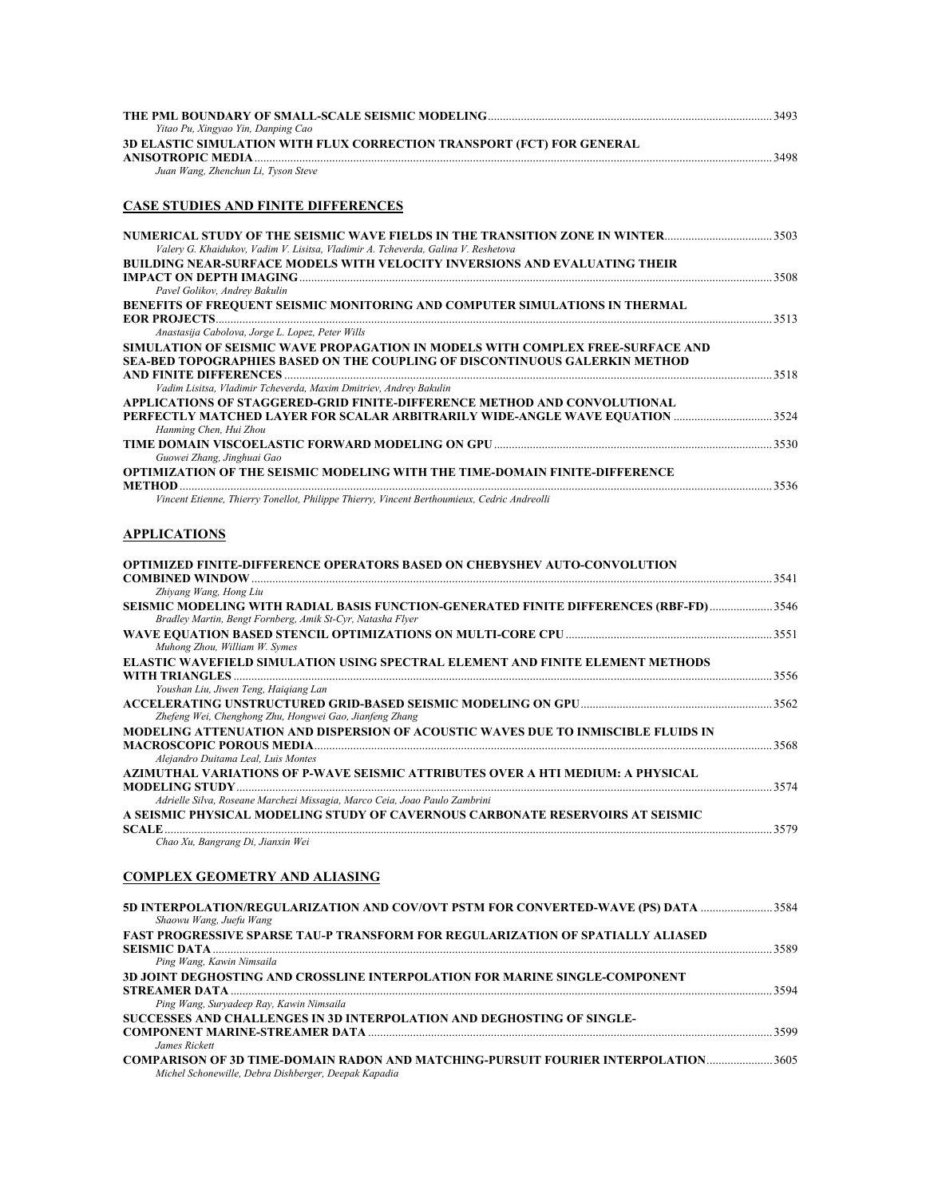**THE PML BOUNDARY OF SMALL-SCALE SEISMIC MODELING** ............ 3493
*Yitao Pu, Xingyao Yin, Danping Cao*

**3D ELASTIC SIMULATION WITH FLUX CORRECTION TRANSPORT (FCT) FOR GENERAL ANISOTROPIC MEDIA** ............ 3498
*Juan Wang, Zhenchun Li, Tyson Steve*

## CASE STUDIES AND FINITE DIFFERENCES

**NUMERICAL STUDY OF THE SEISMIC WAVE FIELDS IN THE TRANSITION ZONE IN WINTER** ............ 3503
*Valery G. Khaidukov, Vadim V. Lisitsa, Vladimir A. Tcheverda, Galina V. Reshetova*

**BUILDING NEAR-SURFACE MODELS WITH VELOCITY INVERSIONS AND EVALUATING THEIR IMPACT ON DEPTH IMAGING** ............ 3508
*Pavel Golikov, Andrey Bakulin*

**BENEFITS OF FREQUENT SEISMIC MONITORING AND COMPUTER SIMULATIONS IN THERMAL EOR PROJECTS** ............ 3513
*Anastasija Cabolova, Jorge L. Lopez, Peter Wills*

**SIMULATION OF SEISMIC WAVE PROPAGATION IN MODELS WITH COMPLEX FREE-SURFACE AND SEA-BED TOPOGRAPHIES BASED ON THE COUPLING OF DISCONTINUOUS GALERKIN METHOD AND FINITE DIFFERENCES** ............ 3518
*Vadim Lisitsa, Vladimir Tcheverda, Maxim Dmitriev, Andrey Bakulin*

**APPLICATIONS OF STAGGERED-GRID FINITE-DIFFERENCE METHOD AND CONVOLUTIONAL PERFECTLY MATCHED LAYER FOR SCALAR ARBITRARILY WIDE-ANGLE WAVE EQUATION** ............ 3524
*Hanming Chen, Hui Zhou*

**TIME DOMAIN VISCOELASTIC FORWARD MODELING ON GPU** ............ 3530
*Guowei Zhang, Jinghuai Gao*

**OPTIMIZATION OF THE SEISMIC MODELING WITH THE TIME-DOMAIN FINITE-DIFFERENCE METHOD** ............ 3536
*Vincent Etienne, Thierry Tonellot, Philippe Thierry, Vincent Berthoumieux, Cedric Andreolli*

## APPLICATIONS

**OPTIMIZED FINITE-DIFFERENCE OPERATORS BASED ON CHEBYSHEV AUTO-CONVOLUTION COMBINED WINDOW** ............ 3541
*Zhiyang Wang, Hong Liu*

**SEISMIC MODELING WITH RADIAL BASIS FUNCTION-GENERATED FINITE DIFFERENCES (RBF-FD)** ............ 3546
*Bradley Martin, Bengt Fornberg, Amik St-Cyr, Natasha Flyer*

**WAVE EQUATION BASED STENCIL OPTIMIZATIONS ON MULTI-CORE CPU** ............ 3551
*Muhong Zhou, William W. Symes*

**ELASTIC WAVEFIELD SIMULATION USING SPECTRAL ELEMENT AND FINITE ELEMENT METHODS WITH TRIANGLES** ............ 3556
*Youshan Liu, Jiwen Teng, Haiqiang Lan*

**ACCELERATING UNSTRUCTURED GRID-BASED SEISMIC MODELING ON GPU** ............ 3562
*Zhefeng Wei, Chenghong Zhu, Hongwei Gao, Jianfeng Zhang*

**MODELING ATTENUATION AND DISPERSION OF ACOUSTIC WAVES DUE TO INMISCIBLE FLUIDS IN MACROSCOPIC POROUS MEDIA** ............ 3568
*Alejandro Duitama Leal, Luis Montes*

**AZIMUTHAL VARIATIONS OF P-WAVE SEISMIC ATTRIBUTES OVER A HTI MEDIUM: A PHYSICAL MODELING STUDY** ............ 3574
*Adrielle Silva, Roseane Marchezi Missagia, Marco Ceia, Joao Paulo Zambrini*

**A SEISMIC PHYSICAL MODELING STUDY OF CAVERNOUS CARBONATE RESERVOIRS AT SEISMIC SCALE** ............ 3579
*Chao Xu, Bangrang Di, Jianxin Wei*

## COMPLEX GEOMETRY AND ALIASING

**5D INTERPOLATION/REGULARIZATION AND COV/OVT PSTM FOR CONVERTED-WAVE (PS) DATA** ............ 3584
*Shaowu Wang, Juefu Wang*

**FAST PROGRESSIVE SPARSE TAU-P TRANSFORM FOR REGULARIZATION OF SPATIALLY ALIASED SEISMIC DATA** ............ 3589
*Ping Wang, Kawin Nimsaila*

**3D JOINT DEGHOSTING AND CROSSLINE INTERPOLATION FOR MARINE SINGLE-COMPONENT STREAMER DATA** ............ 3594
*Ping Wang, Suryadeep Ray, Kawin Nimsaila*

**SUCCESSES AND CHALLENGES IN 3D INTERPOLATION AND DEGHOSTING OF SINGLE-COMPONENT MARINE-STREAMER DATA** ............ 3599
*James Rickett*

**COMPARISON OF 3D TIME-DOMAIN RADON AND MATCHING-PURSUIT FOURIER INTERPOLATION** ............ 3605
*Michel Schonewille, Debra Dishberger, Deepak Kapadia*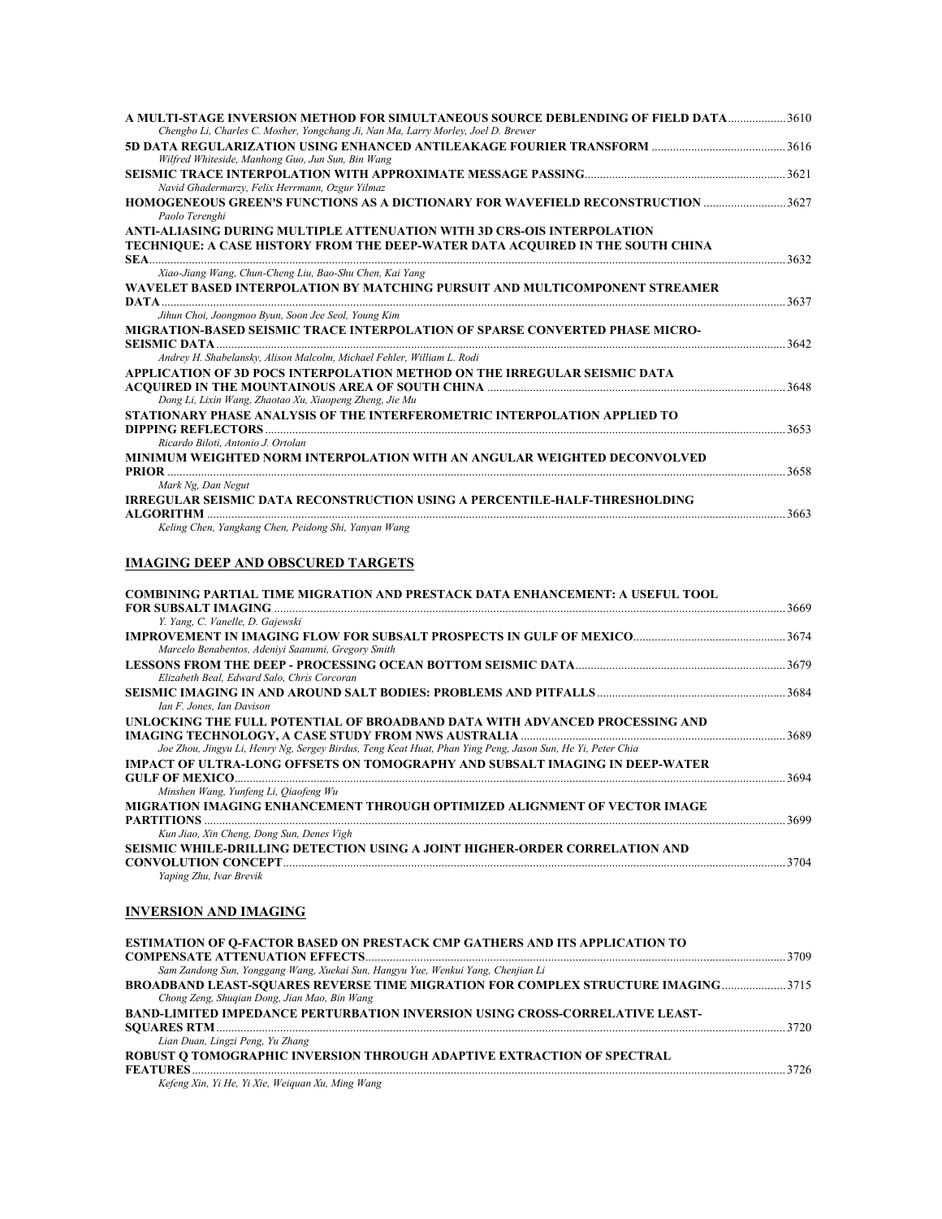**A MULTI-STAGE INVERSION METHOD FOR SIMULTANEOUS SOURCE DEBLENDING OF FIELD DATA** ....................3610
*Chengbo Li, Charles C. Mosher, Yongchang Ji, Nan Ma, Larry Morley, Joel D. Brewer*

**5D DATA REGULARIZATION USING ENHANCED ANTILEAKAGE FOURIER TRANSFORM** ....................3616
*Wilfred Whiteside, Manhong Guo, Jun Sun, Bin Wang*

**SEISMIC TRACE INTERPOLATION WITH APPROXIMATE MESSAGE PASSING** ....................3621
*Navid Ghadermarzy, Felix Herrmann, Ozgur Yilmaz*

**HOMOGENEOUS GREEN'S FUNCTIONS AS A DICTIONARY FOR WAVEFIELD RECONSTRUCTION** ....................3627
*Paolo Terenghi*

**ANTI-ALIASING DURING MULTIPLE ATTENUATION WITH 3D CRS-OIS INTERPOLATION TECHNIQUE: A CASE HISTORY FROM THE DEEP-WATER DATA ACQUIRED IN THE SOUTH CHINA SEA** ....................3632
*Xiao-Jiang Wang, Chun-Cheng Liu, Bao-Shu Chen, Kai Yang*

**WAVELET BASED INTERPOLATION BY MATCHING PURSUIT AND MULTICOMPONENT STREAMER DATA** ....................3637
*Jihun Choi, Joongmoo Byun, Soon Jee Seol, Young Kim*

**MIGRATION-BASED SEISMIC TRACE INTERPOLATION OF SPARSE CONVERTED PHASE MICRO-SEISMIC DATA** ....................3642
*Andrey H. Shabelansky, Alison Malcolm, Michael Fehler, William L. Rodi*

**APPLICATION OF 3D POCS INTERPOLATION METHOD ON THE IRREGULAR SEISMIC DATA ACQUIRED IN THE MOUNTAINOUS AREA OF SOUTH CHINA** ....................3648
*Dong Li, Lixin Wang, Zhaotao Xu, Xiaopeng Zheng, Jie Mu*

**STATIONARY PHASE ANALYSIS OF THE INTERFEROMETRIC INTERPOLATION APPLIED TO DIPPING REFLECTORS** ....................3653
*Ricardo Biloti, Antonio J. Ortolan*

**MINIMUM WEIGHTED NORM INTERPOLATION WITH AN ANGULAR WEIGHTED DECONVOLVED PRIOR** ....................3658
*Mark Ng, Dan Negut*

**IRREGULAR SEISMIC DATA RECONSTRUCTION USING A PERCENTILE-HALF-THRESHOLDING ALGORITHM** ....................3663
*Keling Chen, Yangkang Chen, Peidong Shi, Yanyan Wang*

## IMAGING DEEP AND OBSCURED TARGETS

**COMBINING PARTIAL TIME MIGRATION AND PRESTACK DATA ENHANCEMENT: A USEFUL TOOL FOR SUBSALT IMAGING** ....................3669
*Y. Yang, C. Vanelle, D. Gajewski*

**IMPROVEMENT IN IMAGING FLOW FOR SUBSALT PROSPECTS IN GULF OF MEXICO** ....................3674
*Marcelo Benabentos, Adeniyi Saanumi, Gregory Smith*

**LESSONS FROM THE DEEP - PROCESSING OCEAN BOTTOM SEISMIC DATA** ....................3679
*Elizabeth Beal, Edward Salo, Chris Corcoran*

**SEISMIC IMAGING IN AND AROUND SALT BODIES: PROBLEMS AND PITFALLS** ....................3684
*Ian F. Jones, Ian Davison*

**UNLOCKING THE FULL POTENTIAL OF BROADBAND DATA WITH ADVANCED PROCESSING AND IMAGING TECHNOLOGY, A CASE STUDY FROM NWS AUSTRALIA** ....................3689
*Joe Zhou, Jingyu Li, Henry Ng, Sergey Birdus, Teng Keat Huat, Phan Ying Peng, Jason Sun, He Yi, Peter Chia*

**IMPACT OF ULTRA-LONG OFFSETS ON TOMOGRAPHY AND SUBSALT IMAGING IN DEEP-WATER GULF OF MEXICO** ....................3694
*Minshen Wang, Yunfeng Li, Qiaofeng Wu*

**MIGRATION IMAGING ENHANCEMENT THROUGH OPTIMIZED ALIGNMENT OF VECTOR IMAGE PARTITIONS** ....................3699
*Kun Jiao, Xin Cheng, Dong Sun, Denes Vigh*

**SEISMIC WHILE-DRILLING DETECTION USING A JOINT HIGHER-ORDER CORRELATION AND CONVOLUTION CONCEPT** ....................3704
*Yaping Zhu, Ivar Brevik*

## INVERSION AND IMAGING

**ESTIMATION OF Q-FACTOR BASED ON PRESTACK CMP GATHERS AND ITS APPLICATION TO COMPENSATE ATTENUATION EFFECTS** ....................3709
*Sam Zandong Sun, Yonggang Wang, Xuekai Sun, Hangyu Yue, Wenkui Yang, Chenjian Li*

**BROADBAND LEAST-SQUARES REVERSE TIME MIGRATION FOR COMPLEX STRUCTURE IMAGING** ....................3715
*Chong Zeng, Shuqian Dong, Jian Mao, Bin Wang*

**BAND-LIMITED IMPEDANCE PERTURBATION INVERSION USING CROSS-CORRELATIVE LEAST-SQUARES RTM** ....................3720
*Lian Duan, Lingzi Peng, Yu Zhang*

**ROBUST Q TOMOGRAPHIC INVERSION THROUGH ADAPTIVE EXTRACTION OF SPECTRAL FEATURES** ....................3726
*Kefeng Xin, Yi He, Yi Xie, Weiquan Xu, Ming Wang*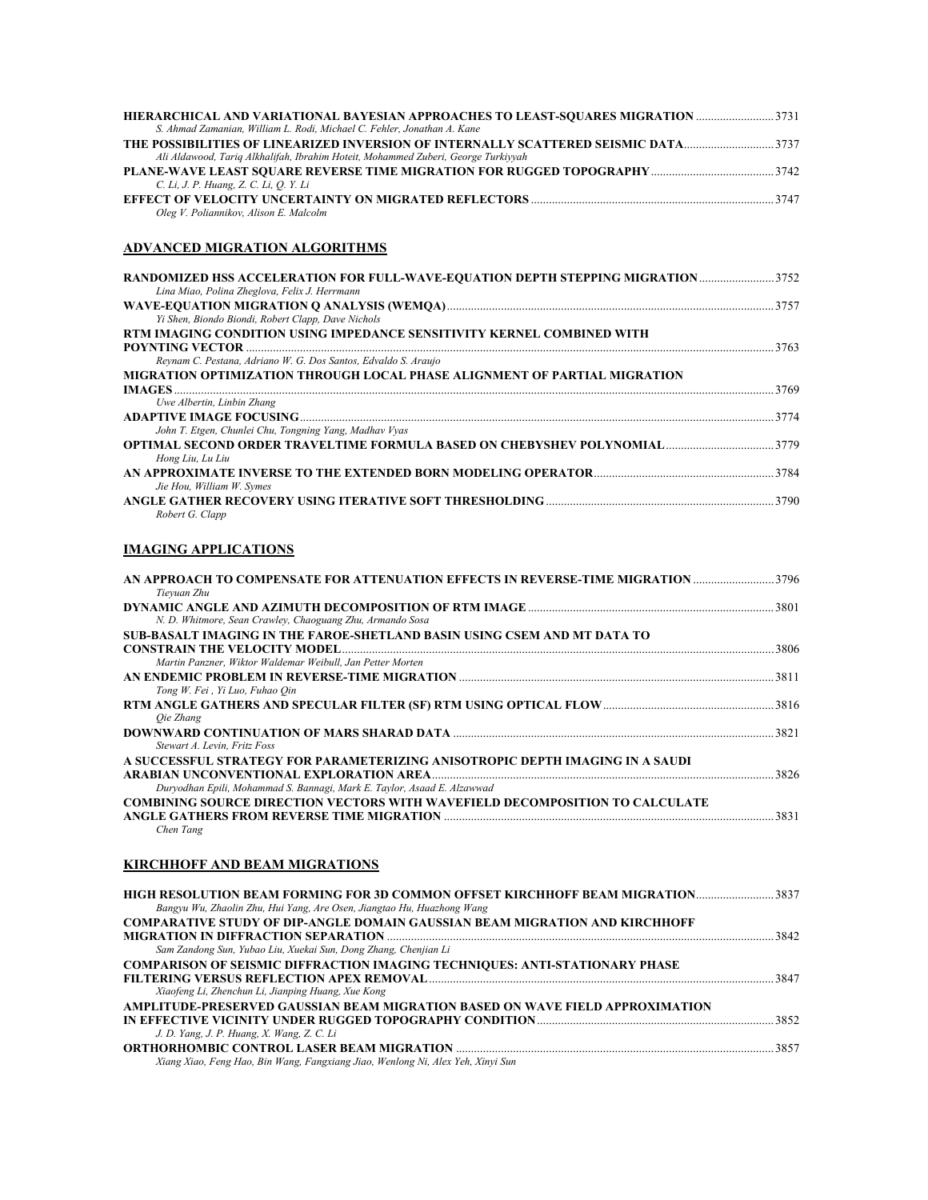**HIERARCHICAL AND VARIATIONAL BAYESIAN APPROACHES TO LEAST-SQUARES MIGRATION** .......................... 3731
*S. Ahmad Zamanian, William L. Rodi, Michael C. Fehler, Jonathan A. Kane*

**THE POSSIBILITIES OF LINEARIZED INVERSION OF INTERNALLY SCATTERED SEISMIC DATA** .............................. 3737
*Ali Aldawood, Tariq Alkhalifah, Ibrahim Hoteit, Mohammed Zuberi, George Turkiyyah*

**PLANE-WAVE LEAST SQUARE REVERSE TIME MIGRATION FOR RUGGED TOPOGRAPHY** ......................................... 3742
*C. Li, J. P. Huang, Z. C. Li, Q. Y. Li*

**EFFECT OF VELOCITY UNCERTAINTY ON MIGRATED REFLECTORS** ................................................................................. 3747
*Oleg V. Poliannikov, Alison E. Malcolm*

## ADVANCED MIGRATION ALGORITHMS

**RANDOMIZED HSS ACCELERATION FOR FULL-WAVE-EQUATION DEPTH STEPPING MIGRATION** ......................... 3752
*Lina Miao, Polina Zheglova, Felix J. Herrmann*

**WAVE-EQUATION MIGRATION Q ANALYSIS (WEMQA)** ............................................................................................................ 3757
*Yi Shen, Biondo Biondi, Robert Clapp, Dave Nichols*

**RTM IMAGING CONDITION USING IMPEDANCE SENSITIVITY KERNEL COMBINED WITH POYNTING VECTOR** ........................................................................................................................................................................ 3763
*Reynam C. Pestana, Adriano W. G. Dos Santos, Edvaldo S. Araujo*

**MIGRATION OPTIMIZATION THROUGH LOCAL PHASE ALIGNMENT OF PARTIAL MIGRATION IMAGES** ............................................................................................................................................................................ 3769
*Uwe Albertin, Linbin Zhang*

**ADAPTIVE IMAGE FOCUSING** .............................................................................................................................................. 3774
*John T. Etgen, Chunlei Chu, Tongning Yang, Madhav Vyas*

**OPTIMAL SECOND ORDER TRAVELTIME FORMULA BASED ON CHEBYSHEV POLYNOMIAL** .................................... 3779
*Hong Liu, Lu Liu*

**AN APPROXIMATE INVERSE TO THE EXTENDED BORN MODELING OPERATOR** ........................................................... 3784
*Jie Hou, William W. Symes*

**ANGLE GATHER RECOVERY USING ITERATIVE SOFT THRESHOLDING** ........................................................................... 3790
*Robert G. Clapp*

## IMAGING APPLICATIONS

**AN APPROACH TO COMPENSATE FOR ATTENUATION EFFECTS IN REVERSE-TIME MIGRATION** ........................... 3796
*Tieyuan Zhu*

**DYNAMIC ANGLE AND AZIMUTH DECOMPOSITION OF RTM IMAGE** ................................................................................. 3801
*N. D. Whitmore, Sean Crawley, Chaoguang Zhu, Armando Sosa*

**SUB-BASALT IMAGING IN THE FAROE-SHETLAND BASIN USING CSEM AND MT DATA TO CONSTRAIN THE VELOCITY MODEL** ................................................................................................................................ 3806
*Martin Panzner, Wiktor Waldemar Weibull, Jan Petter Morten*

**AN ENDEMIC PROBLEM IN REVERSE-TIME MIGRATION** ........................................................................................................ 3811
*Tong W. Fei , Yi Luo, Fuhao Qin*

**RTM ANGLE GATHERS AND SPECULAR FILTER (SF) RTM USING OPTICAL FLOW** ......................................................... 3816
*Qie Zhang*

**DOWNWARD CONTINUATION OF MARS SHARAD DATA** .......................................................................................................... 3821
*Stewart A. Levin, Fritz Foss*

**A SUCCESSFUL STRATEGY FOR PARAMETERIZING ANISOTROPIC DEPTH IMAGING IN A SAUDI ARABIAN UNCONVENTIONAL EXPLORATION AREA** ................................................................................................................. 3826
*Duryodhan Epili, Mohammad S. Bannagi, Mark E. Taylor, Asaad E. Alzawwad*

**COMBINING SOURCE DIRECTION VECTORS WITH WAVEFIELD DECOMPOSITION TO CALCULATE ANGLE GATHERS FROM REVERSE TIME MIGRATION** ............................................................................................................ 3831
*Chen Tang*

## KIRCHHOFF AND BEAM MIGRATIONS

**HIGH RESOLUTION BEAM FORMING FOR 3D COMMON OFFSET KIRCHHOFF BEAM MIGRATION** .......................... 3837
*Bangyu Wu, Zhaolin Zhu, Hui Yang, Are Osen, Jiangtao Hu, Huazhong Wang*

**COMPARATIVE STUDY OF DIP-ANGLE DOMAIN GAUSSIAN BEAM MIGRATION AND KIRCHHOFF MIGRATION IN DIFFRACTION SEPARATION** ................................................................................................................................. 3842
*Sam Zandong Sun, Yubao Liu, Xuekai Sun, Dong Zhang, Chenjian Li*

**COMPARISON OF SEISMIC DIFFRACTION IMAGING TECHNIQUES: ANTI-STATIONARY PHASE FILTERING VERSUS REFLECTION APEX REMOVAL** .................................................................................................................. 3847
*Xiaofeng Li, Zhenchun Li, Jianping Huang, Xue Kong*

**AMPLITUDE-PRESERVED GAUSSIAN BEAM MIGRATION BASED ON WAVE FIELD APPROXIMATION IN EFFECTIVE VICINITY UNDER RUGGED TOPOGRAPHY CONDITION** .............................................................................. 3852
*J. D. Yang, J. P. Huang, X. Wang, Z. C. Li*

**ORTHORHOMBIC CONTROL LASER BEAM MIGRATION** ........................................................................................................... 3857
*Xiang Xiao, Feng Hao, Bin Wang, Fangxiang Jiao, Wenlong Ni, Alex Yeh, Xinyi Sun*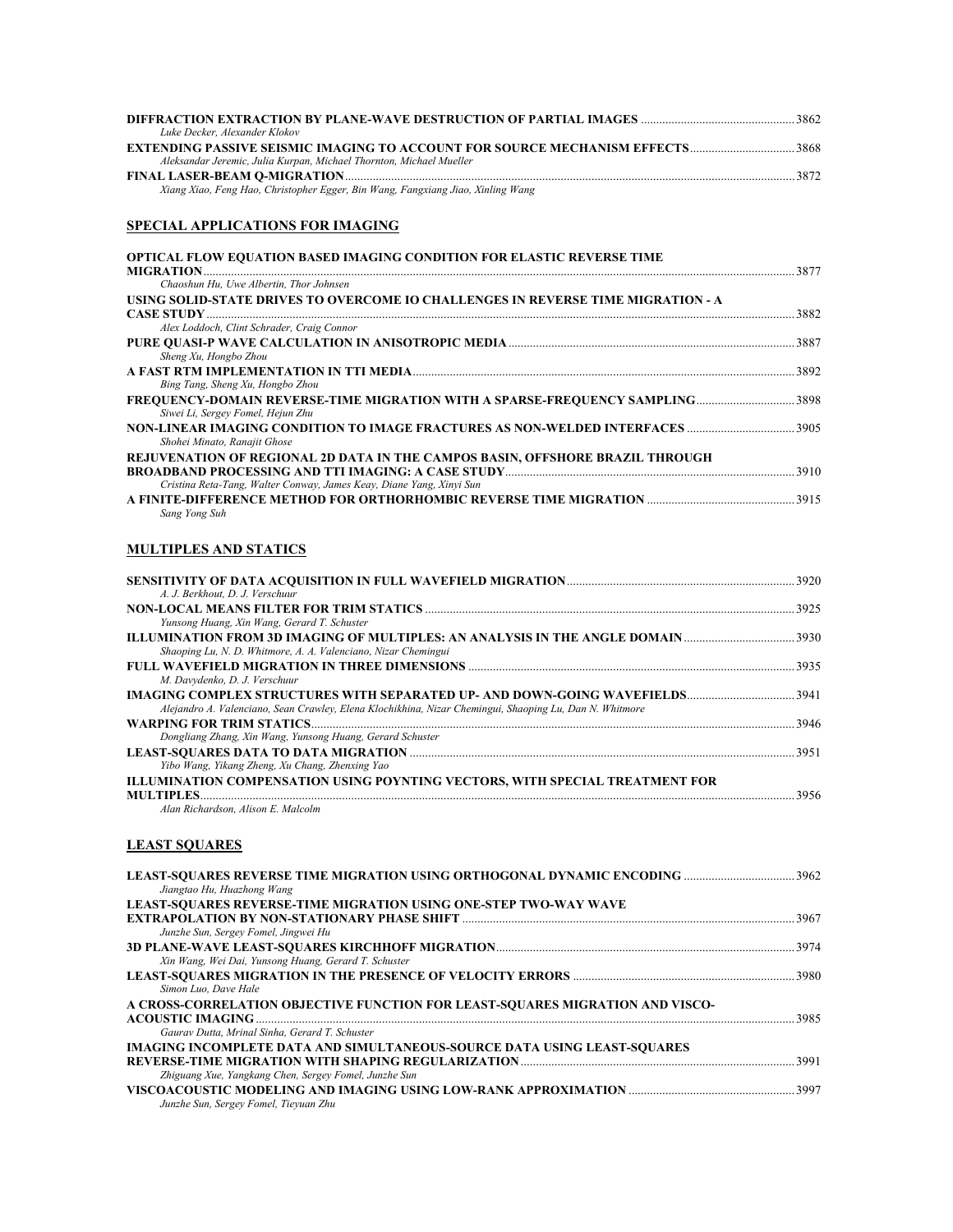**DIFFRACTION EXTRACTION BY PLANE-WAVE DESTRUCTION OF PARTIAL IMAGES** ............ 3862
*Luke Decker, Alexander Klokov*

**EXTENDING PASSIVE SEISMIC IMAGING TO ACCOUNT FOR SOURCE MECHANISM EFFECTS** ............ 3868
*Aleksandar Jeremic, Julia Kurpan, Michael Thornton, Michael Mueller*

**FINAL LASER-BEAM Q-MIGRATION** ............ 3872
*Xiang Xiao, Feng Hao, Christopher Egger, Bin Wang, Fangxiang Jiao, Xinling Wang*

## SPECIAL APPLICATIONS FOR IMAGING

**OPTICAL FLOW EQUATION BASED IMAGING CONDITION FOR ELASTIC REVERSE TIME MIGRATION** ............ 3877
*Chaoshun Hu, Uwe Albertin, Thor Johnsen*

**USING SOLID-STATE DRIVES TO OVERCOME IO CHALLENGES IN REVERSE TIME MIGRATION - A CASE STUDY** ............ 3882
*Alex Loddoch, Clint Schrader, Craig Connor*

**PURE QUASI-P WAVE CALCULATION IN ANISOTROPIC MEDIA** ............ 3887
*Sheng Xu, Hongbo Zhou*

**A FAST RTM IMPLEMENTATION IN TTI MEDIA** ............ 3892
*Bing Tang, Sheng Xu, Hongbo Zhou*

**FREQUENCY-DOMAIN REVERSE-TIME MIGRATION WITH A SPARSE-FREQUENCY SAMPLING** ............ 3898
*Siwei Li, Sergey Fomel, Hejun Zhu*

**NON-LINEAR IMAGING CONDITION TO IMAGE FRACTURES AS NON-WELDED INTERFACES** ............ 3905
*Shohei Minato, Ranajit Ghose*

**REJUVENATION OF REGIONAL 2D DATA IN THE CAMPOS BASIN, OFFSHORE BRAZIL THROUGH BROADBAND PROCESSING AND TTI IMAGING: A CASE STUDY** ............ 3910
*Cristina Reta-Tang, Walter Conway, James Keay, Diane Yang, Xinyi Sun*

**A FINITE-DIFFERENCE METHOD FOR ORTHORHOMBIC REVERSE TIME MIGRATION** ............ 3915
*Sang Yong Suh*

## MULTIPLES AND STATICS

**SENSITIVITY OF DATA ACQUISITION IN FULL WAVEFIELD MIGRATION** ............ 3920
*A. J. Berkhout, D. J. Verschuur*

**NON-LOCAL MEANS FILTER FOR TRIM STATICS** ............ 3925
*Yunsong Huang, Xin Wang, Gerard T. Schuster*

**ILLUMINATION FROM 3D IMAGING OF MULTIPLES: AN ANALYSIS IN THE ANGLE DOMAIN** ............ 3930
*Shaoping Lu, N. D. Whitmore, A. A. Valenciano, Nizar Chemingui*

**FULL WAVEFIELD MIGRATION IN THREE DIMENSIONS** ............ 3935
*M. Davydenko, D. J. Verschuur*

**IMAGING COMPLEX STRUCTURES WITH SEPARATED UP- AND DOWN-GOING WAVEFIELDS** ............ 3941
*Alejandro A. Valenciano, Sean Crawley, Elena Klochikhina, Nizar Chemingui, Shaoping Lu, Dan N. Whitmore*

**WARPING FOR TRIM STATICS** ............ 3946
*Dongliang Zhang, Xin Wang, Yunsong Huang, Gerard Schuster*

**LEAST-SQUARES DATA TO DATA MIGRATION** ............ 3951
*Yibo Wang, Yikang Zheng, Xu Chang, Zhenxing Yao*

**ILLUMINATION COMPENSATION USING POYNTING VECTORS, WITH SPECIAL TREATMENT FOR MULTIPLES** ............ 3956
*Alan Richardson, Alison E. Malcolm*

## LEAST SQUARES

**LEAST-SQUARES REVERSE TIME MIGRATION USING ORTHOGONAL DYNAMIC ENCODING** ............ 3962
*Jiangtao Hu, Huazhong Wang*

**LEAST-SQUARES REVERSE-TIME MIGRATION USING ONE-STEP TWO-WAY WAVE EXTRAPOLATION BY NON-STATIONARY PHASE SHIFT** ............ 3967
*Junzhe Sun, Sergey Fomel, Jingwei Hu*

**3D PLANE-WAVE LEAST-SQUARES KIRCHHOFF MIGRATION** ............ 3974
*Xin Wang, Wei Dai, Yunsong Huang, Gerard T. Schuster*

**LEAST-SQUARES MIGRATION IN THE PRESENCE OF VELOCITY ERRORS** ............ 3980
*Simon Luo, Dave Hale*

**A CROSS-CORRELATION OBJECTIVE FUNCTION FOR LEAST-SQUARES MIGRATION AND VISCO-ACOUSTIC IMAGING** ............ 3985
*Gaurav Dutta, Mrinal Sinha, Gerard T. Schuster*

**IMAGING INCOMPLETE DATA AND SIMULTANEOUS-SOURCE DATA USING LEAST-SQUARES REVERSE-TIME MIGRATION WITH SHAPING REGULARIZATION** ............ 3991
*Zhiguang Xue, Yangkang Chen, Sergey Fomel, Junzhe Sun*

**VISCOACOUSTIC MODELING AND IMAGING USING LOW-RANK APPROXIMATION** ............ 3997
*Junzhe Sun, Sergey Fomel, Tieyuan Zhu*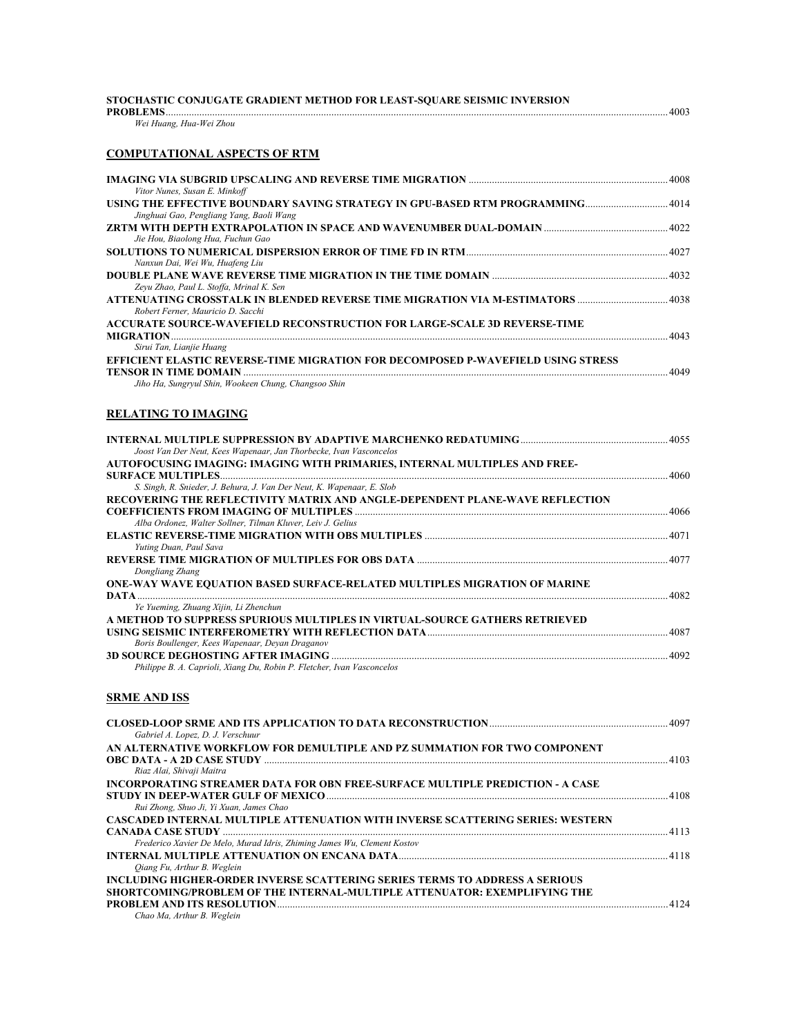**STOCHASTIC CONJUGATE GRADIENT METHOD FOR LEAST-SQUARE SEISMIC INVERSION PROBLEMS** .......... 4003
*Wei Huang, Hua-Wei Zhou*

## COMPUTATIONAL ASPECTS OF RTM

**IMAGING VIA SUBGRID UPSCALING AND REVERSE TIME MIGRATION** .......... 4008
*Vitor Nunes, Susan E. Minkoff*

**USING THE EFFECTIVE BOUNDARY SAVING STRATEGY IN GPU-BASED RTM PROGRAMMING** .......... 4014
*Jinghuai Gao, Pengliang Yang, Baoli Wang*

**ZRTM WITH DEPTH EXTRAPOLATION IN SPACE AND WAVENUMBER DUAL-DOMAIN** .......... 4022
*Jie Hou, Biaolong Hua, Fuchun Gao*

**SOLUTIONS TO NUMERICAL DISPERSION ERROR OF TIME FD IN RTM** .......... 4027
*Nanxun Dai, Wei Wu, Huafeng Liu*

**DOUBLE PLANE WAVE REVERSE TIME MIGRATION IN THE TIME DOMAIN** .......... 4032
*Zeyu Zhao, Paul L. Stoffa, Mrinal K. Sen*

**ATTENUATING CROSSTALK IN BLENDED REVERSE TIME MIGRATION VIA M-ESTIMATORS** .......... 4038
*Robert Ferner, Mauricio D. Sacchi*

**ACCURATE SOURCE-WAVEFIELD RECONSTRUCTION FOR LARGE-SCALE 3D REVERSE-TIME MIGRATION** .......... 4043
*Sirui Tan, Lianjie Huang*

**EFFICIENT ELASTIC REVERSE-TIME MIGRATION FOR DECOMPOSED P-WAVEFIELD USING STRESS TENSOR IN TIME DOMAIN** .......... 4049
*Jiho Ha, Sungryul Shin, Wookeen Chung, Changsoo Shin*

## RELATING TO IMAGING

**INTERNAL MULTIPLE SUPPRESSION BY ADAPTIVE MARCHENKO REDATUMING** .......... 4055
*Joost Van Der Neut, Kees Wapenaar, Jan Thorbecke, Ivan Vasconcelos*

**AUTOFOCUSING IMAGING: IMAGING WITH PRIMARIES, INTERNAL MULTIPLES AND FREE-SURFACE MULTIPLES** .......... 4060
*S. Singh, R. Snieder, J. Behura, J. Van Der Neut, K. Wapenaar, E. Slob*

**RECOVERING THE REFLECTIVITY MATRIX AND ANGLE-DEPENDENT PLANE-WAVE REFLECTION COEFFICIENTS FROM IMAGING OF MULTIPLES** .......... 4066
*Alba Ordonez, Walter Sollner, Tilman Kluver, Leiv J. Gelius*

**ELASTIC REVERSE-TIME MIGRATION WITH OBS MULTIPLES** .......... 4071
*Yuting Duan, Paul Sava*

**REVERSE TIME MIGRATION OF MULTIPLES FOR OBS DATA** .......... 4077
*Dongliang Zhang*

**ONE-WAY WAVE EQUATION BASED SURFACE-RELATED MULTIPLES MIGRATION OF MARINE DATA** .......... 4082
*Ye Yueming, Zhuang Xijin, Li Zhenchun*

**A METHOD TO SUPPRESS SPURIOUS MULTIPLES IN VIRTUAL-SOURCE GATHERS RETRIEVED USING SEISMIC INTERFEROMETRY WITH REFLECTION DATA** .......... 4087
*Boris Boullenger, Kees Wapenaar, Deyan Draganov*

**3D SOURCE DEGHOSTING AFTER IMAGING** .......... 4092
*Philippe B. A. Caprioli, Xiang Du, Robin P. Fletcher, Ivan Vasconcelos*

## SRME AND ISS

**CLOSED-LOOP SRME AND ITS APPLICATION TO DATA RECONSTRUCTION** .......... 4097
*Gabriel A. Lopez, D. J. Verschuur*

**AN ALTERNATIVE WORKFLOW FOR DEMULTIPLE AND PZ SUMMATION FOR TWO COMPONENT OBC DATA - A 2D CASE STUDY** .......... 4103
*Riaz Alai, Shivaji Maitra*

**INCORPORATING STREAMER DATA FOR OBN FREE-SURFACE MULTIPLE PREDICTION - A CASE STUDY IN DEEP-WATER GULF OF MEXICO** .......... 4108
*Rui Zhong, Shuo Ji, Yi Xuan, James Chao*

**CASCADED INTERNAL MULTIPLE ATTENUATION WITH INVERSE SCATTERING SERIES: WESTERN CANADA CASE STUDY** .......... 4113
*Frederico Xavier De Melo, Murad Idris, Zhiming James Wu, Clement Kostov*

**INTERNAL MULTIPLE ATTENUATION ON ENCANA DATA** .......... 4118
*Qiang Fu, Arthur B. Weglein*

**INCLUDING HIGHER-ORDER INVERSE SCATTERING SERIES TERMS TO ADDRESS A SERIOUS SHORTCOMING/PROBLEM OF THE INTERNAL-MULTIPLE ATTENUATOR: EXEMPLIFYING THE PROBLEM AND ITS RESOLUTION** .......... 4124
*Chao Ma, Arthur B. Weglein*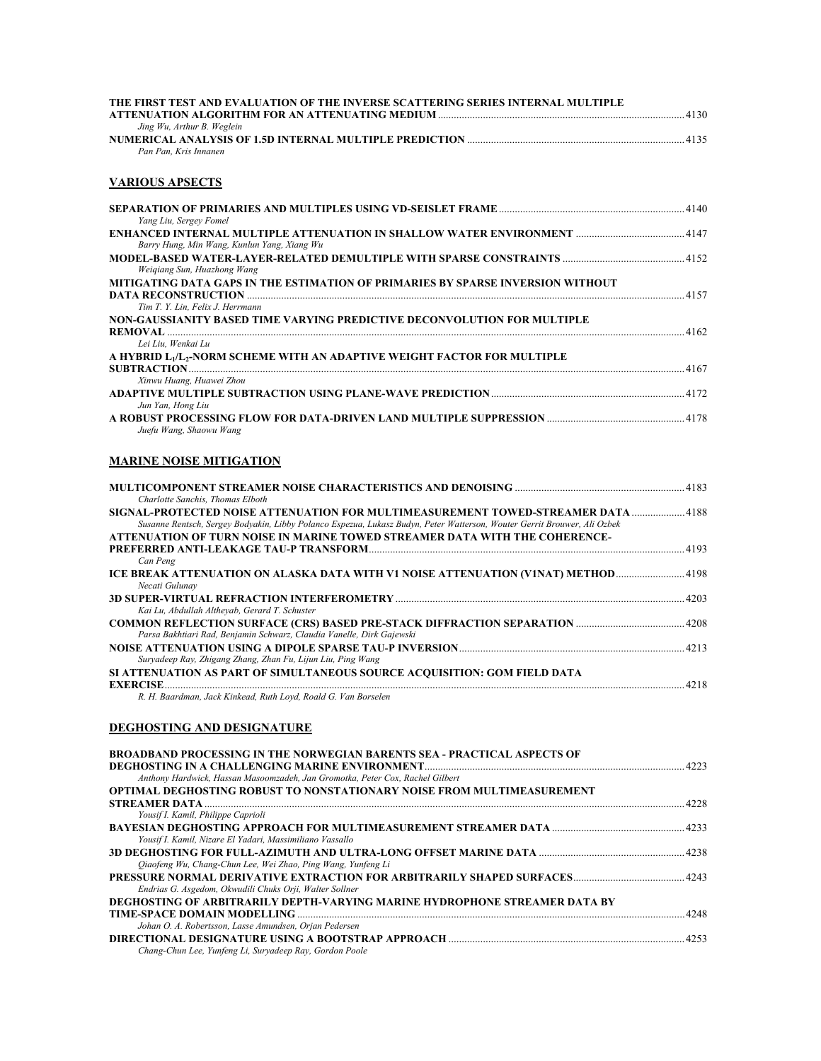**THE FIRST TEST AND EVALUATION OF THE INVERSE SCATTERING SERIES INTERNAL MULTIPLE ATTENUATION ALGORITHM FOR AN ATTENUATING MEDIUM** ........ 4130
*Jing Wu, Arthur B. Weglein*

**NUMERICAL ANALYSIS OF 1.5D INTERNAL MULTIPLE PREDICTION** ........ 4135
*Pan Pan, Kris Innanen*

## VARIOUS APSECTS

**SEPARATION OF PRIMARIES AND MULTIPLES USING VD-SEISLET FRAME** ........ 4140
*Yang Liu, Sergey Fomel*

**ENHANCED INTERNAL MULTIPLE ATTENUATION IN SHALLOW WATER ENVIRONMENT** ........ 4147
*Barry Hung, Min Wang, Kunlun Yang, Xiang Wu*

**MODEL-BASED WATER-LAYER-RELATED DEMULTIPLE WITH SPARSE CONSTRAINTS** ........ 4152
*Weiqiang Sun, Huazhong Wang*

**MITIGATING DATA GAPS IN THE ESTIMATION OF PRIMARIES BY SPARSE INVERSION WITHOUT DATA RECONSTRUCTION** ........ 4157
*Tim T. Y. Lin, Felix J. Herrmann*

**NON-GAUSSIANITY BASED TIME VARYING PREDICTIVE DECONVOLUTION FOR MULTIPLE REMOVAL** ........ 4162
*Lei Liu, Wenkai Lu*

**A HYBRID $L_1/L_2$-NORM SCHEME WITH AN ADAPTIVE WEIGHT FACTOR FOR MULTIPLE SUBTRACTION** ........ 4167
*Xinwu Huang, Huawei Zhou*

**ADAPTIVE MULTIPLE SUBTRACTION USING PLANE-WAVE PREDICTION** ........ 4172
*Jun Yan, Hong Liu*

**A ROBUST PROCESSING FLOW FOR DATA-DRIVEN LAND MULTIPLE SUPPRESSION** ........ 4178
*Juefu Wang, Shaowu Wang*

## MARINE NOISE MITIGATION

**MULTICOMPONENT STREAMER NOISE CHARACTERISTICS AND DENOISING** ........ 4183
*Charlotte Sanchis, Thomas Elboth*

**SIGNAL-PROTECTED NOISE ATTENUATION FOR MULTIMEASUREMENT TOWED-STREAMER DATA** ........ 4188
*Susanne Rentsch, Sergey Bodyakin, Libby Polanco Espezua, Lukasz Budyn, Peter Watterson, Wouter Gerrit Brouwer, Ali Ozbek*

**ATTENUATION OF TURN NOISE IN MARINE TOWED STREAMER DATA WITH THE COHERENCE-PREFERRED ANTI-LEAKAGE TAU-P TRANSFORM** ........ 4193
*Can Peng*

**ICE BREAK ATTENUATION ON ALASKA DATA WITH V1 NOISE ATTENUATION (V1NAT) METHOD** ........ 4198
*Necati Gulunay*

**3D SUPER-VIRTUAL REFRACTION INTERFEROMETRY** ........ 4203
*Kai Lu, Abdullah Altheyab, Gerard T. Schuster*

**COMMON REFLECTION SURFACE (CRS) BASED PRE-STACK DIFFRACTION SEPARATION** ........ 4208
*Parsa Bakhtiari Rad, Benjamin Schwarz, Claudia Vanelle, Dirk Gajewski*

**NOISE ATTENUATION USING A DIPOLE SPARSE TAU-P INVERSION** ........ 4213
*Suryadeep Ray, Zhigang Zhang, Zhan Fu, Lijun Liu, Ping Wang*

**SI ATTENUATION AS PART OF SIMULTANEOUS SOURCE ACQUISITION: GOM FIELD DATA EXERCISE** ........ 4218
*R. H. Baardman, Jack Kinkead, Ruth Loyd, Roald G. Van Borselen*

## DEGHOSTING AND DESIGNATURE

**BROADBAND PROCESSING IN THE NORWEGIAN BARENTS SEA - PRACTICAL ASPECTS OF DEGHOSTING IN A CHALLENGING MARINE ENVIRONMENT** ........ 4223
*Anthony Hardwick, Hassan Masoomzadeh, Jan Gromotka, Peter Cox, Rachel Gilbert*

**OPTIMAL DEGHOSTING ROBUST TO NONSTATIONARY NOISE FROM MULTIMEASUREMENT STREAMER DATA** ........ 4228
*Yousif I. Kamil, Philippe Caprioli*

**BAYESIAN DEGHOSTING APPROACH FOR MULTIMEASUREMENT STREAMER DATA** ........ 4233
*Yousif I. Kamil, Nizare El Yadari, Massimiliano Vassallo*

**3D DEGHOSTING FOR FULL-AZIMUTH AND ULTRA-LONG OFFSET MARINE DATA** ........ 4238
*Qiaofeng Wu, Chang-Chun Lee, Wei Zhao, Ping Wang, Yunfeng Li*

**PRESSURE NORMAL DERIVATIVE EXTRACTION FOR ARBITRARILY SHAPED SURFACES** ........ 4243
*Endrias G. Asgedom, Okwudili Chuks Orji, Walter Sollner*

**DEGHOSTING OF ARBITRARILY DEPTH-VARYING MARINE HYDROPHONE STREAMER DATA BY TIME-SPACE DOMAIN MODELLING** ........ 4248
*Johan O. A. Robertsson, Lasse Amundsen, Orjan Pedersen*

**DIRECTIONAL DESIGNATURE USING A BOOTSTRAP APPROACH** ........ 4253
*Chang-Chun Lee, Yunfeng Li, Suryadeep Ray, Gordon Poole*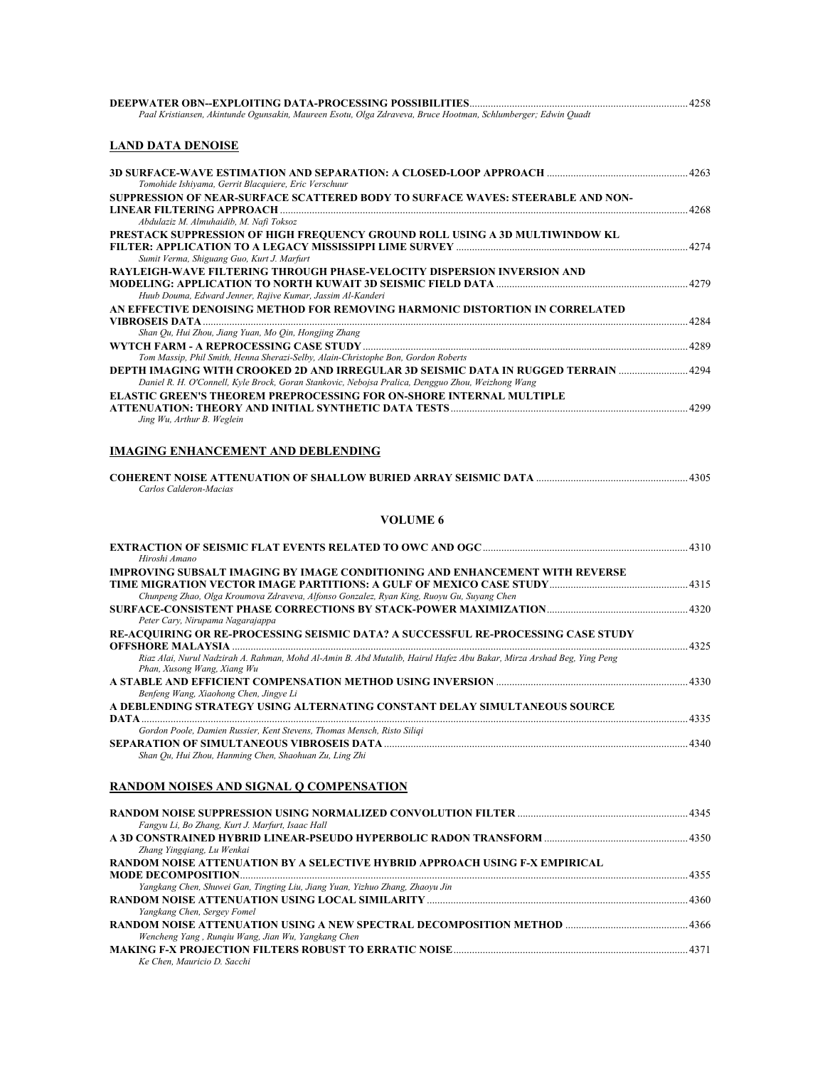**DEEPWATER OBN--EXPLOITING DATA-PROCESSING POSSIBILITIES** ........ 4258
*Paal Kristiansen, Akintunde Ogunsakin, Maureen Esotu, Olga Zdraveva, Bruce Hootman, Schlumberger; Edwin Quadt*

## LAND DATA DENOISE

**3D SURFACE-WAVE ESTIMATION AND SEPARATION: A CLOSED-LOOP APPROACH** ........ 4263
*Tomohide Ishiyama, Gerrit Blacquiere, Eric Verschuur*

**SUPPRESSION OF NEAR-SURFACE SCATTERED BODY TO SURFACE WAVES: STEERABLE AND NON-LINEAR FILTERING APPROACH** ........ 4268
*Abdulaziz M. Almuhaidib, M. Nafi Toksoz*

**PRESTACK SUPPRESSION OF HIGH FREQUENCY GROUND ROLL USING A 3D MULTIWINDOW KL FILTER: APPLICATION TO A LEGACY MISSISSIPPI LIME SURVEY** ........ 4274
*Sumit Verma, Shiguang Guo, Kurt J. Marfurt*

**RAYLEIGH-WAVE FILTERING THROUGH PHASE-VELOCITY DISPERSION INVERSION AND MODELING: APPLICATION TO NORTH KUWAIT 3D SEISMIC FIELD DATA** ........ 4279
*Huub Douma, Edward Jenner, Rajive Kumar, Jassim Al-Kanderi*

**AN EFFECTIVE DENOISING METHOD FOR REMOVING HARMONIC DISTORTION IN CORRELATED VIBROSEIS DATA** ........ 4284
*Shan Qu, Hui Zhou, Jiang Yuan, Mo Qin, Hongjing Zhang*

**WYTCH FARM - A REPROCESSING CASE STUDY** ........ 4289
*Tom Massip, Phil Smith, Henna Sherazi-Selby, Alain-Christophe Bon, Gordon Roberts*

**DEPTH IMAGING WITH CROOKED 2D AND IRREGULAR 3D SEISMIC DATA IN RUGGED TERRAIN** ........ 4294
*Daniel R. H. O'Connell, Kyle Brock, Goran Stankovic, Nebojsa Pralica, Dengguo Zhou, Weizhong Wang*

**ELASTIC GREEN'S THEOREM PREPROCESSING FOR ON-SHORE INTERNAL MULTIPLE ATTENUATION: THEORY AND INITIAL SYNTHETIC DATA TESTS** ........ 4299
*Jing Wu, Arthur B. Weglein*

## IMAGING ENHANCEMENT AND DEBLENDING

**COHERENT NOISE ATTENUATION OF SHALLOW BURIED ARRAY SEISMIC DATA** ........ 4305
*Carlos Calderon-Macias*

## VOLUME 6

**EXTRACTION OF SEISMIC FLAT EVENTS RELATED TO OWC AND OGC** ........ 4310
*Hiroshi Amano*

**IMPROVING SUBSALT IMAGING BY IMAGE CONDITIONING AND ENHANCEMENT WITH REVERSE TIME MIGRATION VECTOR IMAGE PARTITIONS: A GULF OF MEXICO CASE STUDY** ........ 4315
*Chunpeng Zhao, Olga Kroumova Zdraveva, Alfonso Gonzalez, Ryan King, Ruoyu Gu, Suyang Chen*

**SURFACE-CONSISTENT PHASE CORRECTIONS BY STACK-POWER MAXIMIZATION** ........ 4320
*Peter Cary, Nirupama Nagarajappa*

**RE-ACQUIRING OR RE-PROCESSING SEISMIC DATA? A SUCCESSFUL RE-PROCESSING CASE STUDY OFFSHORE MALAYSIA** ........ 4325
*Riaz Alai, Nurul Nadzirah A. Rahman, Mohd Al-Amin B. Abd Mutalib, Hairul Hafez Abu Bakar, Mirza Arshad Beg, Ying Peng Phan, Xusong Wang, Xiang Wu*

**A STABLE AND EFFICIENT COMPENSATION METHOD USING INVERSION** ........ 4330
*Benfeng Wang, Xiaohong Chen, Jingye Li*

**A DEBLENDING STRATEGY USING ALTERNATING CONSTANT DELAY SIMULTANEOUS SOURCE DATA** ........ 4335
*Gordon Poole, Damien Russier, Kent Stevens, Thomas Mensch, Risto Siliqi*

**SEPARATION OF SIMULTANEOUS VIBROSEIS DATA** ........ 4340
*Shan Qu, Hui Zhou, Hanming Chen, Shaohuan Zu, Ling Zhi*

## RANDOM NOISES AND SIGNAL Q COMPENSATION

**RANDOM NOISE SUPPRESSION USING NORMALIZED CONVOLUTION FILTER** ........ 4345
*Fangyu Li, Bo Zhang, Kurt J. Marfurt, Isaac Hall*

**A 3D CONSTRAINED HYBRID LINEAR-PSEUDO HYPERBOLIC RADON TRANSFORM** ........ 4350
*Zhang Yingqiang, Lu Wenkai*

**RANDOM NOISE ATTENUATION BY A SELECTIVE HYBRID APPROACH USING F-X EMPIRICAL MODE DECOMPOSITION** ........ 4355
*Yangkang Chen, Shuwei Gan, Tingting Liu, Jiang Yuan, Yizhuo Zhang, Zhaoyu Jin*

**RANDOM NOISE ATTENUATION USING LOCAL SIMILARITY** ........ 4360
*Yangkang Chen, Sergey Fomel*

**RANDOM NOISE ATTENUATION USING A NEW SPECTRAL DECOMPOSITION METHOD** ........ 4366
*Wencheng Yang , Runqiu Wang, Jian Wu, Yangkang Chen*

**MAKING F-X PROJECTION FILTERS ROBUST TO ERRATIC NOISE** ........ 4371
*Ke Chen, Mauricio D. Sacchi*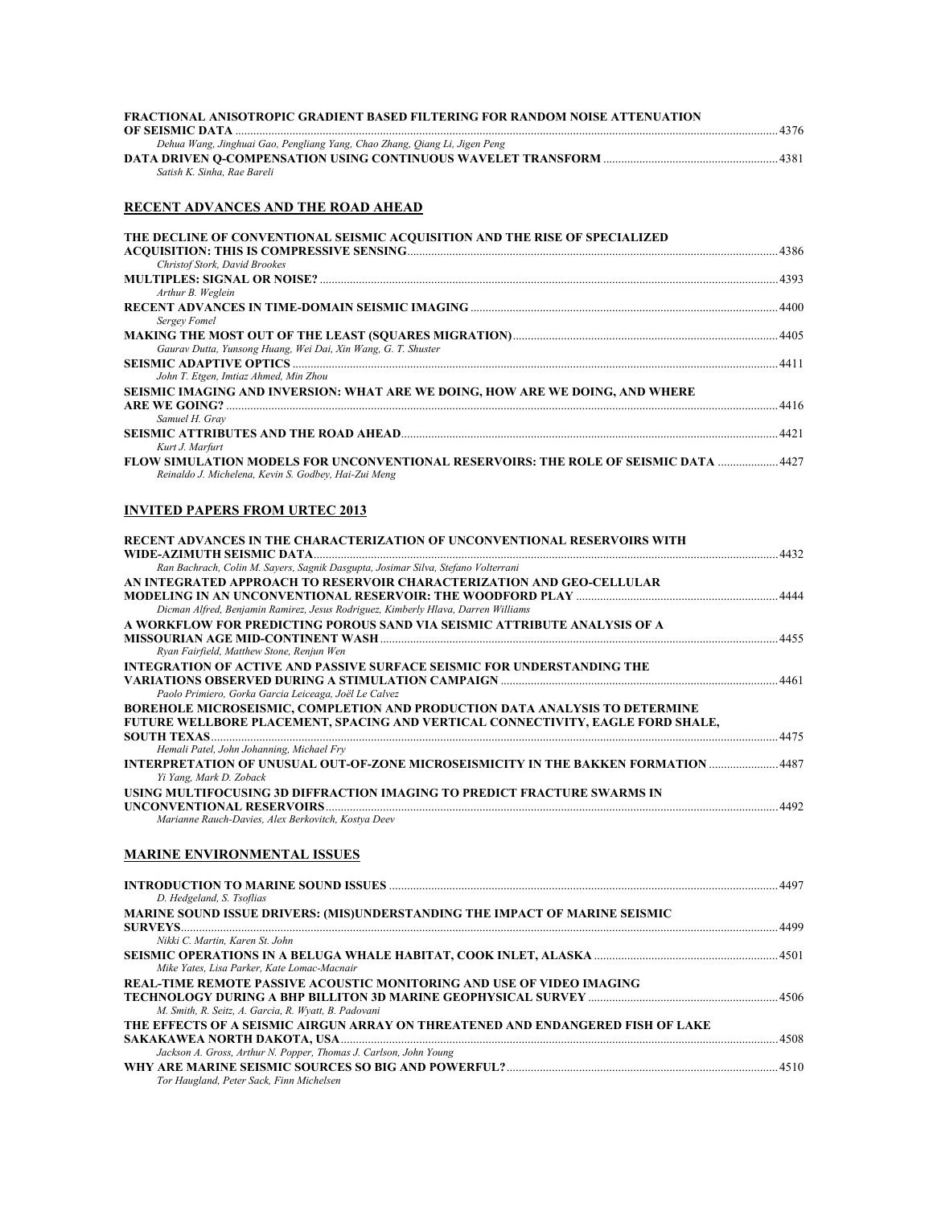**FRACTIONAL ANISOTROPIC GRADIENT BASED FILTERING FOR RANDOM NOISE ATTENUATION OF SEISMIC DATA** ..... 4376
*Dehua Wang, Jinghuai Gao, Pengliang Yang, Chao Zhang, Qiang Li, Jigen Peng*

**DATA DRIVEN Q-COMPENSATION USING CONTINUOUS WAVELET TRANSFORM** ..... 4381
*Satish K. Sinha, Rae Bareli*

## RECENT ADVANCES AND THE ROAD AHEAD

**THE DECLINE OF CONVENTIONAL SEISMIC ACQUISITION AND THE RISE OF SPECIALIZED ACQUISITION: THIS IS COMPRESSIVE SENSING** ..... 4386
*Christof Stork, David Brookes*

**MULTIPLES: SIGNAL OR NOISE?** ..... 4393
*Arthur B. Weglein*

**RECENT ADVANCES IN TIME-DOMAIN SEISMIC IMAGING** ..... 4400
*Sergey Fomel*

**MAKING THE MOST OUT OF THE LEAST (SQUARES MIGRATION)** ..... 4405
*Gaurav Dutta, Yunsong Huang, Wei Dai, Xin Wang, G. T. Shuster*

**SEISMIC ADAPTIVE OPTICS** ..... 4411
*John T. Etgen, Imtiaz Ahmed, Min Zhou*

**SEISMIC IMAGING AND INVERSION: WHAT ARE WE DOING, HOW ARE WE DOING, AND WHERE ARE WE GOING?** ..... 4416
*Samuel H. Gray*

**SEISMIC ATTRIBUTES AND THE ROAD AHEAD** ..... 4421
*Kurt J. Marfurt*

**FLOW SIMULATION MODELS FOR UNCONVENTIONAL RESERVOIRS: THE ROLE OF SEISMIC DATA** ..... 4427
*Reinaldo J. Michelena, Kevin S. Godbey, Hai-Zui Meng*

## INVITED PAPERS FROM URTEC 2013

**RECENT ADVANCES IN THE CHARACTERIZATION OF UNCONVENTIONAL RESERVOIRS WITH WIDE-AZIMUTH SEISMIC DATA** ..... 4432
*Ran Bachrach, Colin M. Sayers, Sagnik Dasgupta, Josimar Silva, Stefano Volterrani*

**AN INTEGRATED APPROACH TO RESERVOIR CHARACTERIZATION AND GEO-CELLULAR MODELING IN AN UNCONVENTIONAL RESERVOIR: THE WOODFORD PLAY** ..... 4444
*Dicman Alfred, Benjamin Ramirez, Jesus Rodriguez, Kimberly Hlava, Darren Williams*

**A WORKFLOW FOR PREDICTING POROUS SAND VIA SEISMIC ATTRIBUTE ANALYSIS OF A MISSOURIAN AGE MID-CONTINENT WASH** ..... 4455
*Ryan Fairfield, Matthew Stone, Renjun Wen*

**INTEGRATION OF ACTIVE AND PASSIVE SURFACE SEISMIC FOR UNDERSTANDING THE VARIATIONS OBSERVED DURING A STIMULATION CAMPAIGN** ..... 4461
*Paolo Primiero, Gorka Garcia Leiceaga, Joël Le Calvez*

**BOREHOLE MICROSEISMIC, COMPLETION AND PRODUCTION DATA ANALYSIS TO DETERMINE FUTURE WELLBORE PLACEMENT, SPACING AND VERTICAL CONNECTIVITY, EAGLE FORD SHALE, SOUTH TEXAS** ..... 4475
*Hemali Patel, John Johanning, Michael Fry*

**INTERPRETATION OF UNUSUAL OUT-OF-ZONE MICROSEISMICITY IN THE BAKKEN FORMATION** ..... 4487
*Yi Yang, Mark D. Zoback*

**USING MULTIFOCUSING 3D DIFFRACTION IMAGING TO PREDICT FRACTURE SWARMS IN UNCONVENTIONAL RESERVOIRS** ..... 4492
*Marianne Rauch-Davies, Alex Berkovitch, Kostya Deev*

## MARINE ENVIRONMENTAL ISSUES

**INTRODUCTION TO MARINE SOUND ISSUES** ..... 4497
*D. Hedgeland, S. Tsoflias*

**MARINE SOUND ISSUE DRIVERS: (MIS)UNDERSTANDING THE IMPACT OF MARINE SEISMIC SURVEYS** ..... 4499
*Nikki C. Martin, Karen St. John*

**SEISMIC OPERATIONS IN A BELUGA WHALE HABITAT, COOK INLET, ALASKA** ..... 4501
*Mike Yates, Lisa Parker, Kate Lomac-Macnair*

**REAL-TIME REMOTE PASSIVE ACOUSTIC MONITORING AND USE OF VIDEO IMAGING TECHNOLOGY DURING A BHP BILLITON 3D MARINE GEOPHYSICAL SURVEY** ..... 4506
*M. Smith, R. Seitz, A. Garcia, R. Wyatt, B. Padovani*

**THE EFFECTS OF A SEISMIC AIRGUN ARRAY ON THREATENED AND ENDANGERED FISH OF LAKE SAKAKAWEA NORTH DAKOTA, USA** ..... 4508
*Jackson A. Gross, Arthur N. Popper, Thomas J. Carlson, John Young*

**WHY ARE MARINE SEISMIC SOURCES SO BIG AND POWERFUL?** ..... 4510
*Tor Haugland, Peter Sack, Finn Michelsen*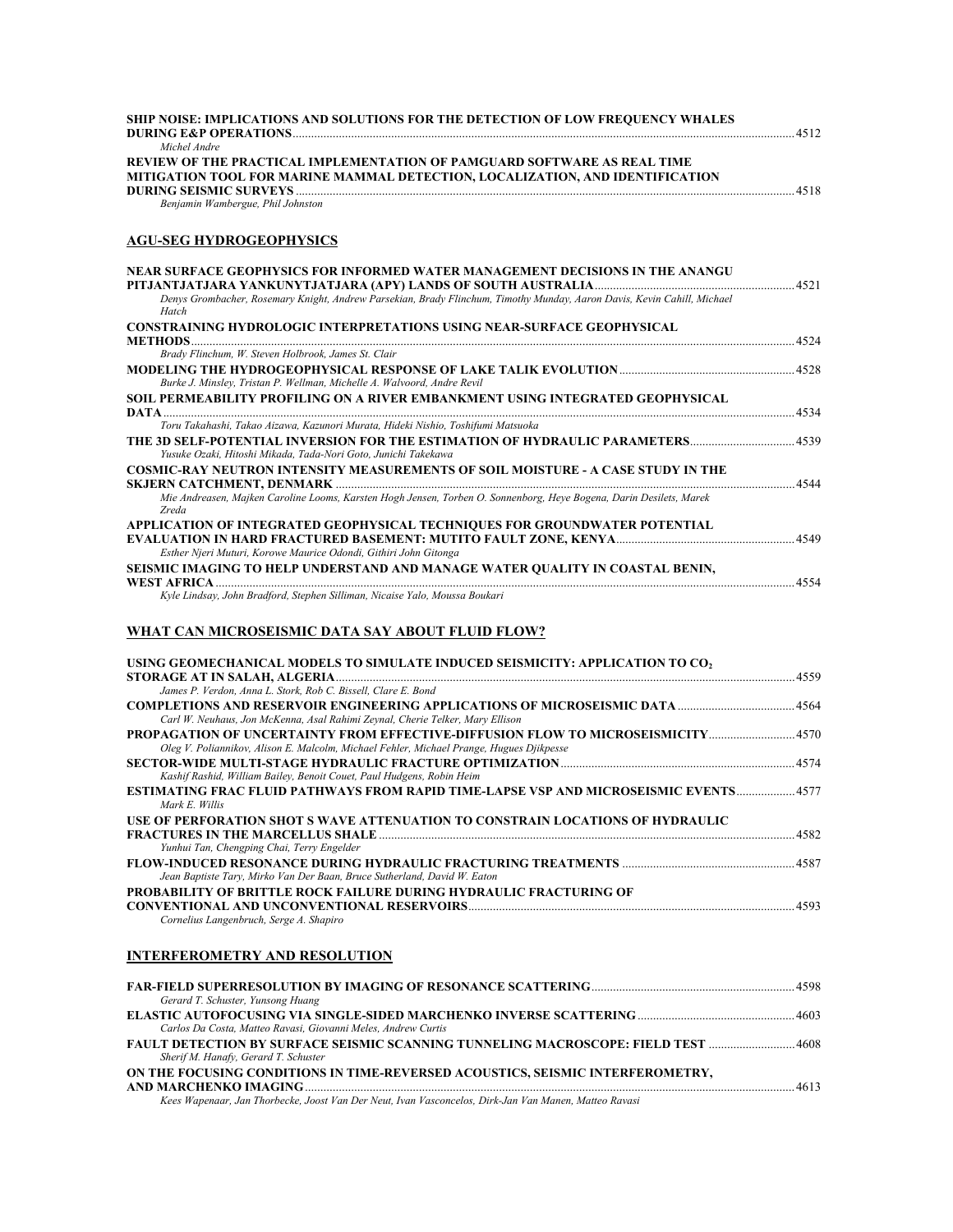**SHIP NOISE: IMPLICATIONS AND SOLUTIONS FOR THE DETECTION OF LOW FREQUENCY WHALES DURING E&P OPERATIONS** ........ 4512
*Michel Andre*

**REVIEW OF THE PRACTICAL IMPLEMENTATION OF PAMGUARD SOFTWARE AS REAL TIME MITIGATION TOOL FOR MARINE MAMMAL DETECTION, LOCALIZATION, AND IDENTIFICATION DURING SEISMIC SURVEYS** ........ 4518
*Benjamin Wambergue, Phil Johnston*

## AGU-SEG HYDROGEOPHYSICS

**NEAR SURFACE GEOPHYSICS FOR INFORMED WATER MANAGEMENT DECISIONS IN THE ANANGU PITJANTJATJARA YANKUNYTJATJARA (APY) LANDS OF SOUTH AUSTRALIA** ........ 4521
*Denys Grombacher, Rosemary Knight, Andrew Parsekian, Brady Flinchum, Timothy Munday, Aaron Davis, Kevin Cahill, Michael Hatch*

**CONSTRAINING HYDROLOGIC INTERPRETATIONS USING NEAR-SURFACE GEOPHYSICAL METHODS** ........ 4524
*Brady Flinchum, W. Steven Holbrook, James St. Clair*

**MODELING THE HYDROGEOPHYSICAL RESPONSE OF LAKE TALIK EVOLUTION** ........ 4528
*Burke J. Minsley, Tristan P. Wellman, Michelle A. Walvoord, Andre Revil*

**SOIL PERMEABILITY PROFILING ON A RIVER EMBANKMENT USING INTEGRATED GEOPHYSICAL DATA** ........ 4534
*Toru Takahashi, Takao Aizawa, Kazunori Murata, Hideki Nishio, Toshifumi Matsuoka*

**THE 3D SELF-POTENTIAL INVERSION FOR THE ESTIMATION OF HYDRAULIC PARAMETERS** ........ 4539
*Yusuke Ozaki, Hitoshi Mikada, Tada-Nori Goto, Junichi Takekawa*

**COSMIC-RAY NEUTRON INTENSITY MEASUREMENTS OF SOIL MOISTURE - A CASE STUDY IN THE SKJERN CATCHMENT, DENMARK** ........ 4544
*Mie Andreasen, Majken Caroline Looms, Karsten Hogh Jensen, Torben O. Sonnenborg, Heye Bogena, Darin Desilets, Marek Zreda*

**APPLICATION OF INTEGRATED GEOPHYSICAL TECHNIQUES FOR GROUNDWATER POTENTIAL EVALUATION IN HARD FRACTURED BASEMENT: MUTITO FAULT ZONE, KENYA** ........ 4549
*Esther Njeri Muturi, Korowe Maurice Odondi, Githiri John Gitonga*

**SEISMIC IMAGING TO HELP UNDERSTAND AND MANAGE WATER QUALITY IN COASTAL BENIN, WEST AFRICA** ........ 4554
*Kyle Lindsay, John Bradford, Stephen Silliman, Nicaise Yalo, Moussa Boukari*

## WHAT CAN MICROSEISMIC DATA SAY ABOUT FLUID FLOW?

**USING GEOMECHANICAL MODELS TO SIMULATE INDUCED SEISMICITY: APPLICATION TO $CO_2$ STORAGE AT IN SALAH, ALGERIA** ........ 4559
*James P. Verdon, Anna L. Stork, Rob C. Bissell, Clare E. Bond*

**COMPLETIONS AND RESERVOIR ENGINEERING APPLICATIONS OF MICROSEISMIC DATA** ........ 4564
*Carl W. Neuhaus, Jon McKenna, Asal Rahimi Zeynal, Cherie Telker, Mary Ellison*

**PROPAGATION OF UNCERTAINTY FROM EFFECTIVE-DIFFUSION FLOW TO MICROSEISMICITY** ........ 4570
*Oleg V. Poliannikov, Alison E. Malcolm, Michael Fehler, Michael Prange, Hugues Djikpesse*

**SECTOR-WIDE MULTI-STAGE HYDRAULIC FRACTURE OPTIMIZATION** ........ 4574
*Kashif Rashid, William Bailey, Benoit Couet, Paul Hudgens, Robin Heim*

**ESTIMATING FRAC FLUID PATHWAYS FROM RAPID TIME-LAPSE VSP AND MICROSEISMIC EVENTS** ........ 4577
*Mark E. Willis*

**USE OF PERFORATION SHOT S WAVE ATTENUATION TO CONSTRAIN LOCATIONS OF HYDRAULIC FRACTURES IN THE MARCELLUS SHALE** ........ 4582
*Yunhui Tan, Chengping Chai, Terry Engelder*

**FLOW-INDUCED RESONANCE DURING HYDRAULIC FRACTURING TREATMENTS** ........ 4587
*Jean Baptiste Tary, Mirko Van Der Baan, Bruce Sutherland, David W. Eaton*

**PROBABILITY OF BRITTLE ROCK FAILURE DURING HYDRAULIC FRACTURING OF CONVENTIONAL AND UNCONVENTIONAL RESERVOIRS** ........ 4593
*Cornelius Langenbruch, Serge A. Shapiro*

## INTERFEROMETRY AND RESOLUTION

**FAR-FIELD SUPERRESOLUTION BY IMAGING OF RESONANCE SCATTERING** ........ 4598
*Gerard T. Schuster, Yunsong Huang*

**ELASTIC AUTOFOCUSING VIA SINGLE-SIDED MARCHENKO INVERSE SCATTERING** ........ 4603
*Carlos Da Costa, Matteo Ravasi, Giovanni Meles, Andrew Curtis*

**FAULT DETECTION BY SURFACE SEISMIC SCANNING TUNNELING MACROSCOPE: FIELD TEST** ........ 4608
*Sherif M. Hanafy, Gerard T. Schuster*

**ON THE FOCUSING CONDITIONS IN TIME-REVERSED ACOUSTICS, SEISMIC INTERFEROMETRY, AND MARCHENKO IMAGING** ........ 4613
*Kees Wapenaar, Jan Thorbecke, Joost Van Der Neut, Ivan Vasconcelos, Dirk-Jan Van Manen, Matteo Ravasi*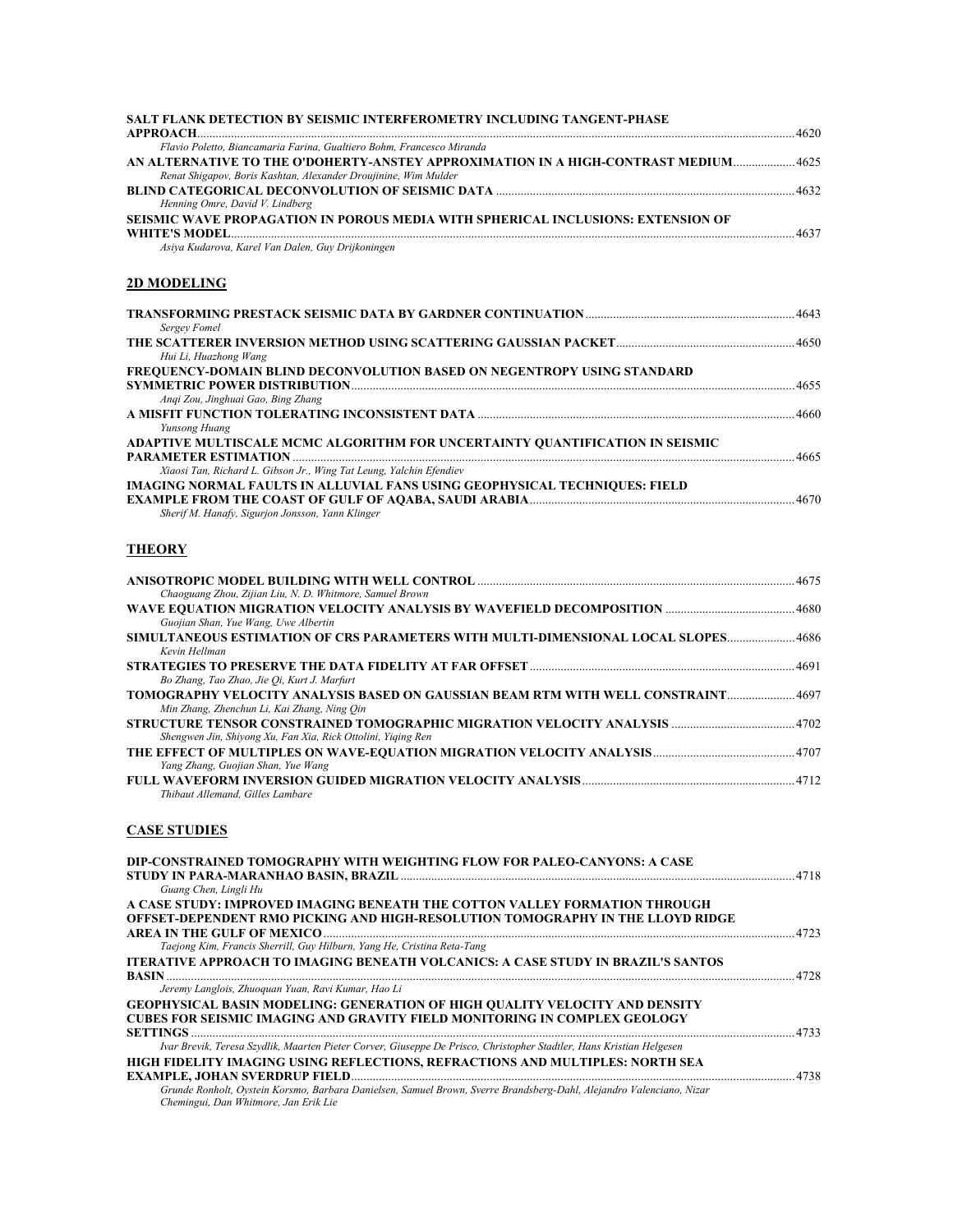**SALT FLANK DETECTION BY SEISMIC INTERFEROMETRY INCLUDING TANGENT-PHASE APPROACH** ........ 4620
*Flavio Poletto, Biancamaria Farina, Gualtiero Bohm, Francesco Miranda*

**AN ALTERNATIVE TO THE O'DOHERTY-ANSTEY APPROXIMATION IN A HIGH-CONTRAST MEDIUM** ........ 4625
*Renat Shigapov, Boris Kashtan, Alexander Droujinine, Wim Mulder*

**BLIND CATEGORICAL DECONVOLUTION OF SEISMIC DATA** ........ 4632
*Henning Omre, David V. Lindberg*

**SEISMIC WAVE PROPAGATION IN POROUS MEDIA WITH SPHERICAL INCLUSIONS: EXTENSION OF WHITE'S MODEL** ........ 4637
*Asiya Kudarova, Karel Van Dalen, Guy Drijkoningen*

## 2D MODELING

**TRANSFORMING PRESTACK SEISMIC DATA BY GARDNER CONTINUATION** ........ 4643
*Sergey Fomel*

**THE SCATTERER INVERSION METHOD USING SCATTERING GAUSSIAN PACKET** ........ 4650
*Hui Li, Huazhong Wang*

**FREQUENCY-DOMAIN BLIND DECONVOLUTION BASED ON NEGENTROPY USING STANDARD SYMMETRIC POWER DISTRIBUTION** ........ 4655
*Anqi Zou, Jinghuai Gao, Bing Zhang*

**A MISFIT FUNCTION TOLERATING INCONSISTENT DATA** ........ 4660
*Yunsong Huang*

**ADAPTIVE MULTISCALE MCMC ALGORITHM FOR UNCERTAINTY QUANTIFICATION IN SEISMIC PARAMETER ESTIMATION** ........ 4665
*Xiaosi Tan, Richard L. Gibson Jr., Wing Tat Leung, Yalchin Efendiev*

**IMAGING NORMAL FAULTS IN ALLUVIAL FANS USING GEOPHYSICAL TECHNIQUES: FIELD EXAMPLE FROM THE COAST OF GULF OF AQABA, SAUDI ARABIA** ........ 4670
*Sherif M. Hanafy, Sigurjon Jonsson, Yann Klinger*

## THEORY

**ANISOTROPIC MODEL BUILDING WITH WELL CONTROL** ........ 4675
*Chaoguang Zhou, Zijian Liu, N. D. Whitmore, Samuel Brown*

**WAVE EQUATION MIGRATION VELOCITY ANALYSIS BY WAVEFIELD DECOMPOSITION** ........ 4680
*Guojian Shan, Yue Wang, Uwe Albertin*

**SIMULTANEOUS ESTIMATION OF CRS PARAMETERS WITH MULTI-DIMENSIONAL LOCAL SLOPES** ........ 4686
*Kevin Hellman*

**STRATEGIES TO PRESERVE THE DATA FIDELITY AT FAR OFFSET** ........ 4691
*Bo Zhang, Tao Zhao, Jie Qi, Kurt J. Marfurt*

**TOMOGRAPHY VELOCITY ANALYSIS BASED ON GAUSSIAN BEAM RTM WITH WELL CONSTRAINT** ........ 4697
*Min Zhang, Zhenchun Li, Kai Zhang, Ning Qin*

**STRUCTURE TENSOR CONSTRAINED TOMOGRAPHIC MIGRATION VELOCITY ANALYSIS** ........ 4702
*Shengwen Jin, Shiyong Xu, Fan Xia, Rick Ottolini, Yiqing Ren*

**THE EFFECT OF MULTIPLES ON WAVE-EQUATION MIGRATION VELOCITY ANALYSIS** ........ 4707
*Yang Zhang, Guojian Shan, Yue Wang*

**FULL WAVEFORM INVERSION GUIDED MIGRATION VELOCITY ANALYSIS** ........ 4712
*Thibaut Allemand, Gilles Lambare*

## CASE STUDIES

**DIP-CONSTRAINED TOMOGRAPHY WITH WEIGHTING FLOW FOR PALEO-CANYONS: A CASE STUDY IN PARA-MARANHAO BASIN, BRAZIL** ........ 4718
*Guang Chen, Lingli Hu*

**A CASE STUDY: IMPROVED IMAGING BENEATH THE COTTON VALLEY FORMATION THROUGH OFFSET-DEPENDENT RMO PICKING AND HIGH-RESOLUTION TOMOGRAPHY IN THE LLOYD RIDGE AREA IN THE GULF OF MEXICO** ........ 4723
*Taejong Kim, Francis Sherrill, Guy Hilburn, Yang He, Cristina Reta-Tang*

**ITERATIVE APPROACH TO IMAGING BENEATH VOLCANICS: A CASE STUDY IN BRAZIL'S SANTOS BASIN** ........ 4728
*Jeremy Langlois, Zhuoquan Yuan, Ravi Kumar, Hao Li*

**GEOPHYSICAL BASIN MODELING: GENERATION OF HIGH QUALITY VELOCITY AND DENSITY CUBES FOR SEISMIC IMAGING AND GRAVITY FIELD MONITORING IN COMPLEX GEOLOGY SETTINGS** ........ 4733
*Ivar Brevik, Teresa Szydlik, Maarten Pieter Corver, Giuseppe De Prisco, Christopher Stadtler, Hans Kristian Helgesen*

**HIGH FIDELITY IMAGING USING REFLECTIONS, REFRACTIONS AND MULTIPLES: NORTH SEA EXAMPLE, JOHAN SVERDRUP FIELD** ........ 4738
*Grunde Ronholt, Oystein Korsmo, Barbara Danielsen, Samuel Brown, Sverre Brandsberg-Dahl, Alejandro Valenciano, Nizar Chemingui, Dan Whitmore, Jan Erik Lie*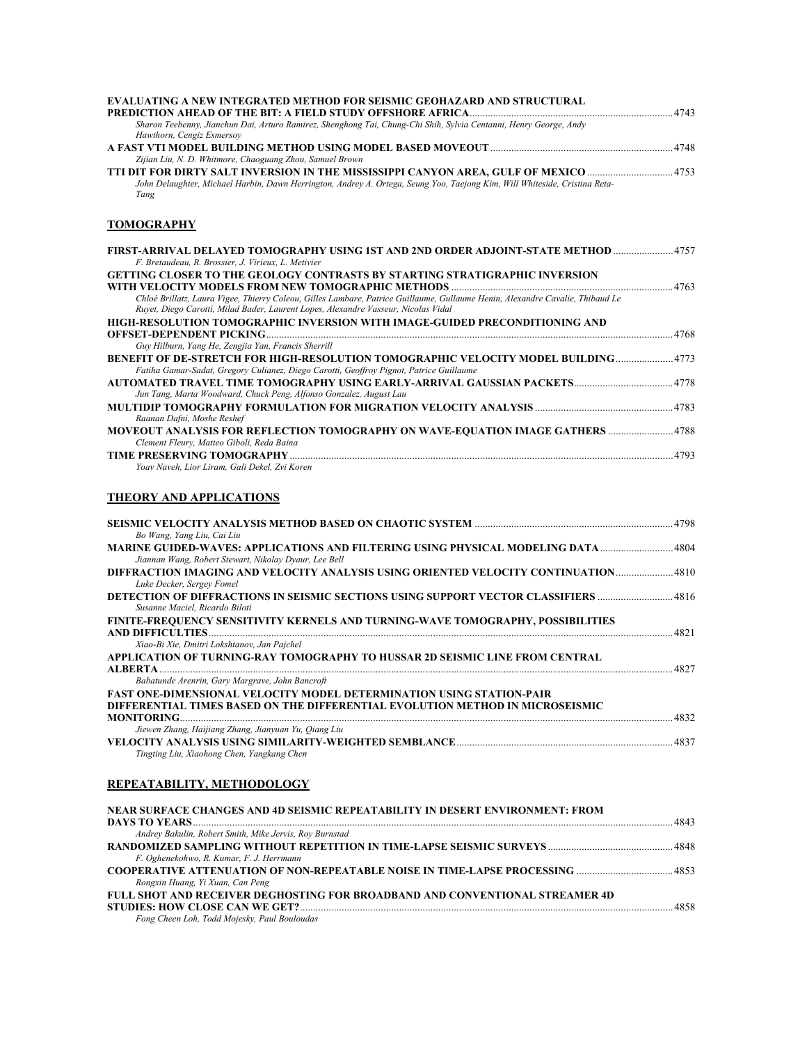**EVALUATING A NEW INTEGRATED METHOD FOR SEISMIC GEOHAZARD AND STRUCTURAL PREDICTION AHEAD OF THE BIT: A FIELD STUDY OFFSHORE AFRICA** ..... 4743
*Sharon Teebenny, Jianchun Dai, Arturo Ramirez, Shenghong Tai, Chung-Chi Shih, Sylvia Centanni, Henry George, Andy Hawthorn, Cengiz Esmersoy*

**A FAST VTI MODEL BUILDING METHOD USING MODEL BASED MOVEOUT** ..... 4748
*Zijian Liu, N. D. Whitmore, Chaoguang Zhou, Samuel Brown*

**TTI DIT FOR DIRTY SALT INVERSION IN THE MISSISSIPPI CANYON AREA, GULF OF MEXICO** ..... 4753
*John Delaughter, Michael Harbin, Dawn Herrington, Andrey A. Ortega, Seung Yoo, Taejong Kim, Will Whiteside, Cristina Reta-Tang*

## TOMOGRAPHY

**FIRST-ARRIVAL DELAYED TOMOGRAPHY USING 1ST AND 2ND ORDER ADJOINT-STATE METHOD** ..... 4757
*F. Bretaudeau, R. Brossier, J. Virieux, L. Metivier*

**GETTING CLOSER TO THE GEOLOGY CONTRASTS BY STARTING STRATIGRAPHIC INVERSION WITH VELOCITY MODELS FROM NEW TOMOGRAPHIC METHODS** ..... 4763
*Chloé Brillatz, Laura Vigee, Thierry Coleou, Gilles Lambare, Patrice Guillaume, Gullaume Henin, Alexandre Cavalie, Thibaud Le Ruyet, Diego Carotti, Milad Bader, Laurent Lopes, Alexandre Vasseur, Nicolas Vidal*

**HIGH-RESOLUTION TOMOGRAPHIC INVERSION WITH IMAGE-GUIDED PRECONDITIONING AND OFFSET-DEPENDENT PICKING** ..... 4768
*Guy Hilburn, Yang He, Zengjia Yan, Francis Sherrill*

**BENEFIT OF DE-STRETCH FOR HIGH-RESOLUTION TOMOGRAPHIC VELOCITY MODEL BUILDING** ..... 4773
*Fatiha Gamar-Sadat, Gregory Culianez, Diego Carotti, Geoffroy Pignot, Patrice Guillaume*

**AUTOMATED TRAVEL TIME TOMOGRAPHY USING EARLY-ARRIVAL GAUSSIAN PACKETS** ..... 4778
*Jun Tang, Marta Woodward, Chuck Peng, Alfonso Gonzalez, August Lau*

**MULTIDIP TOMOGRAPHY FORMULATION FOR MIGRATION VELOCITY ANALYSIS** ..... 4783
*Raanan Dafni, Moshe Reshef*

**MOVEOUT ANALYSIS FOR REFLECTION TOMOGRAPHY ON WAVE-EQUATION IMAGE GATHERS** ..... 4788
*Clement Fleury, Matteo Giboli, Reda Baina*

**TIME PRESERVING TOMOGRAPHY** ..... 4793
*Yoav Naveh, Lior Liram, Gali Dekel, Zvi Koren*

## THEORY AND APPLICATIONS

**SEISMIC VELOCITY ANALYSIS METHOD BASED ON CHAOTIC SYSTEM** ..... 4798
*Bo Wang, Yang Liu, Cai Liu*

**MARINE GUIDED-WAVES: APPLICATIONS AND FILTERING USING PHYSICAL MODELING DATA** ..... 4804
*Jiannan Wang, Robert Stewart, Nikolay Dyaur, Lee Bell*

**DIFFRACTION IMAGING AND VELOCITY ANALYSIS USING ORIENTED VELOCITY CONTINUATION** ..... 4810
*Luke Decker, Sergey Fomel*

**DETECTION OF DIFFRACTIONS IN SEISMIC SECTIONS USING SUPPORT VECTOR CLASSIFIERS** ..... 4816
*Susanne Maciel, Ricardo Biloti*

**FINITE-FREQUENCY SENSITIVITY KERNELS AND TURNING-WAVE TOMOGRAPHY, POSSIBILITIES AND DIFFICULTIES** ..... 4821
*Xiao-Bi Xie, Dmitri Lokshtanov, Jan Pajchel*

**APPLICATION OF TURNING-RAY TOMOGRAPHY TO HUSSAR 2D SEISMIC LINE FROM CENTRAL ALBERTA** ..... 4827
*Babatunde Arenrin, Gary Margrave, John Bancroft*

**FAST ONE-DIMENSIONAL VELOCITY MODEL DETERMINATION USING STATION-PAIR DIFFERENTIAL TIMES BASED ON THE DIFFERENTIAL EVOLUTION METHOD IN MICROSEISMIC MONITORING** ..... 4832
*Jiewen Zhang, Haijiang Zhang, Jianyuan Yu, Qiang Liu*

**VELOCITY ANALYSIS USING SIMILARITY-WEIGHTED SEMBLANCE** ..... 4837
*Tingting Liu, Xiaohong Chen, Yangkang Chen*

## REPEATABILITY, METHODOLOGY

**NEAR SURFACE CHANGES AND 4D SEISMIC REPEATABILITY IN DESERT ENVIRONMENT: FROM DAYS TO YEARS** ..... 4843
*Andrey Bakulin, Robert Smith, Mike Jervis, Roy Burnstad*

**RANDOMIZED SAMPLING WITHOUT REPETITION IN TIME-LAPSE SEISMIC SURVEYS** ..... 4848
*F. Oghenekohwo, R. Kumar, F. J. Herrmann*

**COOPERATIVE ATTENUATION OF NON-REPEATABLE NOISE IN TIME-LAPSE PROCESSING** ..... 4853
*Rongxin Huang, Yi Xuan, Can Peng*

**FULL SHOT AND RECEIVER DEGHOSTING FOR BROADBAND AND CONVENTIONAL STREAMER 4D STUDIES: HOW CLOSE CAN WE GET?** ..... 4858
*Fong Cheen Loh, Todd Mojesky, Paul Bouloudas*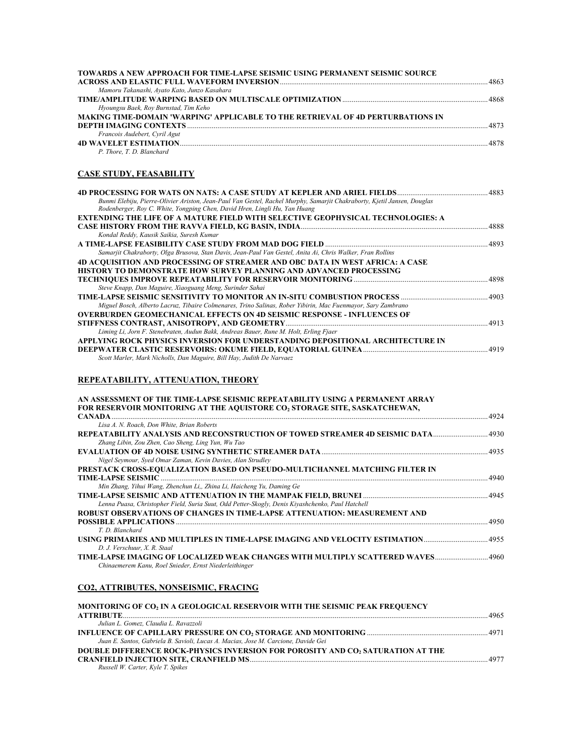**TOWARDS A NEW APPROACH FOR TIME-LAPSE SEISMIC USING PERMANENT SEISMIC SOURCE ACROSS AND ELASTIC FULL WAVEFORM INVERSION** ........ 4863
*Mamoru Takanashi, Ayato Kato, Junzo Kasahara*

**TIME/AMPLITUDE WARPING BASED ON MULTISCALE OPTIMIZATION** ........ 4868
*Hyoungsu Baek, Roy Burnstad, Tim Keho*

**MAKING TIME-DOMAIN 'WARPING' APPLICABLE TO THE RETRIEVAL OF 4D PERTURBATIONS IN DEPTH IMAGING CONTEXTS** ........ 4873
*Francois Audebert, Cyril Agut*

**4D WAVELET ESTIMATION** ........ 4878
*P. Thore, T. D. Blanchard*

## CASE STUDY, FEASABILITY

**4D PROCESSING FOR WATS ON NATS: A CASE STUDY AT KEPLER AND ARIEL FIELDS** ........ 4883
*Bunmi Elebiju, Pierre-Olivier Ariston, Jean-Paul Van Gestel, Rachel Murphy, Samarjit Chakraborty, Kjetil Jansen, Douglas Rodenberger, Roy C. White, Yongping Chen, David Hren, Lingli Hu, Yan Huang*

**EXTENDING THE LIFE OF A MATURE FIELD WITH SELECTIVE GEOPHYSICAL TECHNOLOGIES: A CASE HISTORY FROM THE RAVVA FIELD, KG BASIN, INDIA** ........ 4888
*Kondal Reddy, Kausik Saikia, Suresh Kumar*

**A TIME-LAPSE FEASIBILITY CASE STUDY FROM MAD DOG FIELD** ........ 4893
*Samarjit Chakraborty, Olga Brusova, Stan Davis, Jean-Paul Van Gestel, Anita Ai, Chris Walker, Fran Rollins*

**4D ACQUISITION AND PROCESSING OF STREAMER AND OBC DATA IN WEST AFRICA: A CASE HISTORY TO DEMONSTRATE HOW SURVEY PLANNING AND ADVANCED PROCESSING TECHNIQUES IMPROVE REPEATABILITY FOR RESERVOIR MONITORING** ........ 4898
*Steve Knapp, Dan Maguire, Xiaoguang Meng, Surinder Sahai*

**TIME-LAPSE SEISMIC SENSITIVITY TO MONITOR AN IN-SITU COMBUSTION PROCESS** ........ 4903
*Miguel Bosch, Alberto Lacruz, Tibaire Colmenares, Trino Salinas, Rober Yibirin, Mac Fuenmayor, Sary Zambrano*

**OVERBURDEN GEOMECHANICAL EFFECTS ON 4D SEISMIC RESPONSE - INFLUENCES OF STIFFNESS CONTRAST, ANISOTROPY, AND GEOMETRY** ........ 4913
*Liming Li, Jorn F. Stenebraten, Audun Bakk, Andreas Bauer, Rune M. Holt, Erling Fjaer*

**APPLYING ROCK PHYSICS INVERSION FOR UNDERSTANDING DEPOSITIONAL ARCHITECTURE IN DEEPWATER CLASTIC RESERVOIRS: OKUME FIELD, EQUATORIAL GUINEA** ........ 4919
*Scott Marler, Mark Nicholls, Dan Maguire, Bill Hay, Judith De Narvaez*

## REPEATABILITY, ATTENUATION, THEORY

**AN ASSESSMENT OF THE TIME-LAPSE SEISMIC REPEATABILITY USING A PERMANENT ARRAY FOR RESERVOIR MONITORING AT THE AQUISTORE $CO_2$ STORAGE SITE, SASKATCHEWAN, CANADA** ........ 4924
*Lisa A. N. Roach, Don White, Brian Roberts*

**REPEATABILITY ANALYSIS AND RECONSTRUCTION OF TOWED STREAMER 4D SEISMIC DATA** ........ 4930
*Zhang Libin, Zou Zhen, Cao Sheng, Ling Yun, Wu Tao*

**EVALUATION OF 4D NOISE USING SYNTHETIC STREAMER DATA** ........ 4935
*Nigel Seymour, Syed Omar Zaman, Kevin Davies, Alan Strudley*

**PRESTACK CROSS-EQUALIZATION BASED ON PSEUDO-MULTICHANNEL MATCHING FILTER IN TIME-LAPSE SEISMIC** ........ 4940
*Min Zhang, Yihui Wang, Zhenchun Li,, Zhina Li, Haicheng Yu, Daming Ge*

**TIME-LAPSE SEISMIC AND ATTENUATION IN THE MAMPAK FIELD, BRUNEI** ........ 4945
*Lenna Puasa, Christopher Field, Suria Suut, Odd Petter-Skogly, Denis Kiyashchenko, Paul Hatchell*

**ROBUST OBSERVATIONS OF CHANGES IN TIME-LAPSE ATTENUATION: MEASUREMENT AND POSSIBLE APPLICATIONS** ........ 4950
*T. D. Blanchard*

**USING PRIMARIES AND MULTIPLES IN TIME-LAPSE IMAGING AND VELOCITY ESTIMATION** ........ 4955
*D. J. Verschuur, X. R. Staal*

**TIME-LAPSE IMAGING OF LOCALIZED WEAK CHANGES WITH MULTIPLY SCATTERED WAVES** ........ 4960
*Chinaemerem Kanu, Roel Snieder, Ernst Niederleithinger*

## CO2, ATTRIBUTES, NONSEISMIC, FRACING

**MONITORING OF $CO_2$ IN A GEOLOGICAL RESERVOIR WITH THE SEISMIC PEAK FREQUENCY ATTRIBUTE** ........ 4965
*Julian L. Gomez, Claudia L. Ravazzoli*

**INFLUENCE OF CAPILLARY PRESSURE ON $CO_2$ STORAGE AND MONITORING** ........ 4971
*Juan E. Santos, Gabriela B. Savioli, Lucas A. Macias, Jose M. Carcione, Davide Gei*

**DOUBLE DIFFERENCE ROCK-PHYSICS INVERSION FOR POROSITY AND $CO_2$ SATURATION AT THE CRANFIELD INJECTION SITE, CRANFIELD MS** ........ 4977
*Russell W. Carter, Kyle T. Spikes*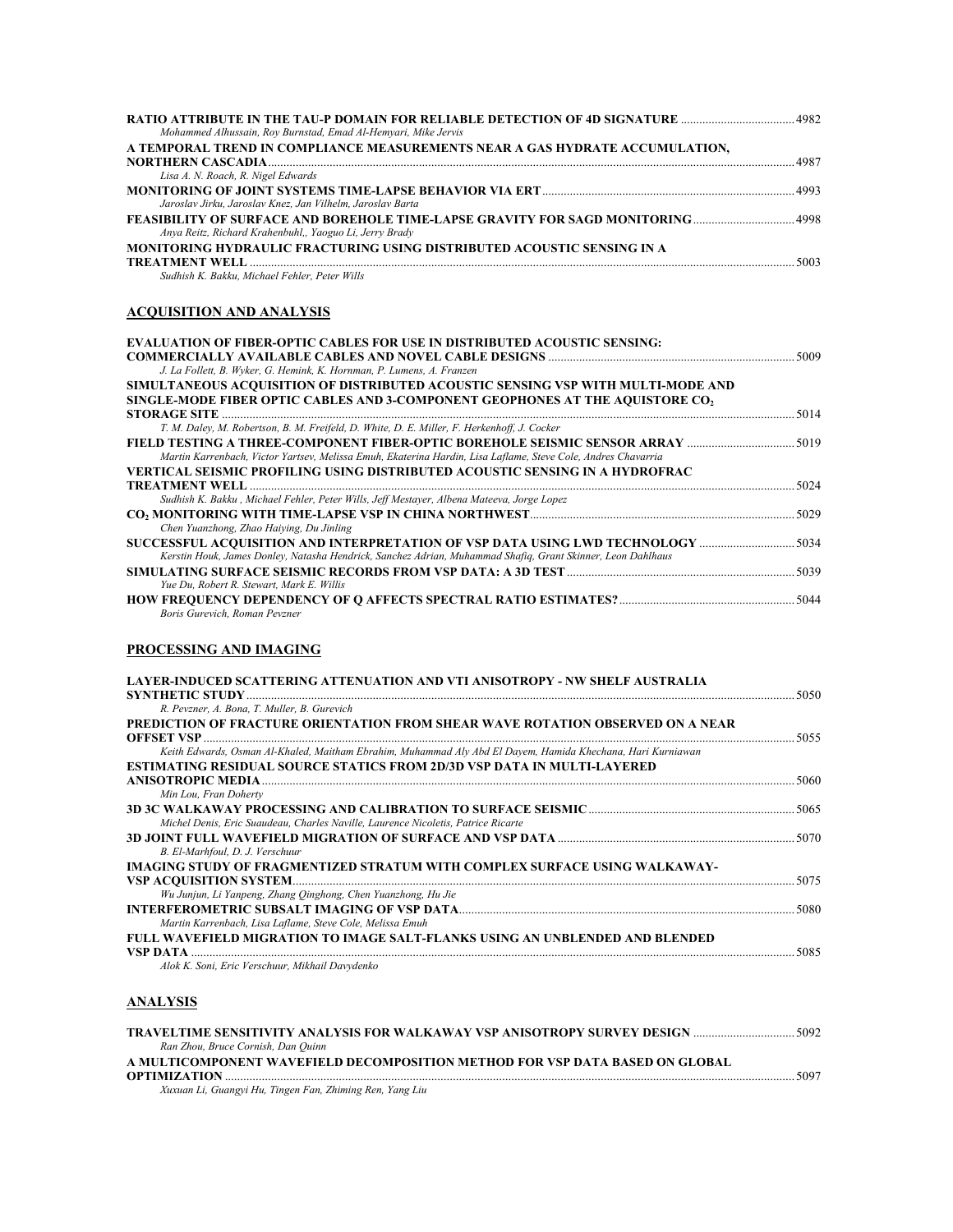**RATIO ATTRIBUTE IN THE TAU-P DOMAIN FOR RELIABLE DETECTION OF 4D SIGNATURE** .......... 4982
*Mohammed Alhussain, Roy Burnstad, Emad Al-Hemyari, Mike Jervis*

**A TEMPORAL TREND IN COMPLIANCE MEASUREMENTS NEAR A GAS HYDRATE ACCUMULATION, NORTHERN CASCADIA** .......... 4987
*Lisa A. N. Roach, R. Nigel Edwards*

**MONITORING OF JOINT SYSTEMS TIME-LAPSE BEHAVIOR VIA ERT** .......... 4993
*Jaroslav Jirku, Jaroslav Knez, Jan Vilhelm, Jaroslav Barta*

**FEASIBILITY OF SURFACE AND BOREHOLE TIME-LAPSE GRAVITY FOR SAGD MONITORING** .......... 4998
*Anya Reitz, Richard Krahenbuhl,, Yaoguo Li, Jerry Brady*

**MONITORING HYDRAULIC FRACTURING USING DISTRIBUTED ACOUSTIC SENSING IN A TREATMENT WELL** .......... 5003
*Sudhish K. Bakku, Michael Fehler, Peter Wills*

## ACQUISITION AND ANALYSIS

**EVALUATION OF FIBER-OPTIC CABLES FOR USE IN DISTRIBUTED ACOUSTIC SENSING: COMMERCIALLY AVAILABLE CABLES AND NOVEL CABLE DESIGNS** .......... 5009
*J. La Follett, B. Wyker, G. Hemink, K. Hornman, P. Lumens, A. Franzen*

**SIMULTANEOUS ACQUISITION OF DISTRIBUTED ACOUSTIC SENSING VSP WITH MULTI-MODE AND SINGLE-MODE FIBER OPTIC CABLES AND 3-COMPONENT GEOPHONES AT THE AQUISTORE $CO_2$ STORAGE SITE** .......... 5014
*T. M. Daley, M. Robertson, B. M. Freifeld, D. White, D. E. Miller, F. Herkenhoff, J. Cocker*

**FIELD TESTING A THREE-COMPONENT FIBER-OPTIC BOREHOLE SEISMIC SENSOR ARRAY** .......... 5019
*Martin Karrenbach, Victor Yartsev, Melissa Emuh, Ekaterina Hardin, Lisa Laflame, Steve Cole, Andres Chavarria*

**VERTICAL SEISMIC PROFILING USING DISTRIBUTED ACOUSTIC SENSING IN A HYDROFRAC TREATMENT WELL** .......... 5024
*Sudhish K. Bakku , Michael Fehler, Peter Wills, Jeff Mestayer, Albena Mateeva, Jorge Lopez*

**$CO_2$ MONITORING WITH TIME-LAPSE VSP IN CHINA NORTHWEST** .......... 5029
*Chen Yuanzhong, Zhao Haiying, Du Jinling*

**SUCCESSFUL ACQUISITION AND INTERPRETATION OF VSP DATA USING LWD TECHNOLOGY** .......... 5034
*Kerstin Houk, James Donley, Natasha Hendrick, Sanchez Adrian, Muhammad Shafiq, Grant Skinner, Leon Dahlhaus*

**SIMULATING SURFACE SEISMIC RECORDS FROM VSP DATA: A 3D TEST** .......... 5039
*Yue Du, Robert R. Stewart, Mark E. Willis*

**HOW FREQUENCY DEPENDENCY OF Q AFFECTS SPECTRAL RATIO ESTIMATES?** .......... 5044
*Boris Gurevich, Roman Pevzner*

## PROCESSING AND IMAGING

**LAYER-INDUCED SCATTERING ATTENUATION AND VTI ANISOTROPY - NW SHELF AUSTRALIA SYNTHETIC STUDY** .......... 5050
*R. Pevzner, A. Bona, T. Muller, B. Gurevich*

**PREDICTION OF FRACTURE ORIENTATION FROM SHEAR WAVE ROTATION OBSERVED ON A NEAR OFFSET VSP** .......... 5055
*Keith Edwards, Osman Al-Khaled, Maitham Ebrahim, Muhammad Aly Abd El Dayem, Hamida Khechana, Hari Kurniawan*

**ESTIMATING RESIDUAL SOURCE STATICS FROM 2D/3D VSP DATA IN MULTI-LAYERED ANISOTROPIC MEDIA** .......... 5060
*Min Lou, Fran Doherty*

**3D 3C WALKAWAY PROCESSING AND CALIBRATION TO SURFACE SEISMIC** .......... 5065
*Michel Denis, Eric Suaudeau, Charles Naville, Laurence Nicoletis, Patrice Ricarte*

**3D JOINT FULL WAVEFIELD MIGRATION OF SURFACE AND VSP DATA** .......... 5070
*B. El-Marhfoul, D. J. Verschuur*

**IMAGING STUDY OF FRAGMENTIZED STRATUM WITH COMPLEX SURFACE USING WALKAWAY-VSP ACQUISITION SYSTEM** .......... 5075
*Wu Junjun, Li Yanpeng, Zhang Qinghong, Chen Yuanzhong, Hu Jie*

**INTERFEROMETRIC SUBSALT IMAGING OF VSP DATA** .......... 5080
*Martin Karrenbach, Lisa Laflame, Steve Cole, Melissa Emuh*

**FULL WAVEFIELD MIGRATION TO IMAGE SALT-FLANKS USING AN UNBLENDED AND BLENDED VSP DATA** .......... 5085
*Alok K. Soni, Eric Verschuur, Mikhail Davydenko*

## ANALYSIS

**TRAVELTIME SENSITIVITY ANALYSIS FOR WALKAWAY VSP ANISOTROPY SURVEY DESIGN** .......... 5092
*Ran Zhou, Bruce Cornish, Dan Quinn*

**A MULTICOMPONENT WAVEFIELD DECOMPOSITION METHOD FOR VSP DATA BASED ON GLOBAL OPTIMIZATION** .......... 5097
*Xuxuan Li, Guangyi Hu, Tingen Fan, Zhiming Ren, Yang Liu*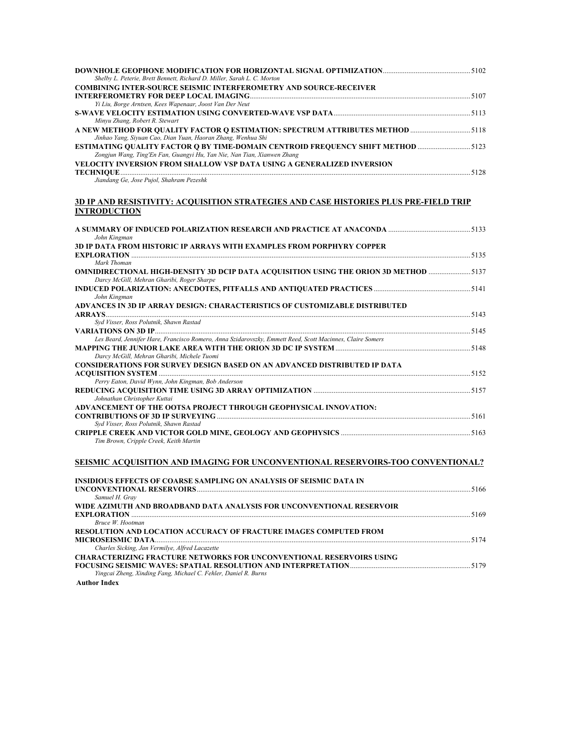**DOWNHOLE GEOPHONE MODIFICATION FOR HORIZONTAL SIGNAL OPTIMIZATION** ............ 5102
*Shelby L. Peterie, Brett Bennett, Richard D. Miller, Sarah L. C. Morton*

**COMBINING INTER-SOURCE SEISMIC INTERFEROMETRY AND SOURCE-RECEIVER INTERFEROMETRY FOR DEEP LOCAL IMAGING** ............ 5107
*Yi Liu, Borge Arntsen, Kees Wapenaar, Joost Van Der Neut*

**S-WAVE VELOCITY ESTIMATION USING CONVERTED-WAVE VSP DATA** ............ 5113
*Minyu Zhang, Robert R. Stewart*

**A NEW METHOD FOR QUALITY FACTOR Q ESTIMATION: SPECTRUM ATTRIBUTES METHOD** ............ 5118
*Jinhao Yang, Siyuan Cao, Dian Yuan, Haoran Zhang, Wenhua Shi*

**ESTIMATING QUALITY FACTOR Q BY TIME-DOMAIN CENTROID FREQUENCY SHIFT METHOD** ............ 5123
*Zongjun Wang, Ting'En Fan, Guangyi Hu, Yan Nie, Nan Tian, Xianwen Zhang*

**VELOCITY INVERSION FROM SHALLOW VSP DATA USING A GENERALIZED INVERSION TECHNIQUE** ............ 5128
*Jiandang Ge, Jose Pujol, Shahram Pezeshk*

## 3D IP AND RESISTIVITY: ACQUISITION STRATEGIES AND CASE HISTORIES PLUS PRE-FIELD TRIP INTRODUCTION

**A SUMMARY OF INDUCED POLARIZATION RESEARCH AND PRACTICE AT ANACONDA** ............ 5133
*John Kingman*

**3D IP DATA FROM HISTORIC IP ARRAYS WITH EXAMPLES FROM PORPHYRY COPPER EXPLORATION** ............ 5135
*Mark Thoman*

**OMNIDIRECTIONAL HIGH-DENSITY 3D DCIP DATA ACQUISITION USING THE ORION 3D METHOD** ............ 5137
*Darcy McGill, Mehran Gharibi, Roger Sharpe*

**INDUCED POLARIZATION: ANECDOTES, PITFALLS AND ANTIQUATED PRACTICES** ............ 5141
*John Kingman*

**ADVANCES IN 3D IP ARRAY DESIGN: CHARACTERISTICS OF CUSTOMIZABLE DISTRIBUTED ARRAYS** ............ 5143
*Syd Visser, Ross Polutnik, Shawn Rastad*

**VARIATIONS ON 3D IP** ............ 5145
*Les Beard, Jennifer Hare, Francisco Romero, Anna Szidarovszky, Emmett Reed, Scott Macinnes, Claire Somers*

**MAPPING THE JUNIOR LAKE AREA WITH THE ORION 3D DC IP SYSTEM** ............ 5148
*Darcy McGill, Mehran Gharibi, Michele Tuomi*

**CONSIDERATIONS FOR SURVEY DESIGN BASED ON AN ADVANCED DISTRIBUTED IP DATA ACQUISITION SYSTEM** ............ 5152
*Perry Eaton, David Wynn, John Kingman, Bob Anderson*

**REDUCING ACQUISITION TIME USING 3D ARRAY OPTIMIZATION** ............ 5157
*Johnathan Christopher Kuttai*

**ADVANCEMENT OF THE OOTSA PROJECT THROUGH GEOPHYSICAL INNOVATION: CONTRIBUTIONS OF 3D IP SURVEYING** ............ 5161
*Syd Visser, Ross Polutnik, Shawn Rastad*

**CRIPPLE CREEK AND VICTOR GOLD MINE, GEOLOGY AND GEOPHYSICS** ............ 5163
*Tim Brown, Cripple Creek, Keith Martin*

## SEISMIC ACQUISITION AND IMAGING FOR UNCONVENTIONAL RESERVOIRS-TOO CONVENTIONAL?

**INSIDIOUS EFFECTS OF COARSE SAMPLING ON ANALYSIS OF SEISMIC DATA IN UNCONVENTIONAL RESERVOIRS** ............ 5166
*Samuel H. Gray*

**WIDE AZIMUTH AND BROADBAND DATA ANALYSIS FOR UNCONVENTIONAL RESERVOIR EXPLORATION** ............ 5169
*Bruce W. Hootman*

**RESOLUTION AND LOCATION ACCURACY OF FRACTURE IMAGES COMPUTED FROM MICROSEISMIC DATA** ............ 5174
*Charles Sicking, Jan Vermilye, Alfred Lacazette*

**CHARACTERIZING FRACTURE NETWORKS FOR UNCONVENTIONAL RESERVOIRS USING FOCUSING SEISMIC WAVES: SPATIAL RESOLUTION AND INTERPRETATION** ............ 5179
*Yingcai Zheng, Xinding Fang, Michael C. Fehler, Daniel R. Burns*

**Author Index**